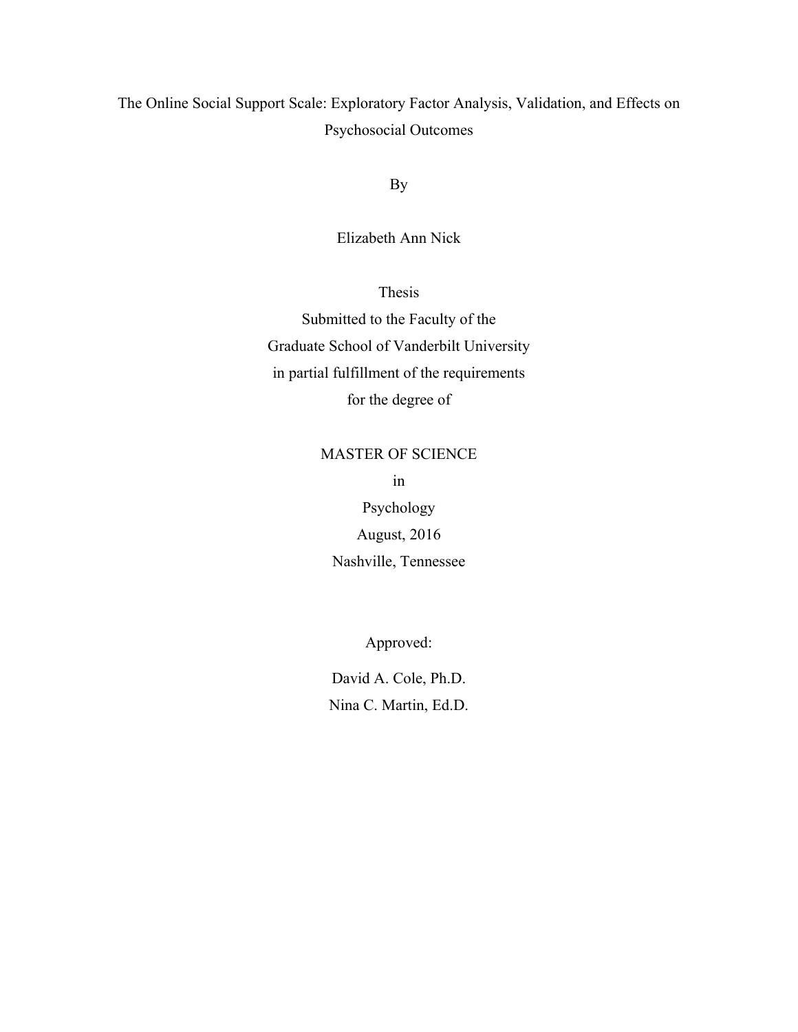# The Online Social Support Scale: Exploratory Factor Analysis, Validation, and Effects on Psychosocial Outcomes

By

Elizabeth Ann Nick

Thesis

Submitted to the Faculty of the

Graduate School of Vanderbilt University

in partial fulfillment of the requirements

for the degree of

MASTER OF SCIENCE

in

Psychology

August, 2016

Nashville, Tennessee

Approved:

David A. Cole, Ph.D.

Nina C. Martin, Ed.D.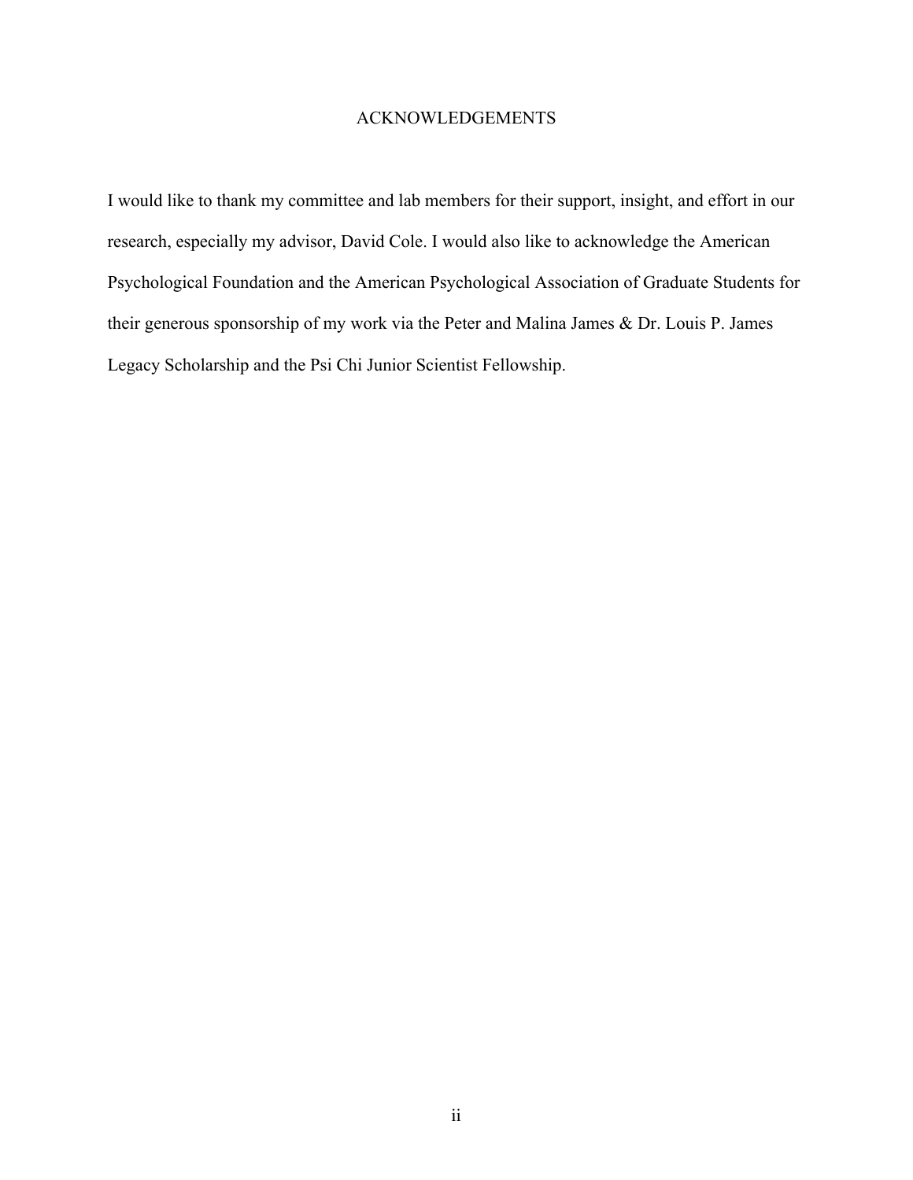# ACKNOWLEDGEMENTS

I would like to thank my committee and lab members for their support, insight, and effort in our research, especially my advisor, David Cole. I would also like to acknowledge the American Psychological Foundation and the American Psychological Association of Graduate Students for their generous sponsorship of my work via the Peter and Malina James & Dr. Louis P. James Legacy Scholarship and the Psi Chi Junior Scientist Fellowship.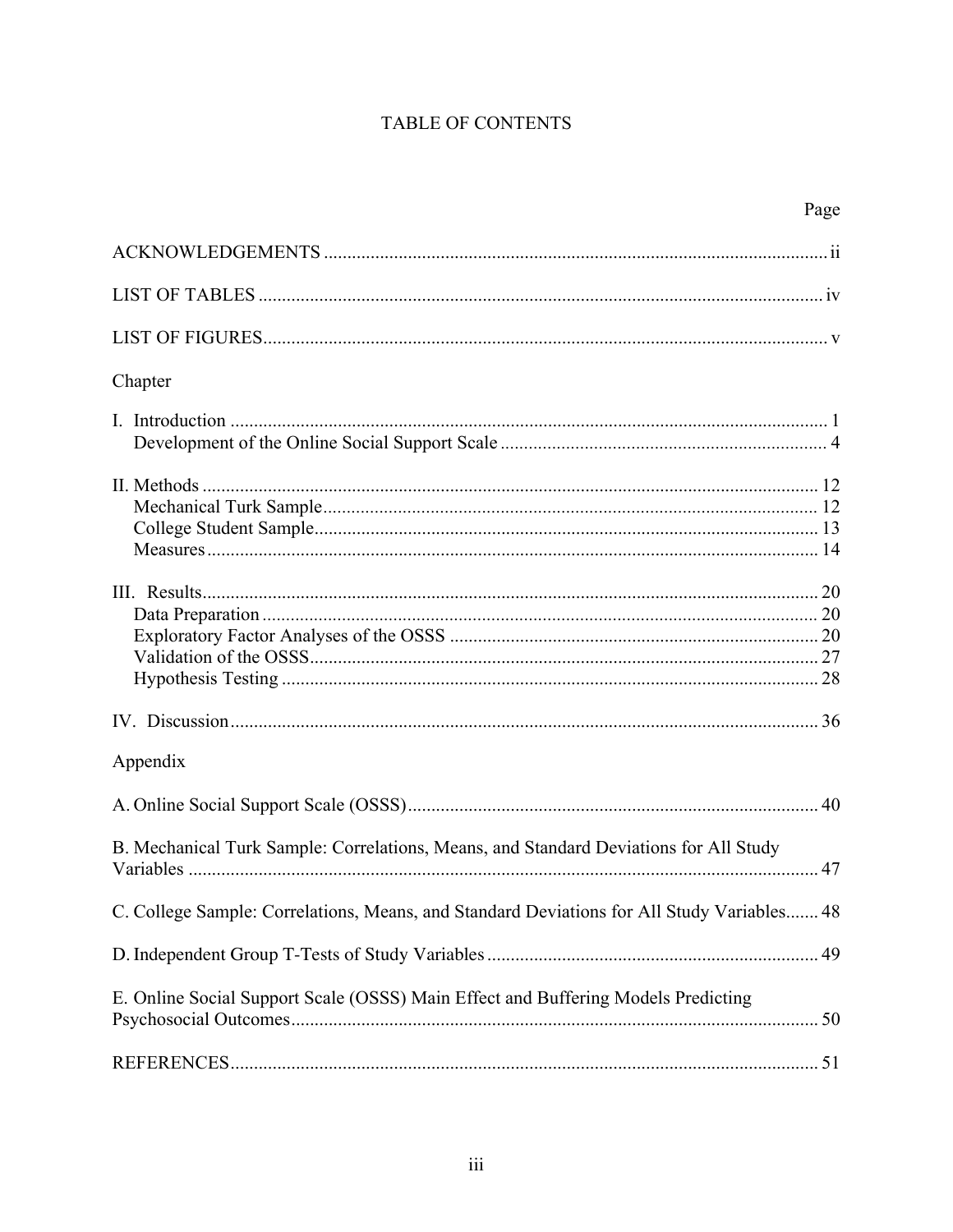# TABLE OF CONTENTS

| | Page |
|---|---|
| ACKNOWLEDGEMENTS | ii |
| LIST OF TABLES | iv |
| LIST OF FIGURES | v |
| Chapter | |
| I. Introduction | 1 |
| Development of the Online Social Support Scale | 4 |
| II. Methods | 12 |
| Mechanical Turk Sample | 12 |
| College Student Sample | 13 |
| Measures | 14 |
| III. Results | 20 |
| Data Preparation | 20 |
| Exploratory Factor Analyses of the OSSS | 20 |
| Validation of the OSSS | 27 |
| Hypothesis Testing | 28 |
| IV. Discussion | 36 |
| Appendix | |
| A. Online Social Support Scale (OSSS) | 40 |
| B. Mechanical Turk Sample: Correlations, Means, and Standard Deviations for All Study Variables | 47 |
| C. College Sample: Correlations, Means, and Standard Deviations for All Study Variables | 48 |
| D. Independent Group T-Tests of Study Variables | 49 |
| E. Online Social Support Scale (OSSS) Main Effect and Buffering Models Predicting Psychosocial Outcomes | 50 |
| REFERENCES | 51 |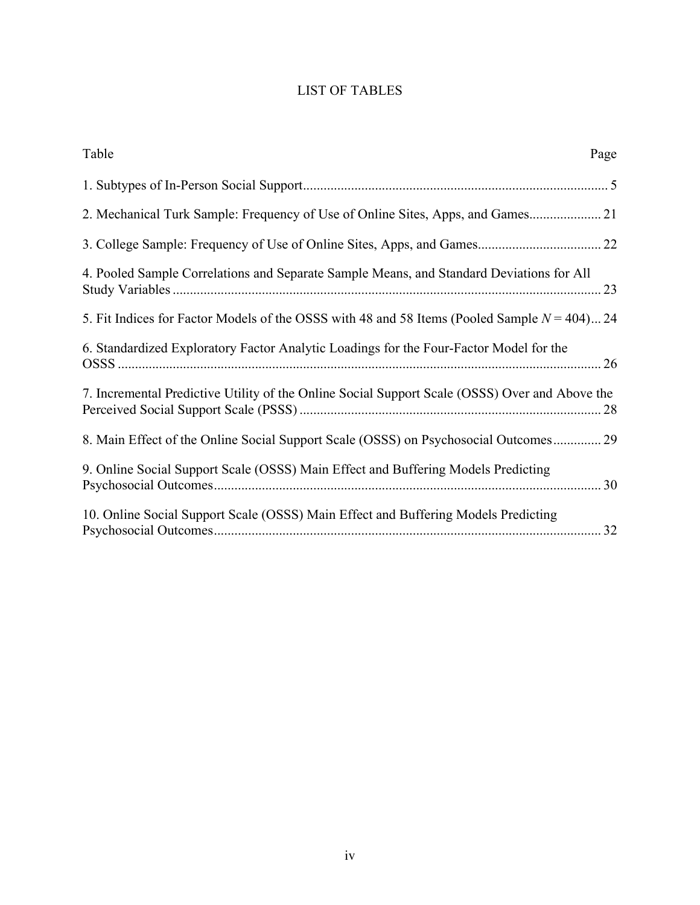# LIST OF TABLES

| Table | Page |
|---|---|
| 1. Subtypes of In-Person Social Support | 5 |
| 2. Mechanical Turk Sample: Frequency of Use of Online Sites, Apps, and Games | 21 |
| 3. College Sample: Frequency of Use of Online Sites, Apps, and Games | 22 |
| 4. Pooled Sample Correlations and Separate Sample Means, and Standard Deviations for All Study Variables | 23 |
| 5. Fit Indices for Factor Models of the OSSS with 48 and 58 Items (Pooled Sample *N* = 404) | 24 |
| 6. Standardized Exploratory Factor Analytic Loadings for the Four-Factor Model for the OSSS | 26 |
| 7. Incremental Predictive Utility of the Online Social Support Scale (OSSS) Over and Above the Perceived Social Support Scale (PSSS) | 28 |
| 8. Main Effect of the Online Social Support Scale (OSSS) on Psychosocial Outcomes | 29 |
| 9. Online Social Support Scale (OSSS) Main Effect and Buffering Models Predicting Psychosocial Outcomes | 30 |
| 10. Online Social Support Scale (OSSS) Main Effect and Buffering Models Predicting Psychosocial Outcomes | 32 |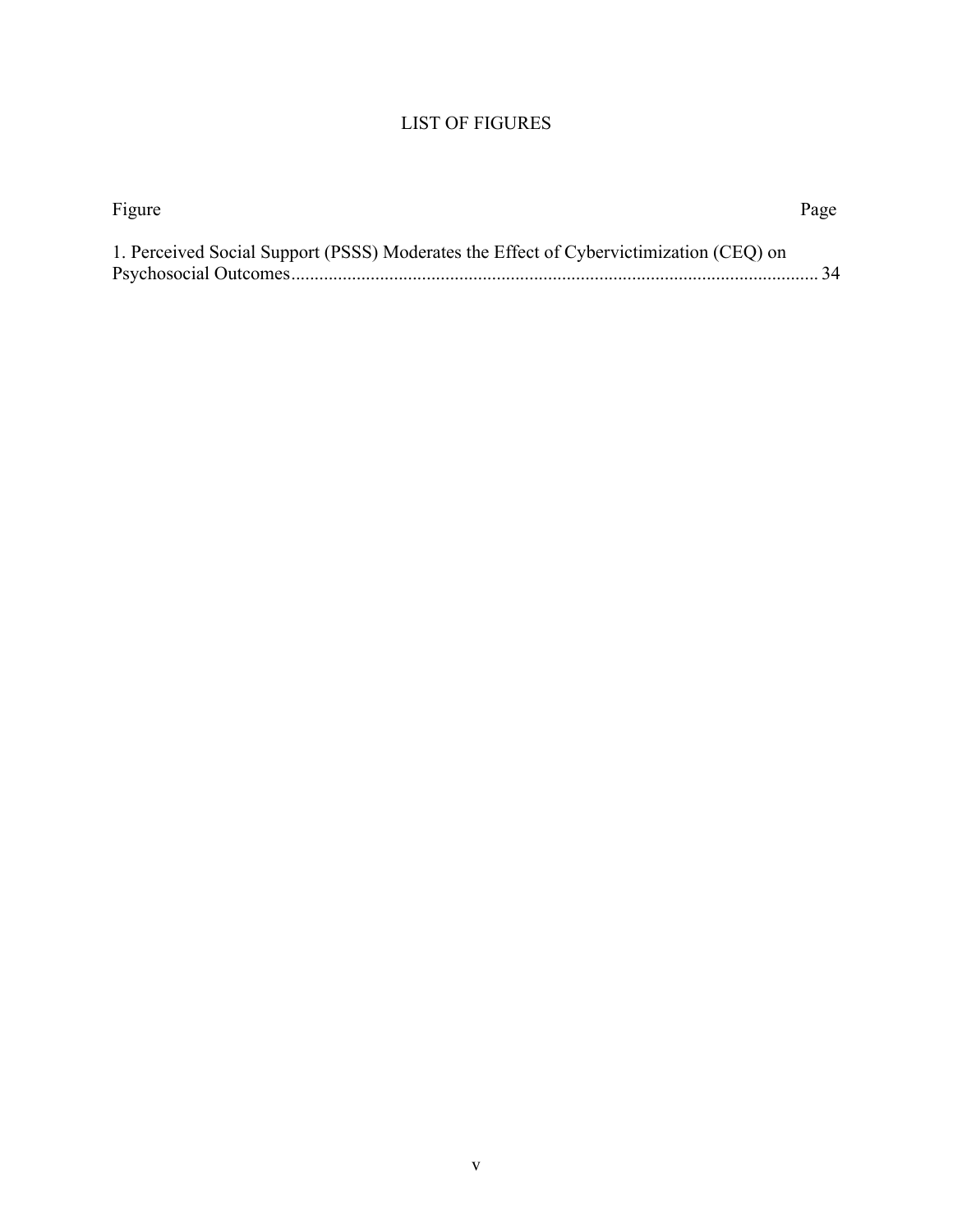# LIST OF FIGURES

| Figure | Page |
| --- | --- |
| 1. Perceived Social Support (PSSS) Moderates the Effect of Cybervictimization (CEQ) on Psychosocial Outcomes | 34 |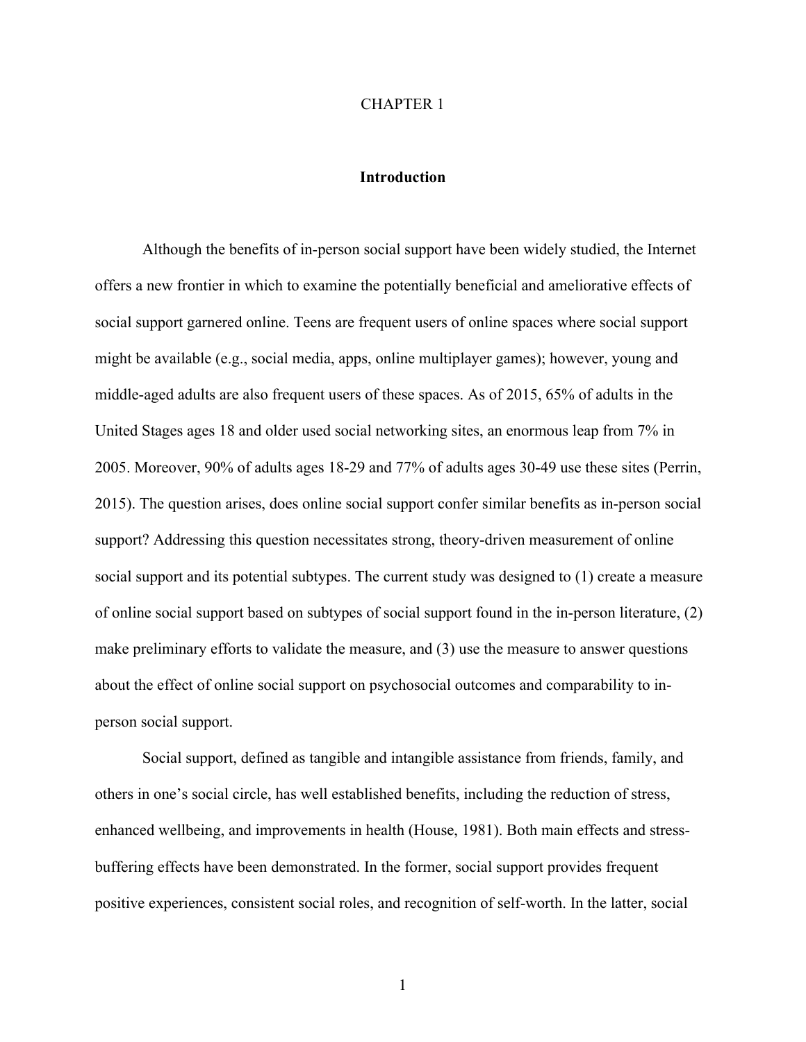# CHAPTER 1

## Introduction

Although the benefits of in-person social support have been widely studied, the Internet offers a new frontier in which to examine the potentially beneficial and ameliorative effects of social support garnered online. Teens are frequent users of online spaces where social support might be available (e.g., social media, apps, online multiplayer games); however, young and middle-aged adults are also frequent users of these spaces. As of 2015, 65% of adults in the United Stages ages 18 and older used social networking sites, an enormous leap from 7% in 2005. Moreover, 90% of adults ages 18-29 and 77% of adults ages 30-49 use these sites (Perrin, 2015). The question arises, does online social support confer similar benefits as in-person social support? Addressing this question necessitates strong, theory-driven measurement of online social support and its potential subtypes. The current study was designed to (1) create a measure of online social support based on subtypes of social support found in the in-person literature, (2) make preliminary efforts to validate the measure, and (3) use the measure to answer questions about the effect of online social support on psychosocial outcomes and comparability to in-person social support.

Social support, defined as tangible and intangible assistance from friends, family, and others in one's social circle, has well established benefits, including the reduction of stress, enhanced wellbeing, and improvements in health (House, 1981). Both main effects and stress-buffering effects have been demonstrated. In the former, social support provides frequent positive experiences, consistent social roles, and recognition of self-worth. In the latter, social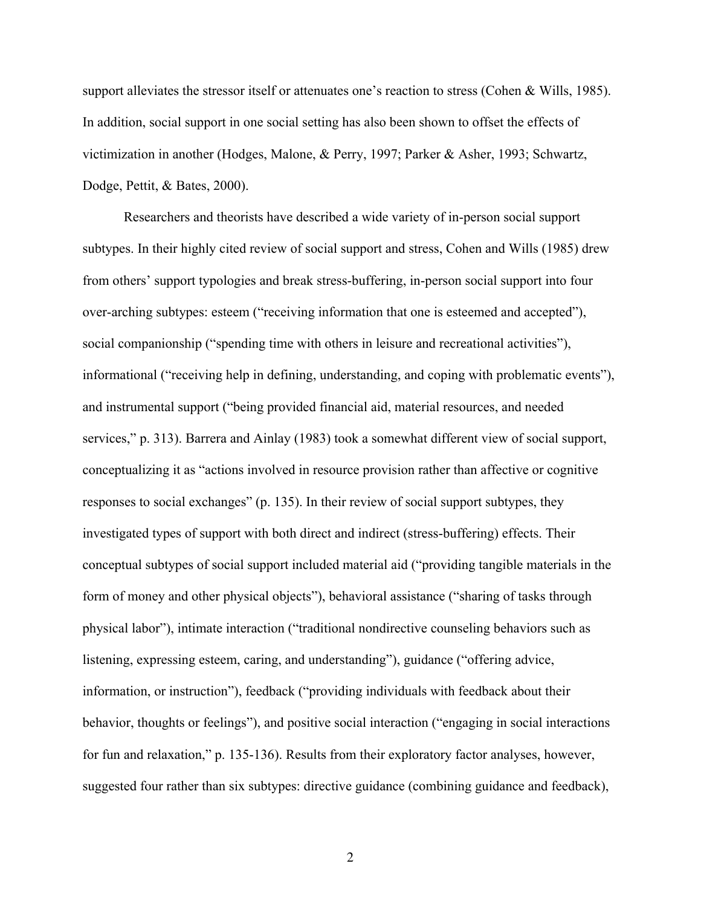support alleviates the stressor itself or attenuates one's reaction to stress (Cohen & Wills, 1985). In addition, social support in one social setting has also been shown to offset the effects of victimization in another (Hodges, Malone, & Perry, 1997; Parker & Asher, 1993; Schwartz, Dodge, Pettit, & Bates, 2000).

Researchers and theorists have described a wide variety of in-person social support subtypes. In their highly cited review of social support and stress, Cohen and Wills (1985) drew from others' support typologies and break stress-buffering, in-person social support into four over-arching subtypes: esteem ("receiving information that one is esteemed and accepted"), social companionship ("spending time with others in leisure and recreational activities"), informational ("receiving help in defining, understanding, and coping with problematic events"), and instrumental support ("being provided financial aid, material resources, and needed services," p. 313). Barrera and Ainlay (1983) took a somewhat different view of social support, conceptualizing it as "actions involved in resource provision rather than affective or cognitive responses to social exchanges" (p. 135). In their review of social support subtypes, they investigated types of support with both direct and indirect (stress-buffering) effects. Their conceptual subtypes of social support included material aid ("providing tangible materials in the form of money and other physical objects"), behavioral assistance ("sharing of tasks through physical labor"), intimate interaction ("traditional nondirective counseling behaviors such as listening, expressing esteem, caring, and understanding"), guidance ("offering advice, information, or instruction"), feedback ("providing individuals with feedback about their behavior, thoughts or feelings"), and positive social interaction ("engaging in social interactions for fun and relaxation," p. 135-136). Results from their exploratory factor analyses, however, suggested four rather than six subtypes: directive guidance (combining guidance and feedback),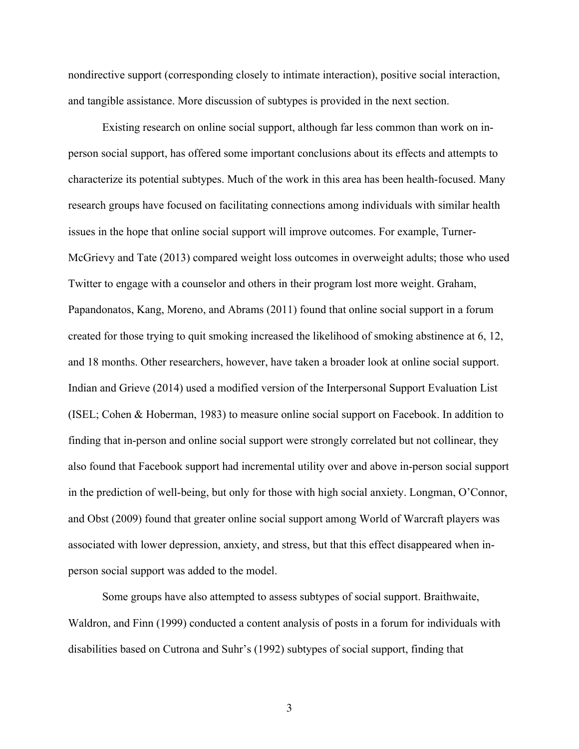nondirective support (corresponding closely to intimate interaction), positive social interaction, and tangible assistance. More discussion of subtypes is provided in the next section.

Existing research on online social support, although far less common than work on in-person social support, has offered some important conclusions about its effects and attempts to characterize its potential subtypes. Much of the work in this area has been health-focused. Many research groups have focused on facilitating connections among individuals with similar health issues in the hope that online social support will improve outcomes. For example, Turner-McGrievy and Tate (2013) compared weight loss outcomes in overweight adults; those who used Twitter to engage with a counselor and others in their program lost more weight. Graham, Papandonatos, Kang, Moreno, and Abrams (2011) found that online social support in a forum created for those trying to quit smoking increased the likelihood of smoking abstinence at 6, 12, and 18 months. Other researchers, however, have taken a broader look at online social support. Indian and Grieve (2014) used a modified version of the Interpersonal Support Evaluation List (ISEL; Cohen & Hoberman, 1983) to measure online social support on Facebook. In addition to finding that in-person and online social support were strongly correlated but not collinear, they also found that Facebook support had incremental utility over and above in-person social support in the prediction of well-being, but only for those with high social anxiety. Longman, O'Connor, and Obst (2009) found that greater online social support among World of Warcraft players was associated with lower depression, anxiety, and stress, but that this effect disappeared when in-person social support was added to the model.

Some groups have also attempted to assess subtypes of social support. Braithwaite, Waldron, and Finn (1999) conducted a content analysis of posts in a forum for individuals with disabilities based on Cutrona and Suhr's (1992) subtypes of social support, finding that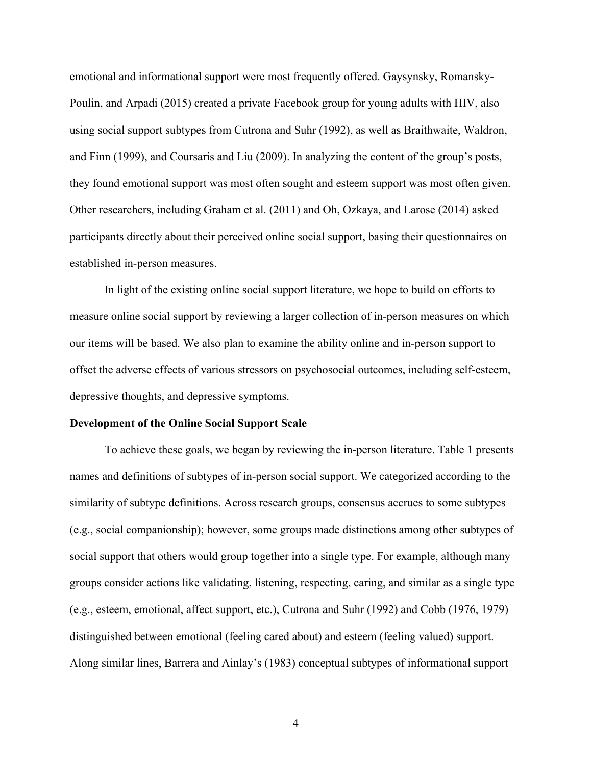emotional and informational support were most frequently offered. Gaysynsky, Romansky-Poulin, and Arpadi (2015) created a private Facebook group for young adults with HIV, also using social support subtypes from Cutrona and Suhr (1992), as well as Braithwaite, Waldron, and Finn (1999), and Coursaris and Liu (2009). In analyzing the content of the group's posts, they found emotional support was most often sought and esteem support was most often given. Other researchers, including Graham et al. (2011) and Oh, Ozkaya, and Larose (2014) asked participants directly about their perceived online social support, basing their questionnaires on established in-person measures.

In light of the existing online social support literature, we hope to build on efforts to measure online social support by reviewing a larger collection of in-person measures on which our items will be based. We also plan to examine the ability online and in-person support to offset the adverse effects of various stressors on psychosocial outcomes, including self-esteem, depressive thoughts, and depressive symptoms.

**Development of the Online Social Support Scale**

To achieve these goals, we began by reviewing the in-person literature. Table 1 presents names and definitions of subtypes of in-person social support. We categorized according to the similarity of subtype definitions. Across research groups, consensus accrues to some subtypes (e.g., social companionship); however, some groups made distinctions among other subtypes of social support that others would group together into a single type. For example, although many groups consider actions like validating, listening, respecting, caring, and similar as a single type (e.g., esteem, emotional, affect support, etc.), Cutrona and Suhr (1992) and Cobb (1976, 1979) distinguished between emotional (feeling cared about) and esteem (feeling valued) support. Along similar lines, Barrera and Ainlay's (1983) conceptual subtypes of informational support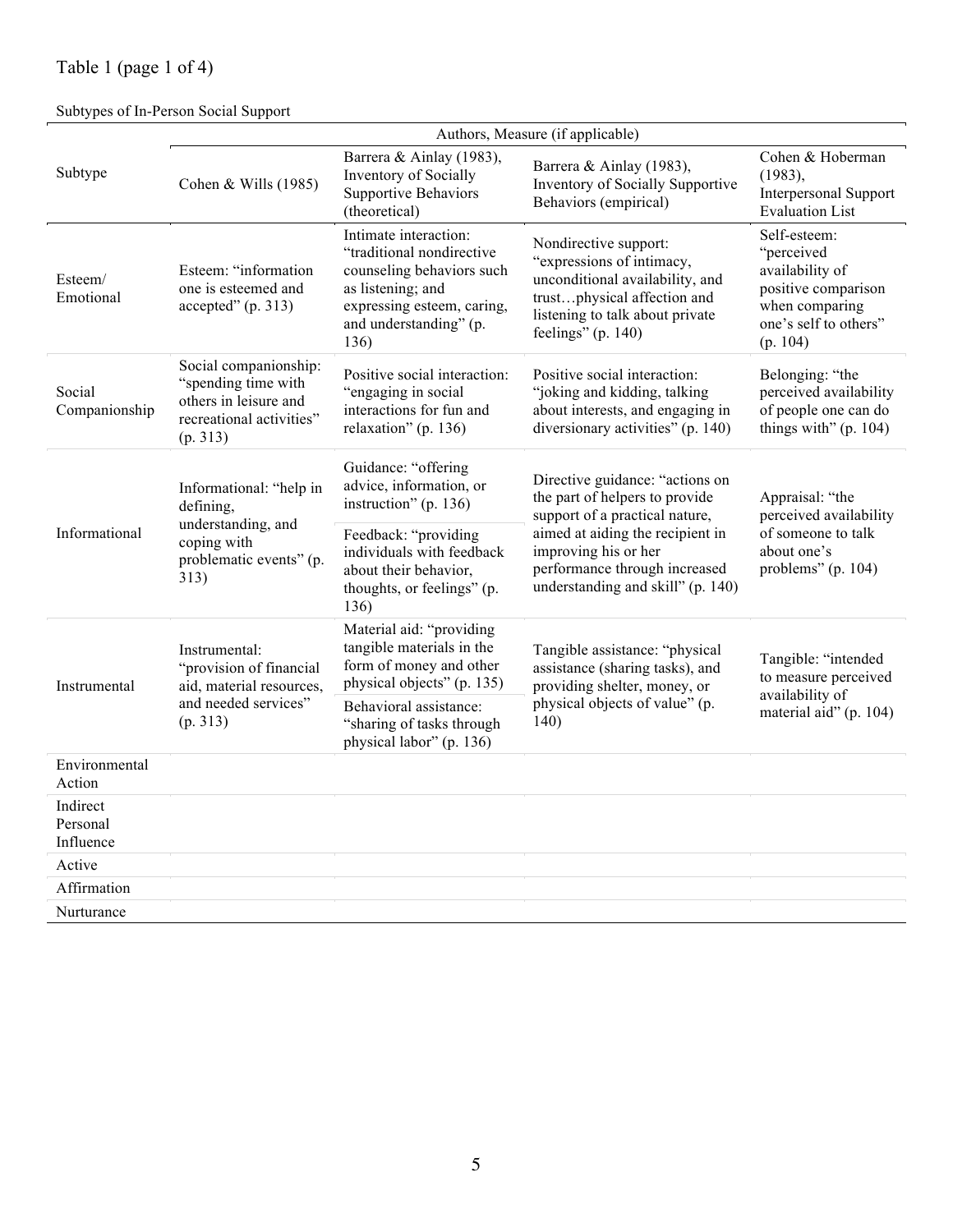Table 1 (page 1 of 4)

Subtypes of In-Person Social Support

| Subtype | Authors, Measure (if applicable) | | | |
|---|---|---|---|---|
| | Cohen & Wills (1985) | Barrera & Ainlay (1983), Inventory of Socially Supportive Behaviors (theoretical) | Barrera & Ainlay (1983), Inventory of Socially Supportive Behaviors (empirical) | Cohen & Hoberman (1983), Interpersonal Support Evaluation List |
| Esteem/ Emotional | Esteem: "information one is esteemed and accepted" (p. 313) | Intimate interaction: "traditional nondirective counseling behaviors such as listening; and expressing esteem, caring, and understanding" (p. 136) | Nondirective support: "expressions of intimacy, unconditional availability, and trust…physical affection and listening to talk about private feelings" (p. 140) | Self-esteem: "perceived availability of positive comparison when comparing one's self to others" (p. 104) |
| Social Companionship | Social companionship: "spending time with others in leisure and recreational activities" (p. 313) | Positive social interaction: "engaging in social interactions for fun and relaxation" (p. 136) | Positive social interaction: "joking and kidding, talking about interests, and engaging in diversionary activities" (p. 140) | Belonging: "the perceived availability of people one can do things with" (p. 104) |
| Informational | Informational: "help in defining, understanding, and coping with problematic events" (p. 313) | Guidance: "offering advice, information, or instruction" (p. 136)<br>Feedback: "providing individuals with feedback about their behavior, thoughts, or feelings" (p. 136) | Directive guidance: "actions on the part of helpers to provide support of a practical nature, aimed at aiding the recipient in improving his or her performance through increased understanding and skill" (p. 140) | Appraisal: "the perceived availability of someone to talk about one's problems" (p. 104) |
| Instrumental | Instrumental: "provision of financial aid, material resources, and needed services" (p. 313) | Material aid: "providing tangible materials in the form of money and other physical objects" (p. 135)<br>Behavioral assistance: "sharing of tasks through physical labor" (p. 136) | Tangible assistance: "physical assistance (sharing tasks), and providing shelter, money, or physical objects of value" (p. 140) | Tangible: "intended to measure perceived availability of material aid" (p. 104) |
| Environmental Action | | | | |
| Indirect Personal Influence | | | | |
| Active | | | | |
| Affirmation | | | | |
| Nurturance | | | | |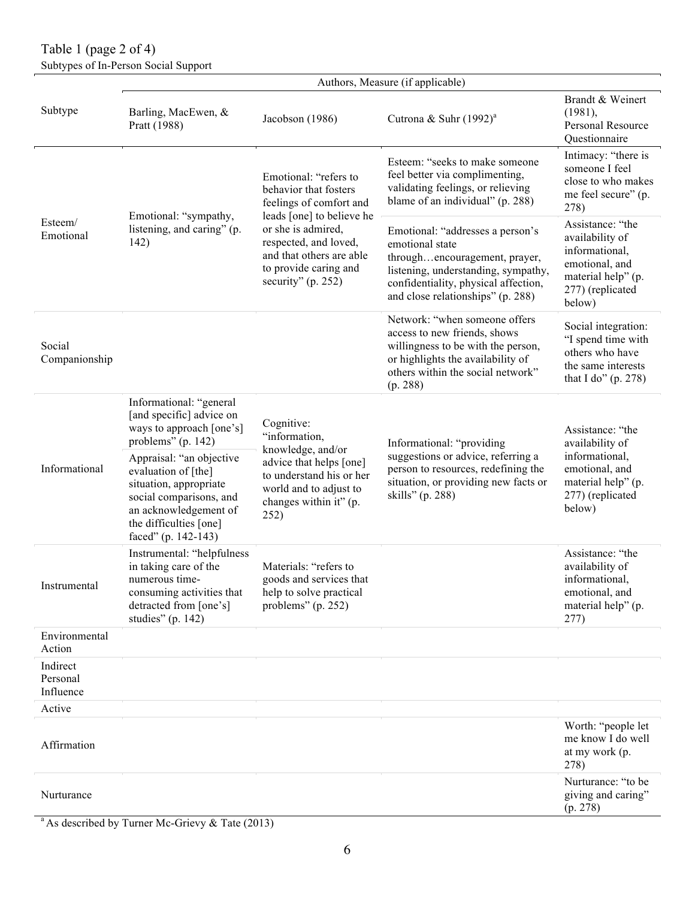Table 1 (page 2 of 4)
Subtypes of In-Person Social Support

| Subtype | Authors, Measure (if applicable) | | | |
|---|---|---|---|---|
| | Barling, MacEwen, & Pratt (1988) | Jacobson (1986) | Cutrona & Suhr (1992)[a] | Brandt & Weinert (1981), Personal Resource Questionnaire |
| Esteem/ Emotional | Emotional: "sympathy, listening, and caring" (p. 142) | Emotional: "refers to behavior that fosters feelings of comfort and leads [one] to believe he or she is admired, respected, and loved, and that others are able to provide caring and security" (p. 252) | Esteem: "seeks to make someone feel better via complimenting, validating feelings, or relieving blame of an individual" (p. 288) | Intimacy: "there is someone I feel close to who makes me feel secure" (p. 278) |
| | | | Emotional: "addresses a person's emotional state through…encouragement, prayer, listening, understanding, sympathy, confidentiality, physical affection, and close relationships" (p. 288) | Assistance: "the availability of informational, emotional, and material help" (p. 277) (replicated below) |
| Social Companionship | | | Network: "when someone offers access to new friends, shows willingness to be with the person, or highlights the availability of others within the social network" (p. 288) | Social integration: "I spend time with others who have the same interests that I do" (p. 278) |
| Informational | Informational: "general [and specific] advice on ways to approach [one's] problems" (p. 142) | Cognitive: "information, knowledge, and/or advice that helps [one] to understand his or her world and to adjust to changes within it" (p. 252) | Informational: "providing suggestions or advice, referring a person to resources, redefining the situation, or providing new facts or skills" (p. 288) | Assistance: "the availability of informational, emotional, and material help" (p. 277) (replicated below) |
| | Appraisal: "an objective evaluation of [the] situation, appropriate social comparisons, and an acknowledgement of the difficulties [one] faced" (p. 142-143) | | | |
| Instrumental | Instrumental: "helpfulness in taking care of the numerous time-consuming activities that detracted from [one's] studies" (p. 142) | Materials: "refers to goods and services that help to solve practical problems" (p. 252) | | Assistance: "the availability of informational, emotional, and material help" (p. 277) |
| Environmental Action | | | | |
| Indirect Personal Influence | | | | |
| Active | | | | |
| Affirmation | | | | Worth: "people let me know I do well at my work (p. 278) |
| Nurturance | | | | Nurturance: "to be giving and caring" (p. 278) |

[a] As described by Turner Mc-Grievy & Tate (2013)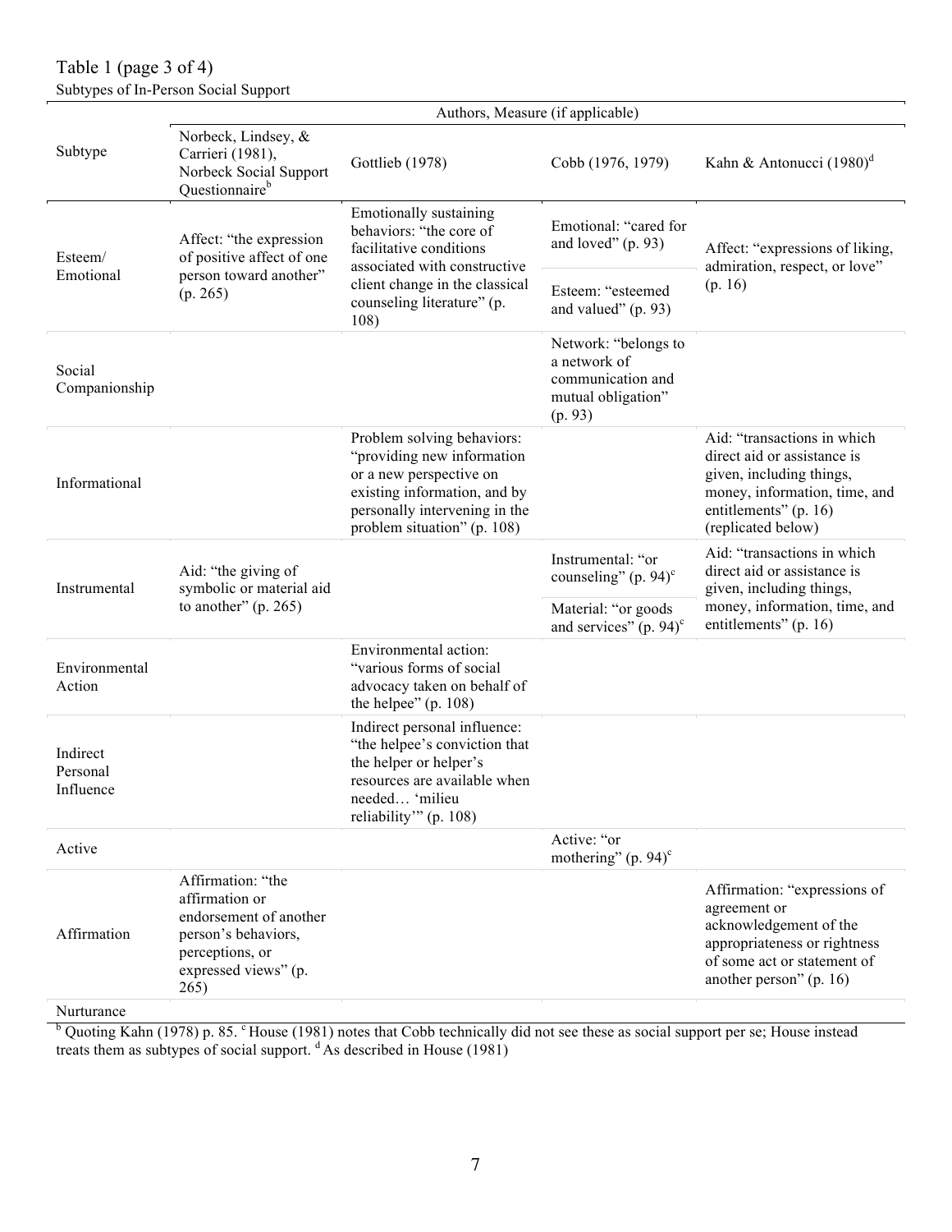Table 1 (page 3 of 4)

Subtypes of In-Person Social Support

| Subtype | Authors, Measure (if applicable) | | | |
|---|---|---|---|---|
| | Norbeck, Lindsey, & Carrieri (1981), Norbeck Social Support Questionnaire[b] | Gottlieb (1978) | Cobb (1976, 1979) | Kahn & Antonucci (1980)[d] |
| Esteem/ Emotional | Affect: "the expression of positive affect of one person toward another" (p. 265) | Emotionally sustaining behaviors: "the core of facilitative conditions associated with constructive client change in the classical counseling literature" (p. 108) | Emotional: "cared for and loved" (p. 93) | Affect: "expressions of liking, admiration, respect, or love" (p. 16) |
| | | | Esteem: "esteemed and valued" (p. 93) | |
| Social Companionship | | | Network: "belongs to a network of communication and mutual obligation" (p. 93) | |
| Informational | | Problem solving behaviors: "providing new information or a new perspective on existing information, and by personally intervening in the problem situation" (p. 108) | | Aid: "transactions in which direct aid or assistance is given, including things, money, information, time, and entitlements" (p. 16) (replicated below) |
| Instrumental | Aid: "the giving of symbolic or material aid to another" (p. 265) | | Instrumental: "or counseling" (p. 94)[c] | Aid: "transactions in which direct aid or assistance is given, including things, money, information, time, and entitlements" (p. 16) |
| | | | Material: "or goods and services" (p. 94)[c] | |
| Environmental Action | | Environmental action: "various forms of social advocacy taken on behalf of the helpee" (p. 108) | | |
| Indirect Personal Influence | | Indirect personal influence: "the helpee's conviction that the helper or helper's resources are available when needed… 'milieu reliability'" (p. 108) | | |
| Active | | | Active: "or mothering" (p. 94)[c] | |
| Affirmation | Affirmation: "the affirmation or endorsement of another person's behaviors, perceptions, or expressed views" (p. 265) | | | Affirmation: "expressions of agreement or acknowledgement of the appropriateness or rightness of some act or statement of another person" (p. 16) |
| Nurturance | | | | |

[b] Quoting Kahn (1978) p. 85. [c] House (1981) notes that Cobb technically did not see these as social support per se; House instead treats them as subtypes of social support. [d] As described in House (1981)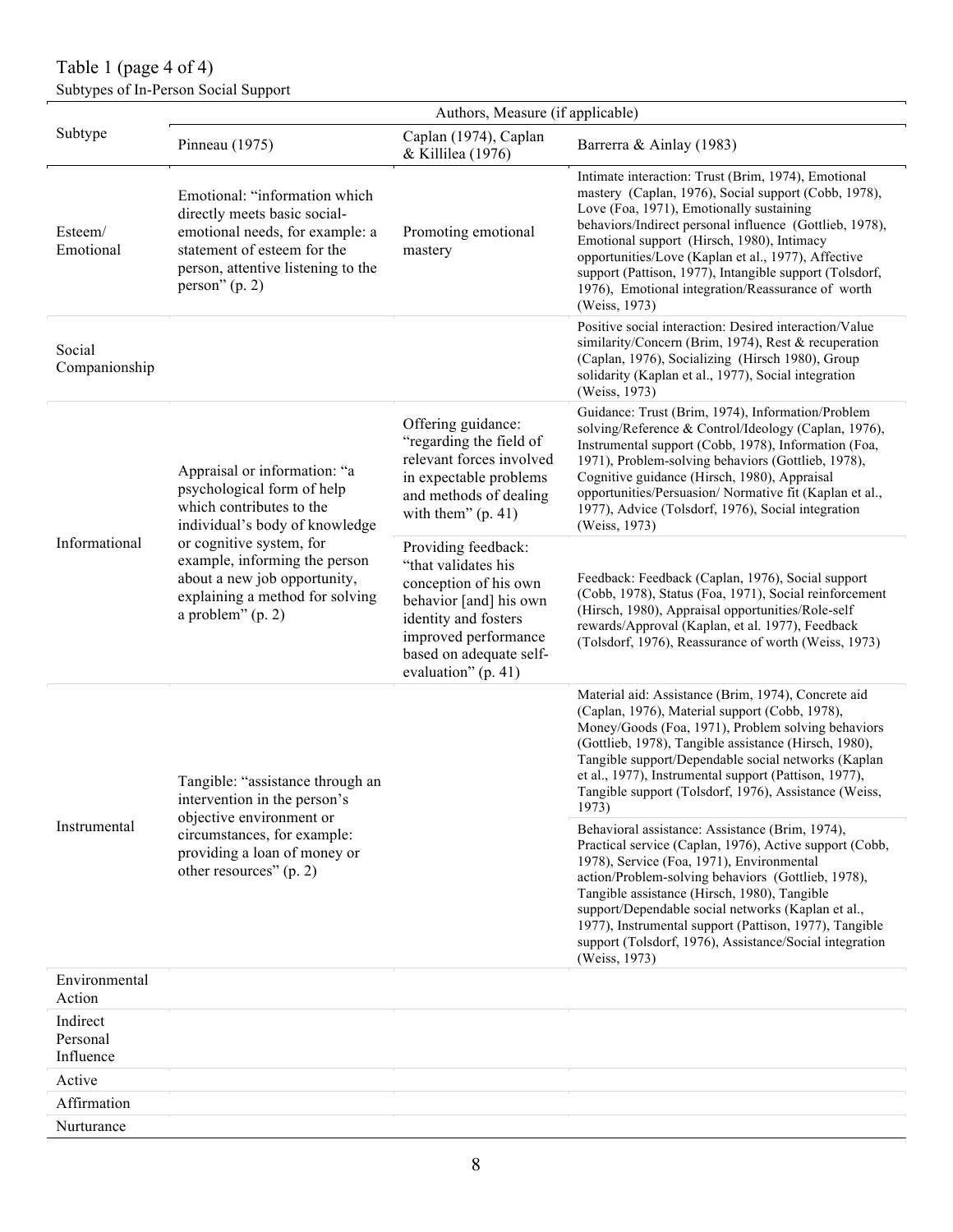Table 1 (page 4 of 4)

Subtypes of In-Person Social Support

| Subtype | Authors, Measure (if applicable) | | |
|---|---|---|---|
| | Pinneau (1975) | Caplan (1974), Caplan & Killilea (1976) | Barrerra & Ainlay (1983) |
| Esteem/ Emotional | Emotional: "information which directly meets basic social-emotional needs, for example: a statement of esteem for the person, attentive listening to the person" (p. 2) | Promoting emotional mastery | Intimate interaction: Trust (Brim, 1974), Emotional mastery (Caplan, 1976), Social support (Cobb, 1978), Love (Foa, 1971), Emotionally sustaining behaviors/Indirect personal influence (Gottlieb, 1978), Emotional support (Hirsch, 1980), Intimacy opportunities/Love (Kaplan et al., 1977), Affective support (Pattison, 1977), Intangible support (Tolsdorf, 1976), Emotional integration/Reassurance of worth (Weiss, 1973) |
| Social Companionship | | | Positive social interaction: Desired interaction/Value similarity/Concern (Brim, 1974), Rest & recuperation (Caplan, 1976), Socializing (Hirsch 1980), Group solidarity (Kaplan et al., 1977), Social integration (Weiss, 1973) |
| Informational | Appraisal or information: "a psychological form of help which contributes to the individual's body of knowledge or cognitive system, for example, informing the person about a new job opportunity, explaining a method for solving a problem" (p. 2) | Offering guidance: "regarding the field of relevant forces involved in expectable problems and methods of dealing with them" (p. 41) | Guidance: Trust (Brim, 1974), Information/Problem solving/Reference & Control/Ideology (Caplan, 1976), Instrumental support (Cobb, 1978), Information (Foa, 1971), Problem-solving behaviors (Gottlieb, 1978), Cognitive guidance (Hirsch, 1980), Appraisal opportunities/Persuasion/ Normative fit (Kaplan et al., 1977), Advice (Tolsdorf, 1976), Social integration (Weiss, 1973) |
| | | Providing feedback: "that validates his conception of his own behavior [and] his own identity and fosters improved performance based on adequate self-evaluation" (p. 41) | Feedback: Feedback (Caplan, 1976), Social support (Cobb, 1978), Status (Foa, 1971), Social reinforcement (Hirsch, 1980), Appraisal opportunities/Role-self rewards/Approval (Kaplan, et al. 1977), Feedback (Tolsdorf, 1976), Reassurance of worth (Weiss, 1973) |
| Instrumental | Tangible: "assistance through an intervention in the person's objective environment or circumstances, for example: providing a loan of money or other resources" (p. 2) | | Material aid: Assistance (Brim, 1974), Concrete aid (Caplan, 1976), Material support (Cobb, 1978), Money/Goods (Foa, 1971), Problem solving behaviors (Gottlieb, 1978), Tangible assistance (Hirsch, 1980), Tangible support/Dependable social networks (Kaplan et al., 1977), Instrumental support (Pattison, 1977), Tangible support (Tolsdorf, 1976), Assistance (Weiss, 1973) |
| | | | Behavioral assistance: Assistance (Brim, 1974), Practical service (Caplan, 1976), Active support (Cobb, 1978), Service (Foa, 1971), Environmental action/Problem-solving behaviors (Gottlieb, 1978), Tangible assistance (Hirsch, 1980), Tangible support/Dependable social networks (Kaplan et al., 1977), Instrumental support (Pattison, 1977), Tangible support (Tolsdorf, 1976), Assistance/Social integration (Weiss, 1973) |
| Environmental Action | | | |
| Indirect Personal Influence | | | |
| Active | | | |
| Affirmation | | | |
| Nurturance | | | |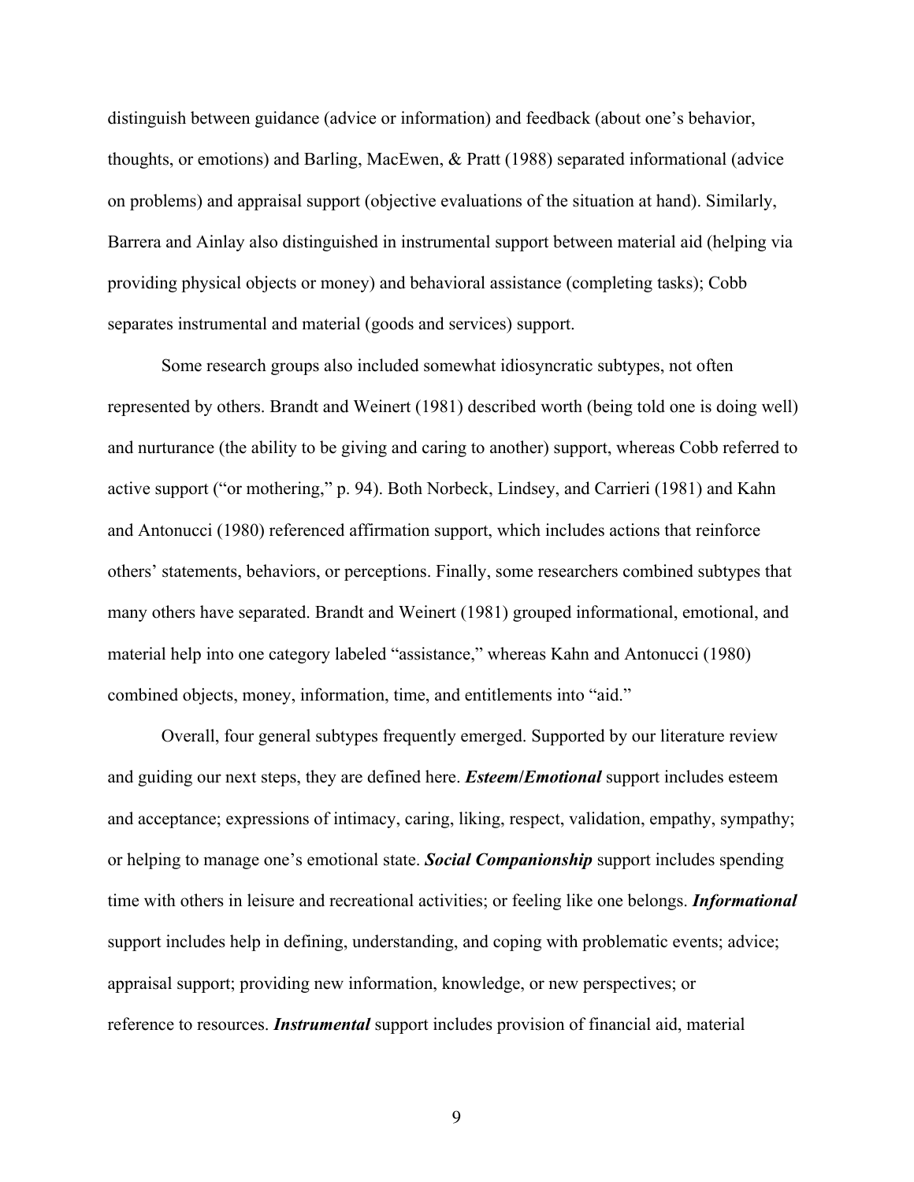distinguish between guidance (advice or information) and feedback (about one's behavior, thoughts, or emotions) and Barling, MacEwen, & Pratt (1988) separated informational (advice on problems) and appraisal support (objective evaluations of the situation at hand). Similarly, Barrera and Ainlay also distinguished in instrumental support between material aid (helping via providing physical objects or money) and behavioral assistance (completing tasks); Cobb separates instrumental and material (goods and services) support.

Some research groups also included somewhat idiosyncratic subtypes, not often represented by others. Brandt and Weinert (1981) described worth (being told one is doing well) and nurturance (the ability to be giving and caring to another) support, whereas Cobb referred to active support ("or mothering," p. 94). Both Norbeck, Lindsey, and Carrieri (1981) and Kahn and Antonucci (1980) referenced affirmation support, which includes actions that reinforce others' statements, behaviors, or perceptions. Finally, some researchers combined subtypes that many others have separated. Brandt and Weinert (1981) grouped informational, emotional, and material help into one category labeled "assistance," whereas Kahn and Antonucci (1980) combined objects, money, information, time, and entitlements into "aid."

Overall, four general subtypes frequently emerged. Supported by our literature review and guiding our next steps, they are defined here. ***Esteem/Emotional*** support includes esteem and acceptance; expressions of intimacy, caring, liking, respect, validation, empathy, sympathy; or helping to manage one's emotional state. ***Social Companionship*** support includes spending time with others in leisure and recreational activities; or feeling like one belongs. ***Informational*** support includes help in defining, understanding, and coping with problematic events; advice; appraisal support; providing new information, knowledge, or new perspectives; or reference to resources. ***Instrumental*** support includes provision of financial aid, material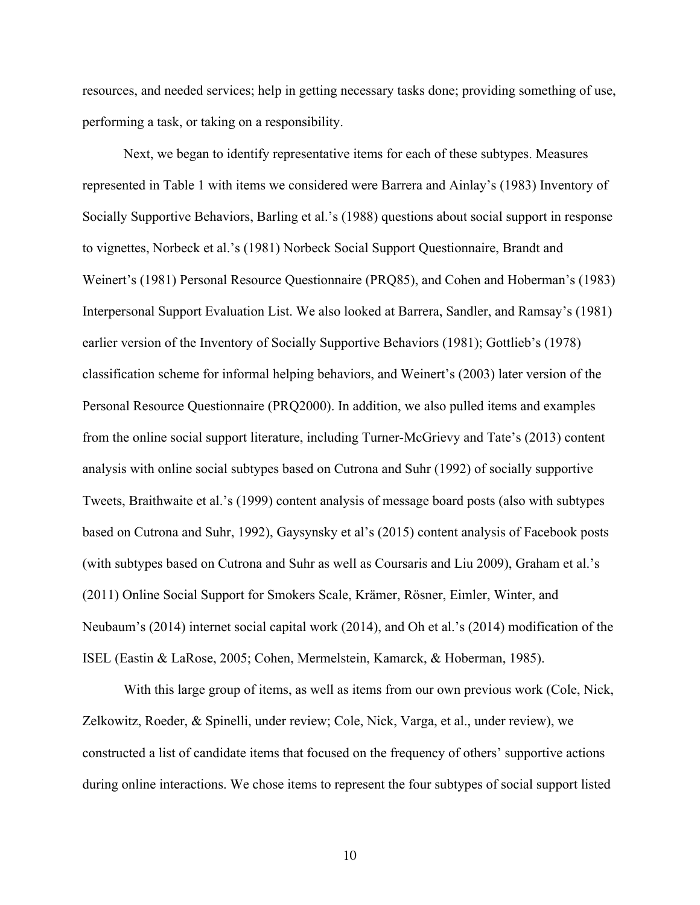resources, and needed services; help in getting necessary tasks done; providing something of use, performing a task, or taking on a responsibility.

Next, we began to identify representative items for each of these subtypes. Measures represented in Table 1 with items we considered were Barrera and Ainlay's (1983) Inventory of Socially Supportive Behaviors, Barling et al.'s (1988) questions about social support in response to vignettes, Norbeck et al.'s (1981) Norbeck Social Support Questionnaire, Brandt and Weinert's (1981) Personal Resource Questionnaire (PRQ85), and Cohen and Hoberman's (1983) Interpersonal Support Evaluation List. We also looked at Barrera, Sandler, and Ramsay's (1981) earlier version of the Inventory of Socially Supportive Behaviors (1981); Gottlieb's (1978) classification scheme for informal helping behaviors, and Weinert's (2003) later version of the Personal Resource Questionnaire (PRQ2000). In addition, we also pulled items and examples from the online social support literature, including Turner-McGrievy and Tate's (2013) content analysis with online social subtypes based on Cutrona and Suhr (1992) of socially supportive Tweets, Braithwaite et al.'s (1999) content analysis of message board posts (also with subtypes based on Cutrona and Suhr, 1992), Gaysynsky et al's (2015) content analysis of Facebook posts (with subtypes based on Cutrona and Suhr as well as Coursaris and Liu 2009), Graham et al.'s (2011) Online Social Support for Smokers Scale, Krämer, Rösner, Eimler, Winter, and Neubaum's (2014) internet social capital work (2014), and Oh et al.'s (2014) modification of the ISEL (Eastin & LaRose, 2005; Cohen, Mermelstein, Kamarck, & Hoberman, 1985).

With this large group of items, as well as items from our own previous work (Cole, Nick, Zelkowitz, Roeder, & Spinelli, under review; Cole, Nick, Varga, et al., under review), we constructed a list of candidate items that focused on the frequency of others' supportive actions during online interactions. We chose items to represent the four subtypes of social support listed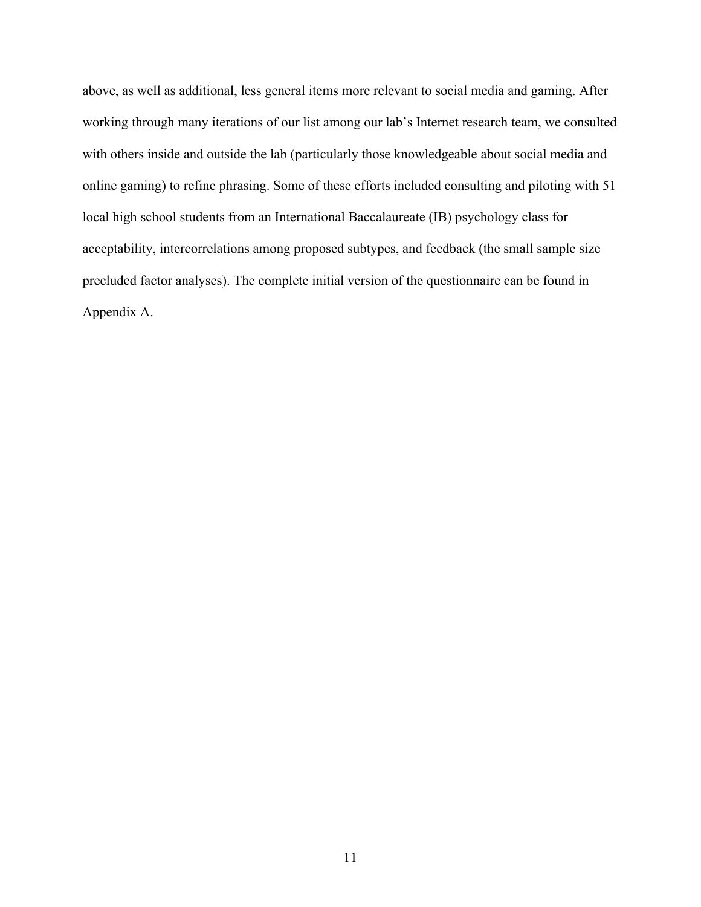above, as well as additional, less general items more relevant to social media and gaming. After working through many iterations of our list among our lab's Internet research team, we consulted with others inside and outside the lab (particularly those knowledgeable about social media and online gaming) to refine phrasing. Some of these efforts included consulting and piloting with 51 local high school students from an International Baccalaureate (IB) psychology class for acceptability, intercorrelations among proposed subtypes, and feedback (the small sample size precluded factor analyses). The complete initial version of the questionnaire can be found in Appendix A.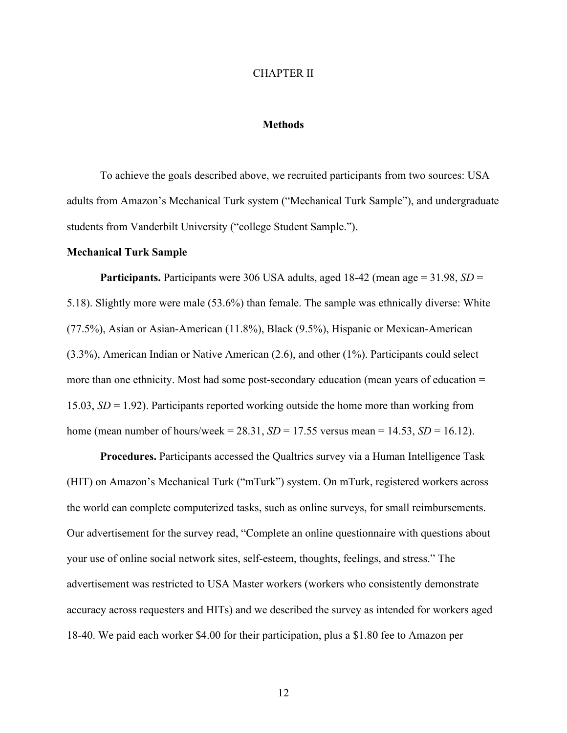# CHAPTER II

## Methods

To achieve the goals described above, we recruited participants from two sources: USA adults from Amazon's Mechanical Turk system ("Mechanical Turk Sample"), and undergraduate students from Vanderbilt University ("college Student Sample.").

### Mechanical Turk Sample

**Participants.** Participants were 306 USA adults, aged 18-42 (mean age = 31.98, *SD* = 5.18). Slightly more were male (53.6%) than female. The sample was ethnically diverse: White (77.5%), Asian or Asian-American (11.8%), Black (9.5%), Hispanic or Mexican-American (3.3%), American Indian or Native American (2.6), and other (1%). Participants could select more than one ethnicity. Most had some post-secondary education (mean years of education = 15.03, *SD* = 1.92). Participants reported working outside the home more than working from home (mean number of hours/week = 28.31, *SD* = 17.55 versus mean = 14.53, *SD* = 16.12).

**Procedures.** Participants accessed the Qualtrics survey via a Human Intelligence Task (HIT) on Amazon's Mechanical Turk ("mTurk") system. On mTurk, registered workers across the world can complete computerized tasks, such as online surveys, for small reimbursements. Our advertisement for the survey read, "Complete an online questionnaire with questions about your use of online social network sites, self-esteem, thoughts, feelings, and stress." The advertisement was restricted to USA Master workers (workers who consistently demonstrate accuracy across requesters and HITs) and we described the survey as intended for workers aged 18-40. We paid each worker $4.00 for their participation, plus a $1.80 fee to Amazon per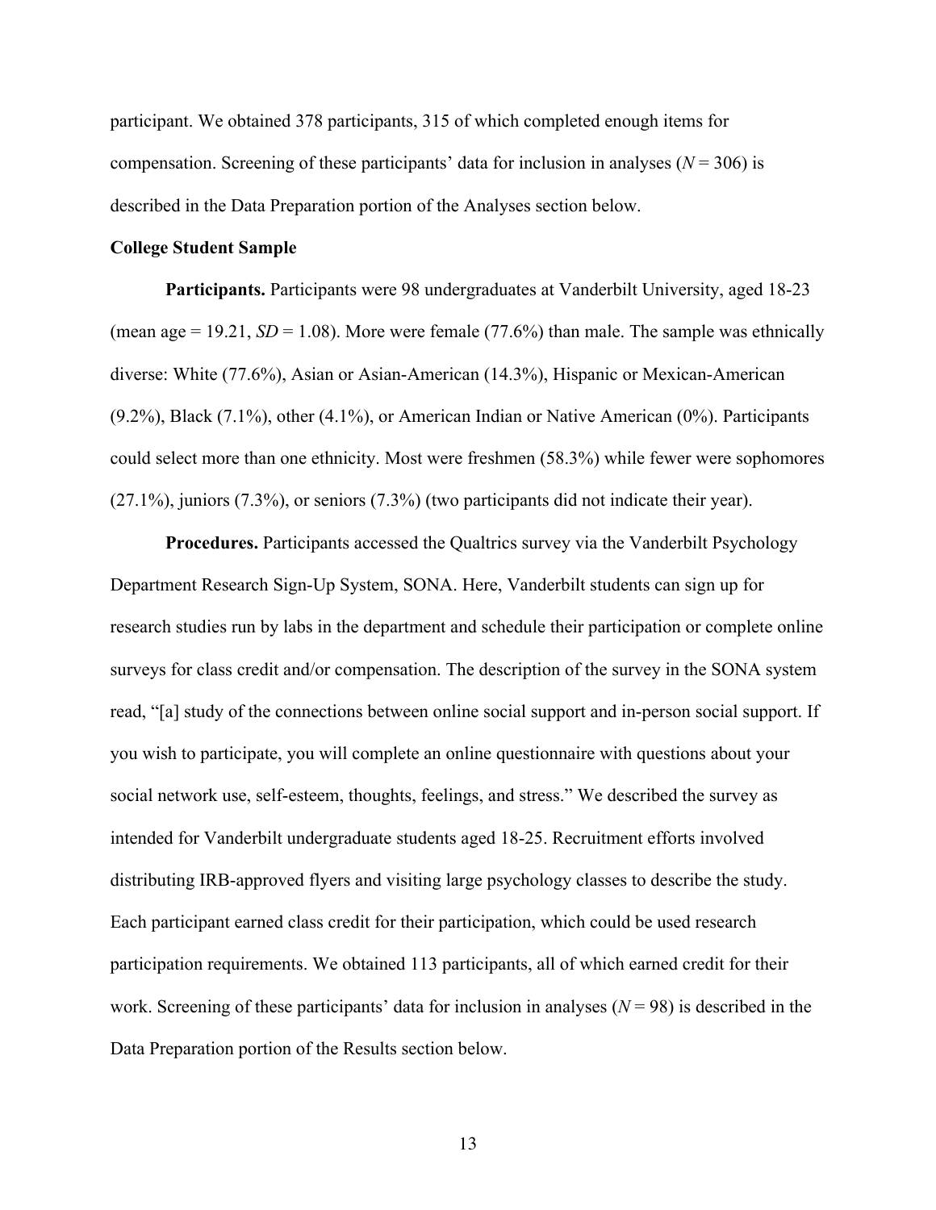participant. We obtained 378 participants, 315 of which completed enough items for compensation. Screening of these participants' data for inclusion in analyses ($N = 306$) is described in the Data Preparation portion of the Analyses section below.

### College Student Sample

**Participants.** Participants were 98 undergraduates at Vanderbilt University, aged 18-23 (mean age = 19.21, $SD = 1.08$). More were female (77.6%) than male. The sample was ethnically diverse: White (77.6%), Asian or Asian-American (14.3%), Hispanic or Mexican-American (9.2%), Black (7.1%), other (4.1%), or American Indian or Native American (0%). Participants could select more than one ethnicity. Most were freshmen (58.3%) while fewer were sophomores (27.1%), juniors (7.3%), or seniors (7.3%) (two participants did not indicate their year).

**Procedures.** Participants accessed the Qualtrics survey via the Vanderbilt Psychology Department Research Sign-Up System, SONA. Here, Vanderbilt students can sign up for research studies run by labs in the department and schedule their participation or complete online surveys for class credit and/or compensation. The description of the survey in the SONA system read, "[a] study of the connections between online social support and in-person social support. If you wish to participate, you will complete an online questionnaire with questions about your social network use, self-esteem, thoughts, feelings, and stress." We described the survey as intended for Vanderbilt undergraduate students aged 18-25. Recruitment efforts involved distributing IRB-approved flyers and visiting large psychology classes to describe the study. Each participant earned class credit for their participation, which could be used research participation requirements. We obtained 113 participants, all of which earned credit for their work. Screening of these participants' data for inclusion in analyses ($N = 98$) is described in the Data Preparation portion of the Results section below.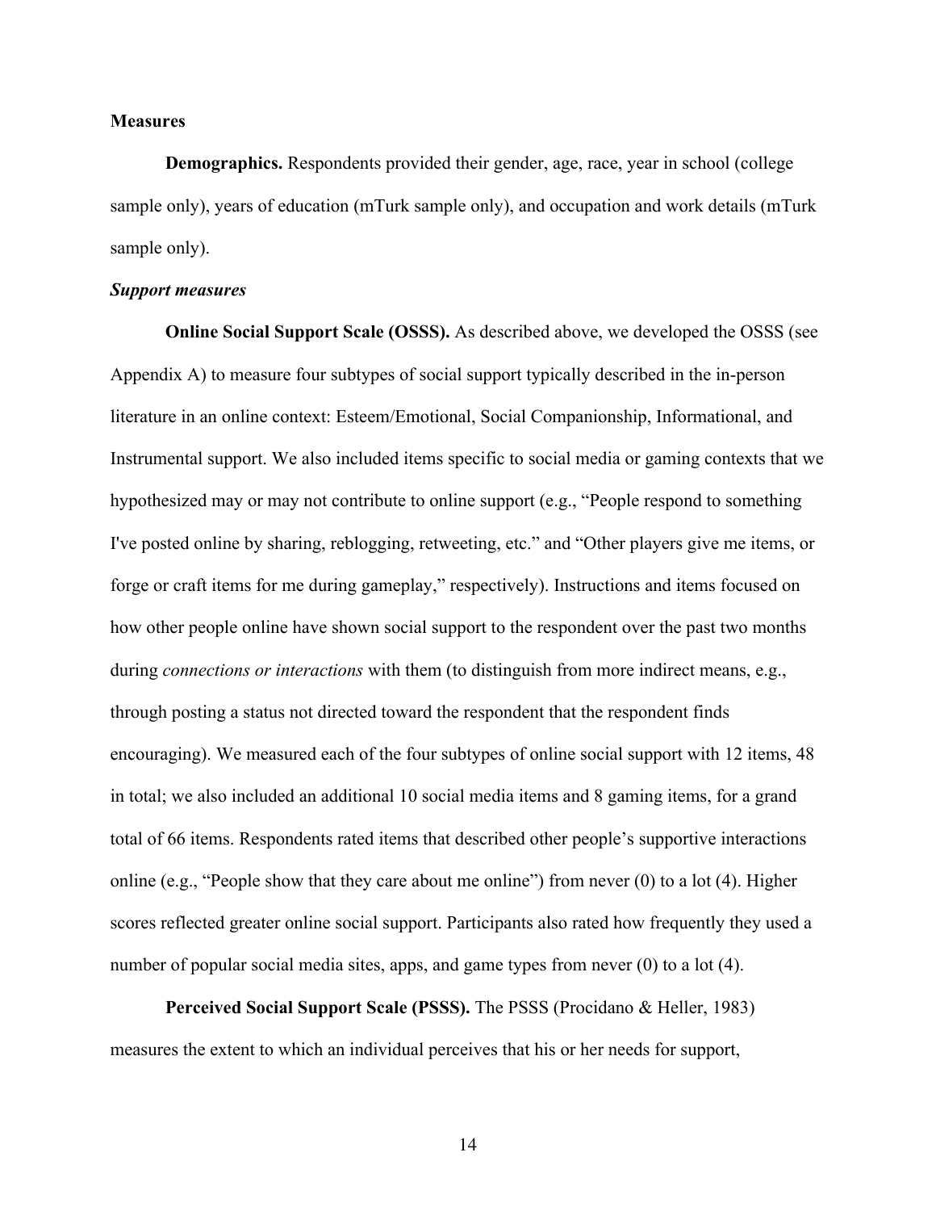**Measures**

**Demographics.** Respondents provided their gender, age, race, year in school (college sample only), years of education (mTurk sample only), and occupation and work details (mTurk sample only).

***Support measures***

**Online Social Support Scale (OSSS).** As described above, we developed the OSSS (see Appendix A) to measure four subtypes of social support typically described in the in-person literature in an online context: Esteem/Emotional, Social Companionship, Informational, and Instrumental support. We also included items specific to social media or gaming contexts that we hypothesized may or may not contribute to online support (e.g., "People respond to something I've posted online by sharing, reblogging, retweeting, etc." and "Other players give me items, or forge or craft items for me during gameplay," respectively). Instructions and items focused on how other people online have shown social support to the respondent over the past two months during *connections or interactions* with them (to distinguish from more indirect means, e.g., through posting a status not directed toward the respondent that the respondent finds encouraging). We measured each of the four subtypes of online social support with 12 items, 48 in total; we also included an additional 10 social media items and 8 gaming items, for a grand total of 66 items. Respondents rated items that described other people's supportive interactions online (e.g., "People show that they care about me online") from never (0) to a lot (4). Higher scores reflected greater online social support. Participants also rated how frequently they used a number of popular social media sites, apps, and game types from never (0) to a lot (4).

**Perceived Social Support Scale (PSSS).** The PSSS (Procidano & Heller, 1983) measures the extent to which an individual perceives that his or her needs for support,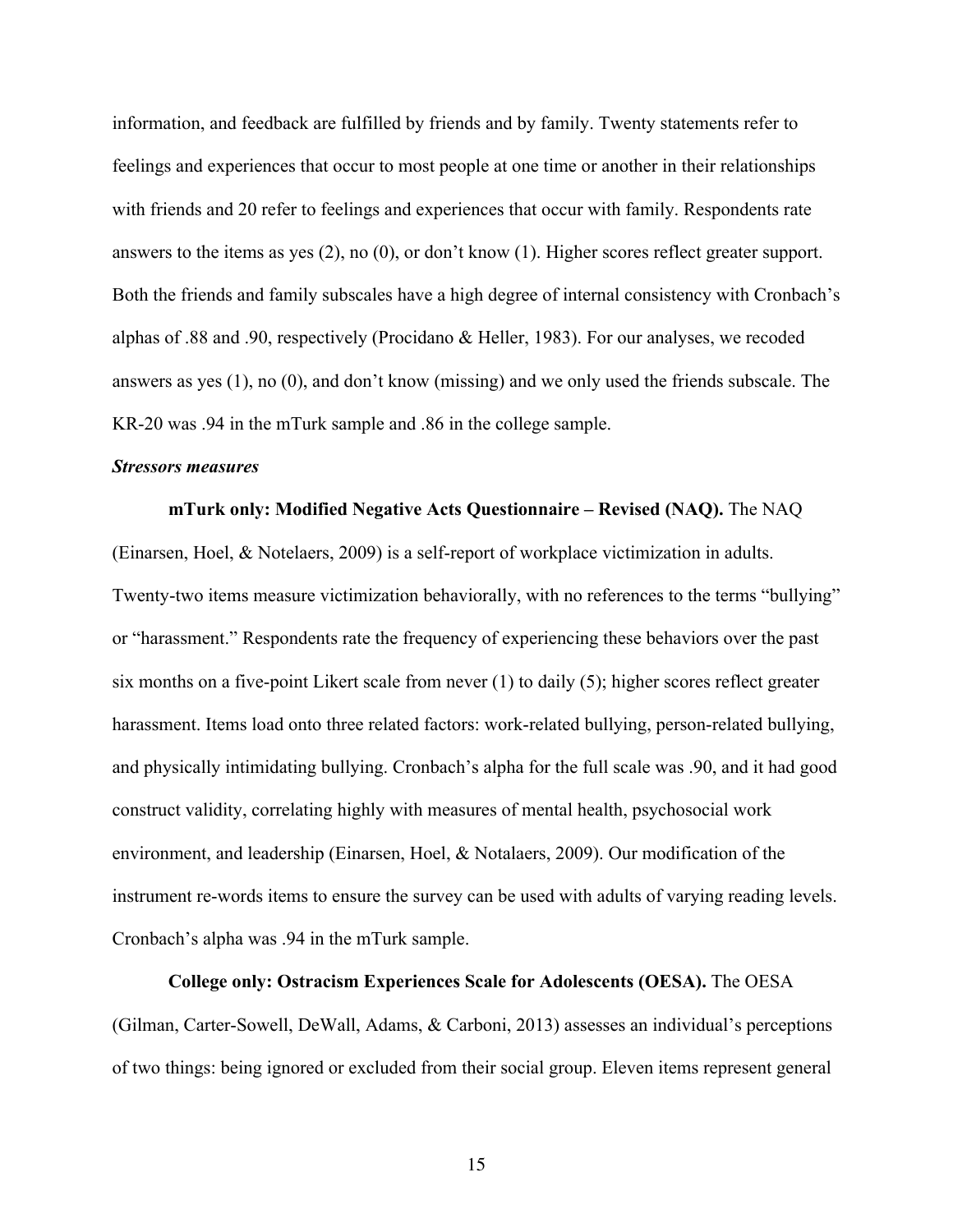information, and feedback are fulfilled by friends and by family. Twenty statements refer to feelings and experiences that occur to most people at one time or another in their relationships with friends and 20 refer to feelings and experiences that occur with family. Respondents rate answers to the items as yes (2), no (0), or don't know (1). Higher scores reflect greater support. Both the friends and family subscales have a high degree of internal consistency with Cronbach's alphas of .88 and .90, respectively (Procidano & Heller, 1983). For our analyses, we recoded answers as yes (1), no (0), and don't know (missing) and we only used the friends subscale. The KR-20 was .94 in the mTurk sample and .86 in the college sample.

***Stressors measures***

**mTurk only: Modified Negative Acts Questionnaire – Revised (NAQ).** The NAQ (Einarsen, Hoel, & Notelaers, 2009) is a self-report of workplace victimization in adults. Twenty-two items measure victimization behaviorally, with no references to the terms "bullying" or "harassment." Respondents rate the frequency of experiencing these behaviors over the past six months on a five-point Likert scale from never (1) to daily (5); higher scores reflect greater harassment. Items load onto three related factors: work-related bullying, person-related bullying, and physically intimidating bullying. Cronbach's alpha for the full scale was .90, and it had good construct validity, correlating highly with measures of mental health, psychosocial work environment, and leadership (Einarsen, Hoel, & Notalaers, 2009). Our modification of the instrument re-words items to ensure the survey can be used with adults of varying reading levels. Cronbach's alpha was .94 in the mTurk sample.

**College only: Ostracism Experiences Scale for Adolescents (OESA).** The OESA (Gilman, Carter-Sowell, DeWall, Adams, & Carboni, 2013) assesses an individual's perceptions of two things: being ignored or excluded from their social group. Eleven items represent general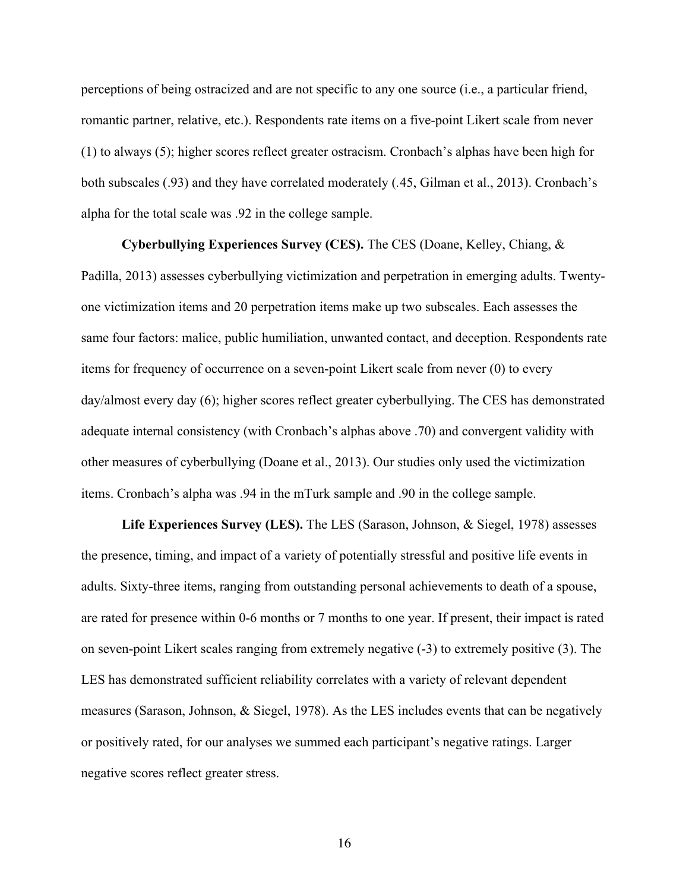perceptions of being ostracized and are not specific to any one source (i.e., a particular friend, romantic partner, relative, etc.). Respondents rate items on a five-point Likert scale from never (1) to always (5); higher scores reflect greater ostracism. Cronbach's alphas have been high for both subscales (.93) and they have correlated moderately (.45, Gilman et al., 2013). Cronbach's alpha for the total scale was .92 in the college sample.

**Cyberbullying Experiences Survey (CES).** The CES (Doane, Kelley, Chiang, & Padilla, 2013) assesses cyberbullying victimization and perpetration in emerging adults. Twenty-one victimization items and 20 perpetration items make up two subscales. Each assesses the same four factors: malice, public humiliation, unwanted contact, and deception. Respondents rate items for frequency of occurrence on a seven-point Likert scale from never (0) to every day/almost every day (6); higher scores reflect greater cyberbullying. The CES has demonstrated adequate internal consistency (with Cronbach's alphas above .70) and convergent validity with other measures of cyberbullying (Doane et al., 2013). Our studies only used the victimization items. Cronbach's alpha was .94 in the mTurk sample and .90 in the college sample.

**Life Experiences Survey (LES).** The LES (Sarason, Johnson, & Siegel, 1978) assesses the presence, timing, and impact of a variety of potentially stressful and positive life events in adults. Sixty-three items, ranging from outstanding personal achievements to death of a spouse, are rated for presence within 0-6 months or 7 months to one year. If present, their impact is rated on seven-point Likert scales ranging from extremely negative (-3) to extremely positive (3). The LES has demonstrated sufficient reliability correlates with a variety of relevant dependent measures (Sarason, Johnson, & Siegel, 1978). As the LES includes events that can be negatively or positively rated, for our analyses we summed each participant's negative ratings. Larger negative scores reflect greater stress.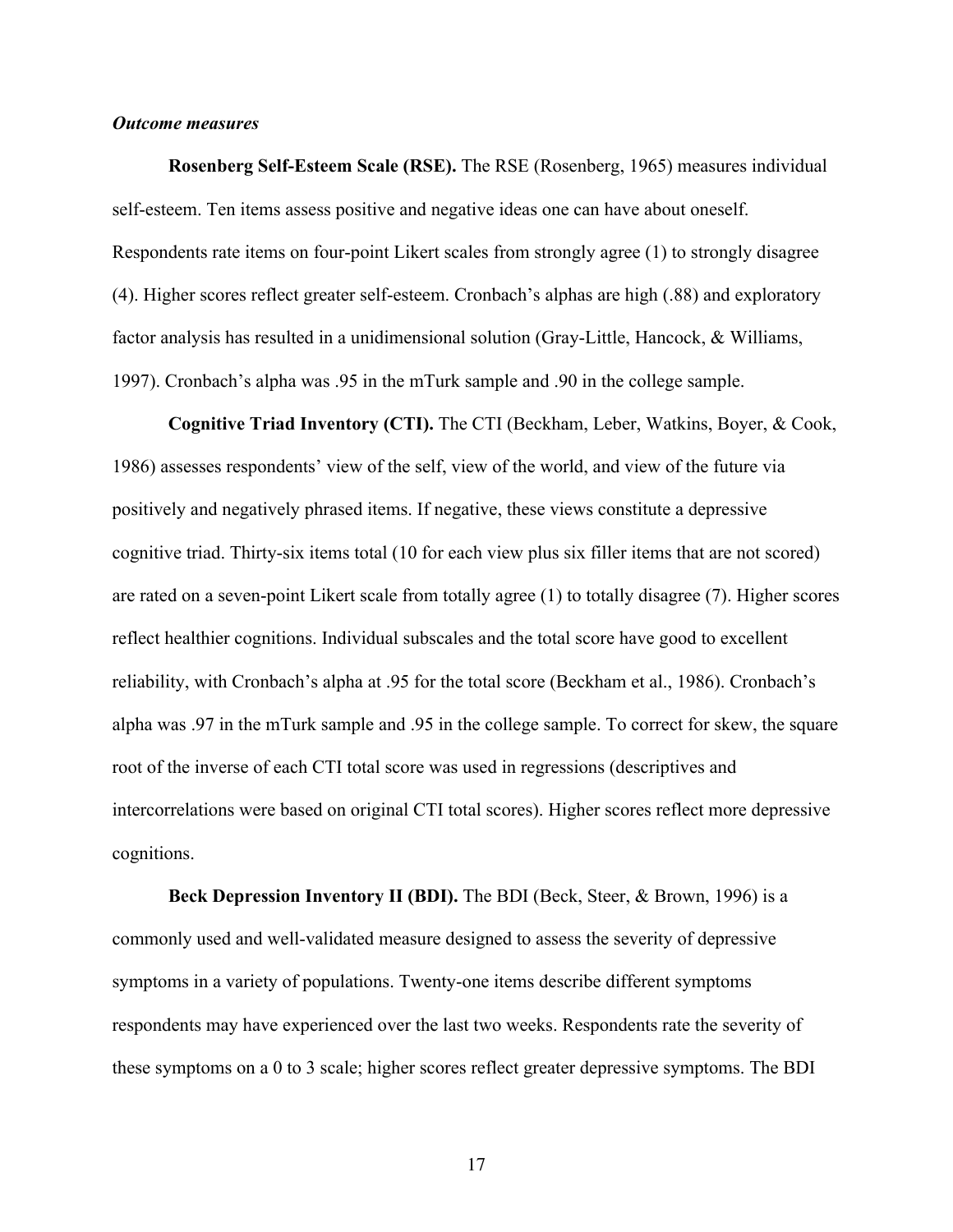***Outcome measures***

**Rosenberg Self-Esteem Scale (RSE).** The RSE (Rosenberg, 1965) measures individual self-esteem. Ten items assess positive and negative ideas one can have about oneself. Respondents rate items on four-point Likert scales from strongly agree (1) to strongly disagree (4). Higher scores reflect greater self-esteem. Cronbach's alphas are high (.88) and exploratory factor analysis has resulted in a unidimensional solution (Gray-Little, Hancock, & Williams, 1997). Cronbach's alpha was .95 in the mTurk sample and .90 in the college sample.

**Cognitive Triad Inventory (CTI).** The CTI (Beckham, Leber, Watkins, Boyer, & Cook, 1986) assesses respondents' view of the self, view of the world, and view of the future via positively and negatively phrased items. If negative, these views constitute a depressive cognitive triad. Thirty-six items total (10 for each view plus six filler items that are not scored) are rated on a seven-point Likert scale from totally agree (1) to totally disagree (7). Higher scores reflect healthier cognitions. Individual subscales and the total score have good to excellent reliability, with Cronbach's alpha at .95 for the total score (Beckham et al., 1986). Cronbach's alpha was .97 in the mTurk sample and .95 in the college sample. To correct for skew, the square root of the inverse of each CTI total score was used in regressions (descriptives and intercorrelations were based on original CTI total scores). Higher scores reflect more depressive cognitions.

**Beck Depression Inventory II (BDI).** The BDI (Beck, Steer, & Brown, 1996) is a commonly used and well-validated measure designed to assess the severity of depressive symptoms in a variety of populations. Twenty-one items describe different symptoms respondents may have experienced over the last two weeks. Respondents rate the severity of these symptoms on a 0 to 3 scale; higher scores reflect greater depressive symptoms. The BDI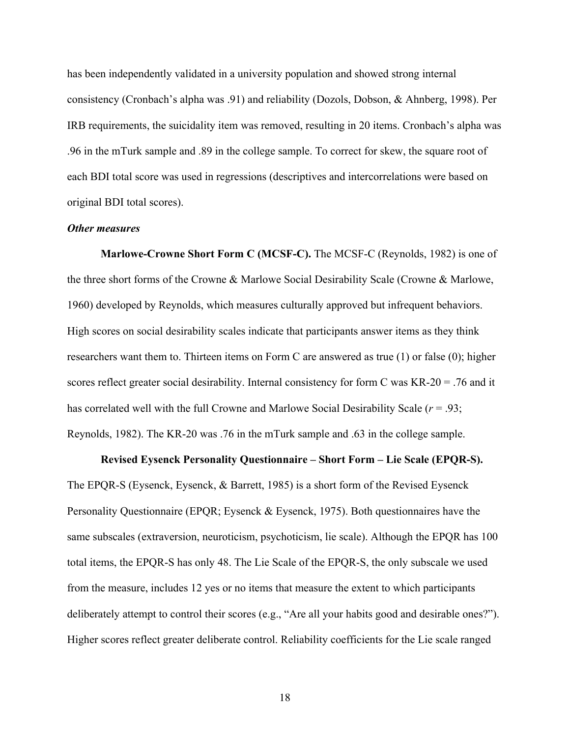has been independently validated in a university population and showed strong internal consistency (Cronbach's alpha was .91) and reliability (Dozols, Dobson, & Ahnberg, 1998). Per IRB requirements, the suicidality item was removed, resulting in 20 items. Cronbach's alpha was .96 in the mTurk sample and .89 in the college sample. To correct for skew, the square root of each BDI total score was used in regressions (descriptives and intercorrelations were based on original BDI total scores).

***Other measures***

**Marlowe-Crowne Short Form C (MCSF-C).** The MCSF-C (Reynolds, 1982) is one of the three short forms of the Crowne & Marlowe Social Desirability Scale (Crowne & Marlowe, 1960) developed by Reynolds, which measures culturally approved but infrequent behaviors. High scores on social desirability scales indicate that participants answer items as they think researchers want them to. Thirteen items on Form C are answered as true (1) or false (0); higher scores reflect greater social desirability. Internal consistency for form C was KR-20 = .76 and it has correlated well with the full Crowne and Marlowe Social Desirability Scale ($r$ = .93; Reynolds, 1982). The KR-20 was .76 in the mTurk sample and .63 in the college sample.

**Revised Eysenck Personality Questionnaire – Short Form – Lie Scale (EPQR-S).** The EPQR-S (Eysenck, Eysenck, & Barrett, 1985) is a short form of the Revised Eysenck Personality Questionnaire (EPQR; Eysenck & Eysenck, 1975). Both questionnaires have the same subscales (extraversion, neuroticism, psychoticism, lie scale). Although the EPQR has 100 total items, the EPQR-S has only 48. The Lie Scale of the EPQR-S, the only subscale we used from the measure, includes 12 yes or no items that measure the extent to which participants deliberately attempt to control their scores (e.g., "Are all your habits good and desirable ones?"). Higher scores reflect greater deliberate control. Reliability coefficients for the Lie scale ranged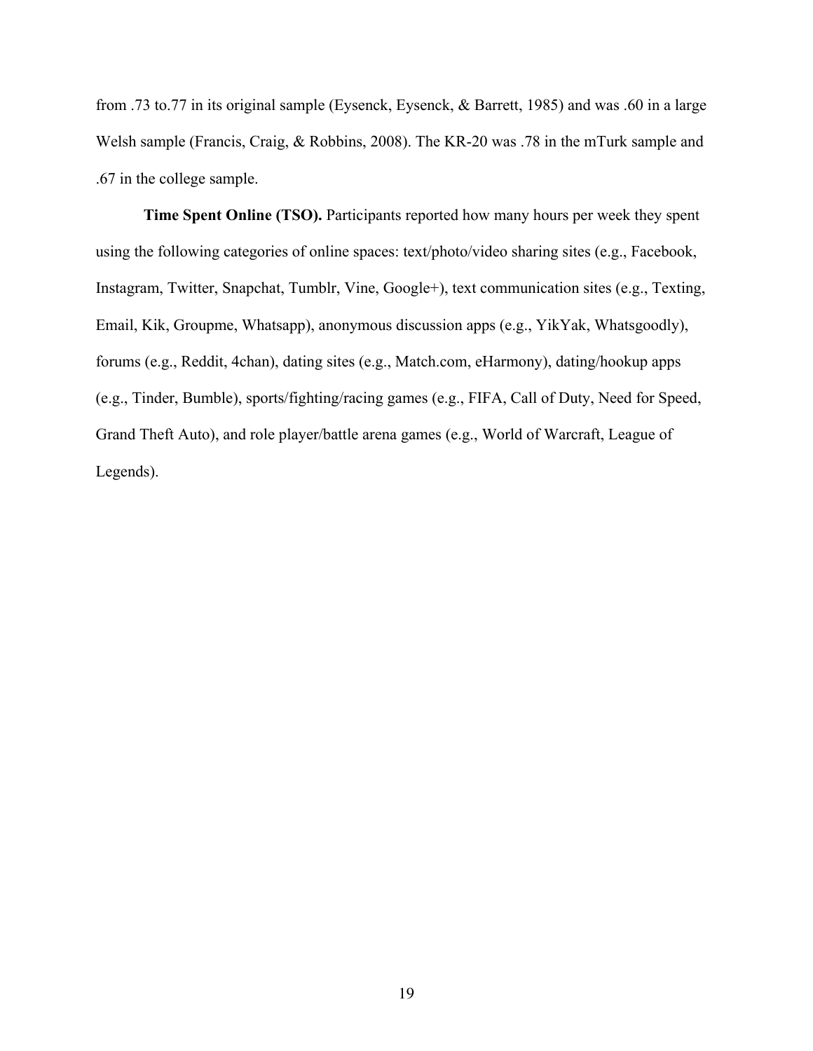from .73 to.77 in its original sample (Eysenck, Eysenck, & Barrett, 1985) and was .60 in a large Welsh sample (Francis, Craig, & Robbins, 2008). The KR-20 was .78 in the mTurk sample and .67 in the college sample.

**Time Spent Online (TSO).** Participants reported how many hours per week they spent using the following categories of online spaces: text/photo/video sharing sites (e.g., Facebook, Instagram, Twitter, Snapchat, Tumblr, Vine, Google+), text communication sites (e.g., Texting, Email, Kik, Groupme, Whatsapp), anonymous discussion apps (e.g., YikYak, Whatsgoodly), forums (e.g., Reddit, 4chan), dating sites (e.g., Match.com, eHarmony), dating/hookup apps (e.g., Tinder, Bumble), sports/fighting/racing games (e.g., FIFA, Call of Duty, Need for Speed, Grand Theft Auto), and role player/battle arena games (e.g., World of Warcraft, League of Legends).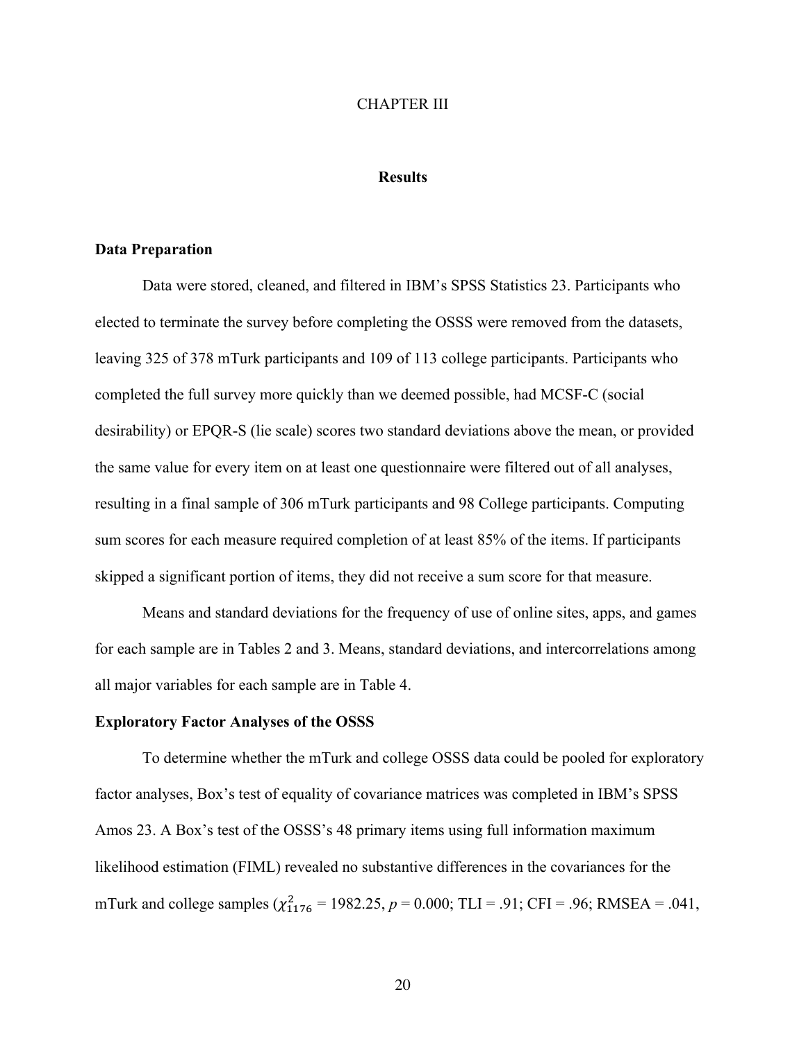# CHAPTER III

## Results

### Data Preparation

Data were stored, cleaned, and filtered in IBM's SPSS Statistics 23. Participants who elected to terminate the survey before completing the OSSS were removed from the datasets, leaving 325 of 378 mTurk participants and 109 of 113 college participants. Participants who completed the full survey more quickly than we deemed possible, had MCSF-C (social desirability) or EPQR-S (lie scale) scores two standard deviations above the mean, or provided the same value for every item on at least one questionnaire were filtered out of all analyses, resulting in a final sample of 306 mTurk participants and 98 College participants. Computing sum scores for each measure required completion of at least 85% of the items. If participants skipped a significant portion of items, they did not receive a sum score for that measure.

Means and standard deviations for the frequency of use of online sites, apps, and games for each sample are in Tables 2 and 3. Means, standard deviations, and intercorrelations among all major variables for each sample are in Table 4.

### Exploratory Factor Analyses of the OSSS

To determine whether the mTurk and college OSSS data could be pooled for exploratory factor analyses, Box's test of equality of covariance matrices was completed in IBM's SPSS Amos 23. A Box's test of the OSSS's 48 primary items using full information maximum likelihood estimation (FIML) revealed no substantive differences in the covariances for the mTurk and college samples ($\chi^2_{1176}$ = 1982.25, *p* = 0.000; TLI = .91; CFI = .96; RMSEA = .041,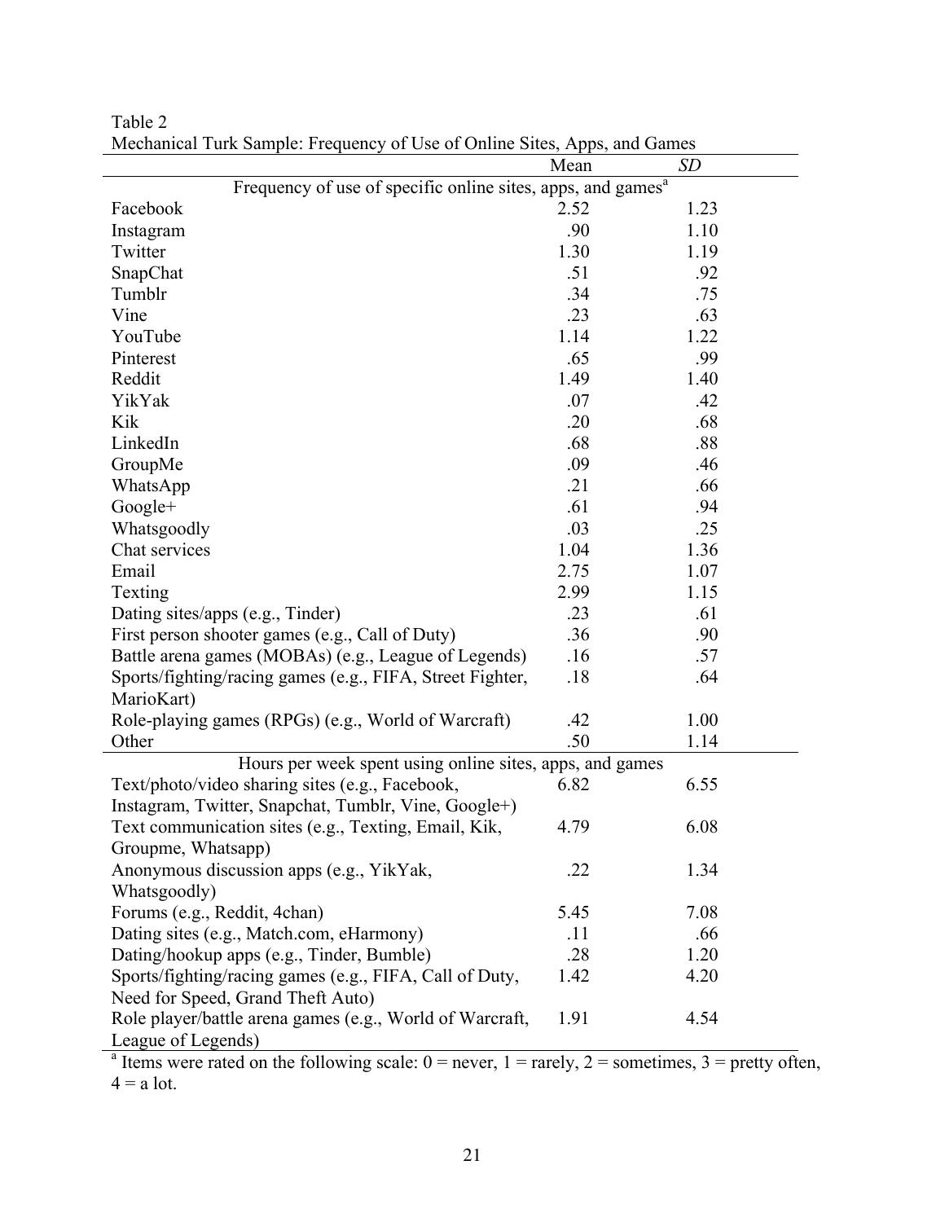Table 2

Mechanical Turk Sample: Frequency of Use of Online Sites, Apps, and Games

| | Mean | *SD* |
|---|---|---|
| Frequency of use of specific online sites, apps, and games[a] | | |
| Facebook | 2.52 | 1.23 |
| Instagram | .90 | 1.10 |
| Twitter | 1.30 | 1.19 |
| SnapChat | .51 | .92 |
| Tumblr | .34 | .75 |
| Vine | .23 | .63 |
| YouTube | 1.14 | 1.22 |
| Pinterest | .65 | .99 |
| Reddit | 1.49 | 1.40 |
| YikYak | .07 | .42 |
| Kik | .20 | .68 |
| LinkedIn | .68 | .88 |
| GroupMe | .09 | .46 |
| WhatsApp | .21 | .66 |
| Google+ | .61 | .94 |
| Whatsgoodly | .03 | .25 |
| Chat services | 1.04 | 1.36 |
| Email | 2.75 | 1.07 |
| Texting | 2.99 | 1.15 |
| Dating sites/apps (e.g., Tinder) | .23 | .61 |
| First person shooter games (e.g., Call of Duty) | .36 | .90 |
| Battle arena games (MOBAs) (e.g., League of Legends) | .16 | .57 |
| Sports/fighting/racing games (e.g., FIFA, Street Fighter, MarioKart) | .18 | .64 |
| Role-playing games (RPGs) (e.g., World of Warcraft) | .42 | 1.00 |
| Other | .50 | 1.14 |
| Hours per week spent using online sites, apps, and games | | |
| Text/photo/video sharing sites (e.g., Facebook, Instagram, Twitter, Snapchat, Tumblr, Vine, Google+) | 6.82 | 6.55 |
| Text communication sites (e.g., Texting, Email, Kik, Groupme, Whatsapp) | 4.79 | 6.08 |
| Anonymous discussion apps (e.g., YikYak, Whatsgoodly) | .22 | 1.34 |
| Forums (e.g., Reddit, 4chan) | 5.45 | 7.08 |
| Dating sites (e.g., Match.com, eHarmony) | .11 | .66 |
| Dating/hookup apps (e.g., Tinder, Bumble) | .28 | 1.20 |
| Sports/fighting/racing games (e.g., FIFA, Call of Duty, Need for Speed, Grand Theft Auto) | 1.42 | 4.20 |
| Role player/battle arena games (e.g., World of Warcraft, League of Legends) | 1.91 | 4.54 |

[a] Items were rated on the following scale: 0 = never, 1 = rarely, 2 = sometimes, 3 = pretty often, 4 = a lot.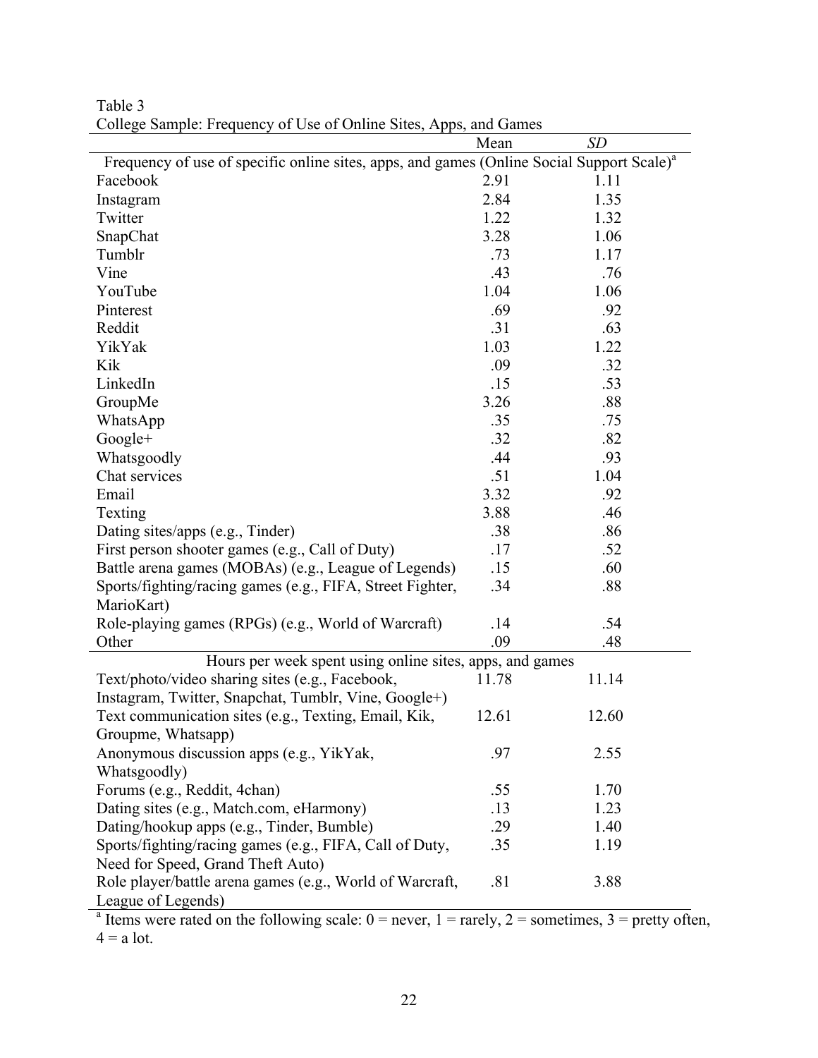Table 3
College Sample: Frequency of Use of Online Sites, Apps, and Games

| | Mean | *SD* |
|---|---|---|
| Frequency of use of specific online sites, apps, and games (Online Social Support Scale)[a] | | |
| Facebook | 2.91 | 1.11 |
| Instagram | 2.84 | 1.35 |
| Twitter | 1.22 | 1.32 |
| SnapChat | 3.28 | 1.06 |
| Tumblr | .73 | 1.17 |
| Vine | .43 | .76 |
| YouTube | 1.04 | 1.06 |
| Pinterest | .69 | .92 |
| Reddit | .31 | .63 |
| YikYak | 1.03 | 1.22 |
| Kik | .09 | .32 |
| LinkedIn | .15 | .53 |
| GroupMe | 3.26 | .88 |
| WhatsApp | .35 | .75 |
| Google+ | .32 | .82 |
| Whatsgoodly | .44 | .93 |
| Chat services | .51 | 1.04 |
| Email | 3.32 | .92 |
| Texting | 3.88 | .46 |
| Dating sites/apps (e.g., Tinder) | .38 | .86 |
| First person shooter games (e.g., Call of Duty) | .17 | .52 |
| Battle arena games (MOBAs) (e.g., League of Legends) | .15 | .60 |
| Sports/fighting/racing games (e.g., FIFA, Street Fighter, MarioKart) | .34 | .88 |
| Role-playing games (RPGs) (e.g., World of Warcraft) | .14 | .54 |
| Other | .09 | .48 |
| Hours per week spent using online sites, apps, and games | | |
| Text/photo/video sharing sites (e.g., Facebook, Instagram, Twitter, Snapchat, Tumblr, Vine, Google+) | 11.78 | 11.14 |
| Text communication sites (e.g., Texting, Email, Kik, Groupme, Whatsapp) | 12.61 | 12.60 |
| Anonymous discussion apps (e.g., YikYak, Whatsgoodly) | .97 | 2.55 |
| Forums (e.g., Reddit, 4chan) | .55 | 1.70 |
| Dating sites (e.g., Match.com, eHarmony) | .13 | 1.23 |
| Dating/hookup apps (e.g., Tinder, Bumble) | .29 | 1.40 |
| Sports/fighting/racing games (e.g., FIFA, Call of Duty, Need for Speed, Grand Theft Auto) | .35 | 1.19 |
| Role player/battle arena games (e.g., World of Warcraft, League of Legends) | .81 | 3.88 |

[a] Items were rated on the following scale: 0 = never, 1 = rarely, 2 = sometimes, 3 = pretty often, 4 = a lot.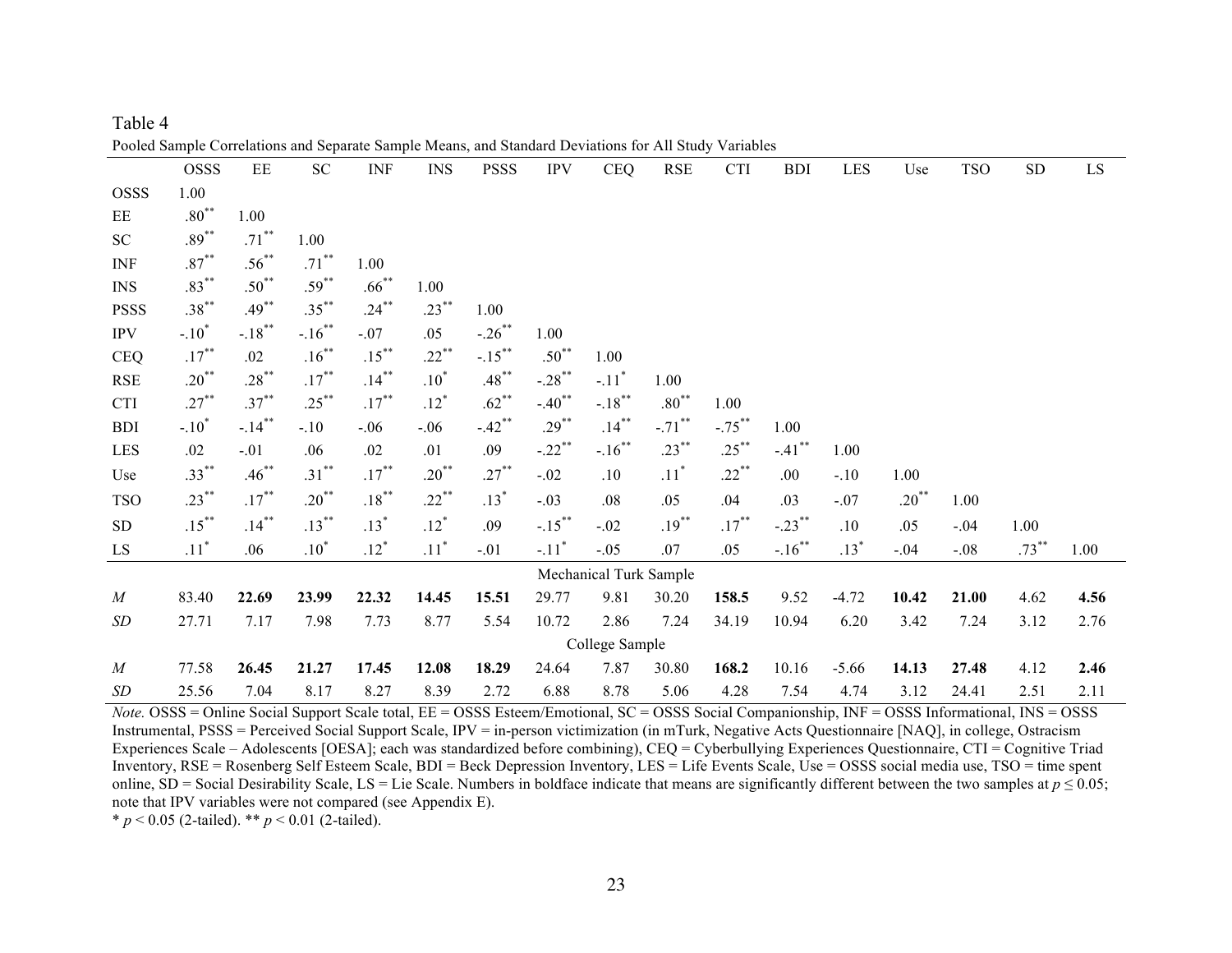Table 4

Pooled Sample Correlations and Separate Sample Means, and Standard Deviations for All Study Variables

| | OSSS | EE | SC | INF | INS | PSSS | IPV | CEQ | RSE | CTI | BDI | LES | Use | TSO | SD | LS |
|---|---|---|---|---|---|---|---|---|---|---|---|---|---|---|---|---|
| OSSS | 1.00 | | | | | | | | | | | | | | | |
| EE | .80** | 1.00 | | | | | | | | | | | | | | |
| SC | .89** | .71** | 1.00 | | | | | | | | | | | | | |
| INF | .87** | .56** | .71** | 1.00 | | | | | | | | | | | | |
| INS | .83** | .50** | .59** | .66** | 1.00 | | | | | | | | | | | |
| PSSS | .38** | .49** | .35** | .24** | .23** | 1.00 | | | | | | | | | | |
| IPV | -.10* | -.18** | -.16** | -.07 | .05 | -.26** | 1.00 | | | | | | | | | |
| CEQ | .17** | .02 | .16** | .15** | .22** | -.15** | .50** | 1.00 | | | | | | | | |
| RSE | .20** | .28** | .17** | .14** | .10* | .48** | -.28** | -.11* | 1.00 | | | | | | | |
| CTI | .27** | .37** | .25** | .17** | .12* | .62** | -.40** | -.18** | .80** | 1.00 | | | | | | |
| BDI | -.10* | -.14** | -.10 | -.06 | -.06 | -.42** | .29** | .14** | -.71** | -.75** | 1.00 | | | | | |
| LES | .02 | -.01 | .06 | .02 | .01 | .09 | -.22** | -.16** | .23** | .25** | -.41** | 1.00 | | | | |
| Use | .33** | .46** | .31** | .17** | .20** | .27** | -.02 | .10 | .11* | .22** | .00 | -.10 | 1.00 | | | |
| TSO | .23** | .17** | .20** | .18** | .22** | .13* | -.03 | .08 | .05 | .04 | .03 | -.07 | .20** | 1.00 | | |
| SD | .15** | .14** | .13** | .13* | .12* | .09 | -.15** | -.02 | .19** | .17** | -.23** | .10 | .05 | -.04 | 1.00 | |
| LS | .11* | .06 | .10* | .12* | .11* | -.01 | -.11* | -.05 | .07 | .05 | -.16** | .13* | -.04 | -.08 | .73** | 1.00 |
| | | | | | | | Mechanical Turk Sample | | | | | | | | | |
| *M* | 83.40 | **22.69** | **23.99** | **22.32** | **14.45** | **15.51** | 29.77 | 9.81 | 30.20 | **158.5** | 9.52 | -4.72 | **10.42** | **21.00** | 4.62 | **4.56** |
| *SD* | 27.71 | 7.17 | 7.98 | 7.73 | 8.77 | 5.54 | 10.72 | 2.86 | 7.24 | 34.19 | 10.94 | 6.20 | 3.42 | 7.24 | 3.12 | 2.76 |
| | | | | | | | College Sample | | | | | | | | | |
| *M* | 77.58 | **26.45** | **21.27** | **17.45** | **12.08** | **18.29** | 24.64 | 7.87 | 30.80 | **168.2** | 10.16 | -5.66 | **14.13** | **27.48** | 4.12 | **2.46** |
| *SD* | 25.56 | 7.04 | 8.17 | 8.27 | 8.39 | 2.72 | 6.88 | 8.78 | 5.06 | 4.28 | 7.54 | 4.74 | 3.12 | 24.41 | 2.51 | 2.11 |

*Note.* OSSS = Online Social Support Scale total, EE = OSSS Esteem/Emotional, SC = OSSS Social Companionship, INF = OSSS Informational, INS = OSSS Instrumental, PSSS = Perceived Social Support Scale, IPV = in-person victimization (in mTurk, Negative Acts Questionnaire [NAQ], in college, Ostracism Experiences Scale – Adolescents [OESA]; each was standardized before combining), CEQ = Cyberbullying Experiences Questionnaire, CTI = Cognitive Triad Inventory, RSE = Rosenberg Self Esteem Scale, BDI = Beck Depression Inventory, LES = Life Events Scale, Use = OSSS social media use, TSO = time spent online, SD = Social Desirability Scale, LS = Lie Scale. Numbers in boldface indicate that means are significantly different between the two samples at $p \leq 0.05$; note that IPV variables were not compared (see Appendix E).

\* $p < 0.05$ (2-tailed). \*\* $p < 0.01$ (2-tailed).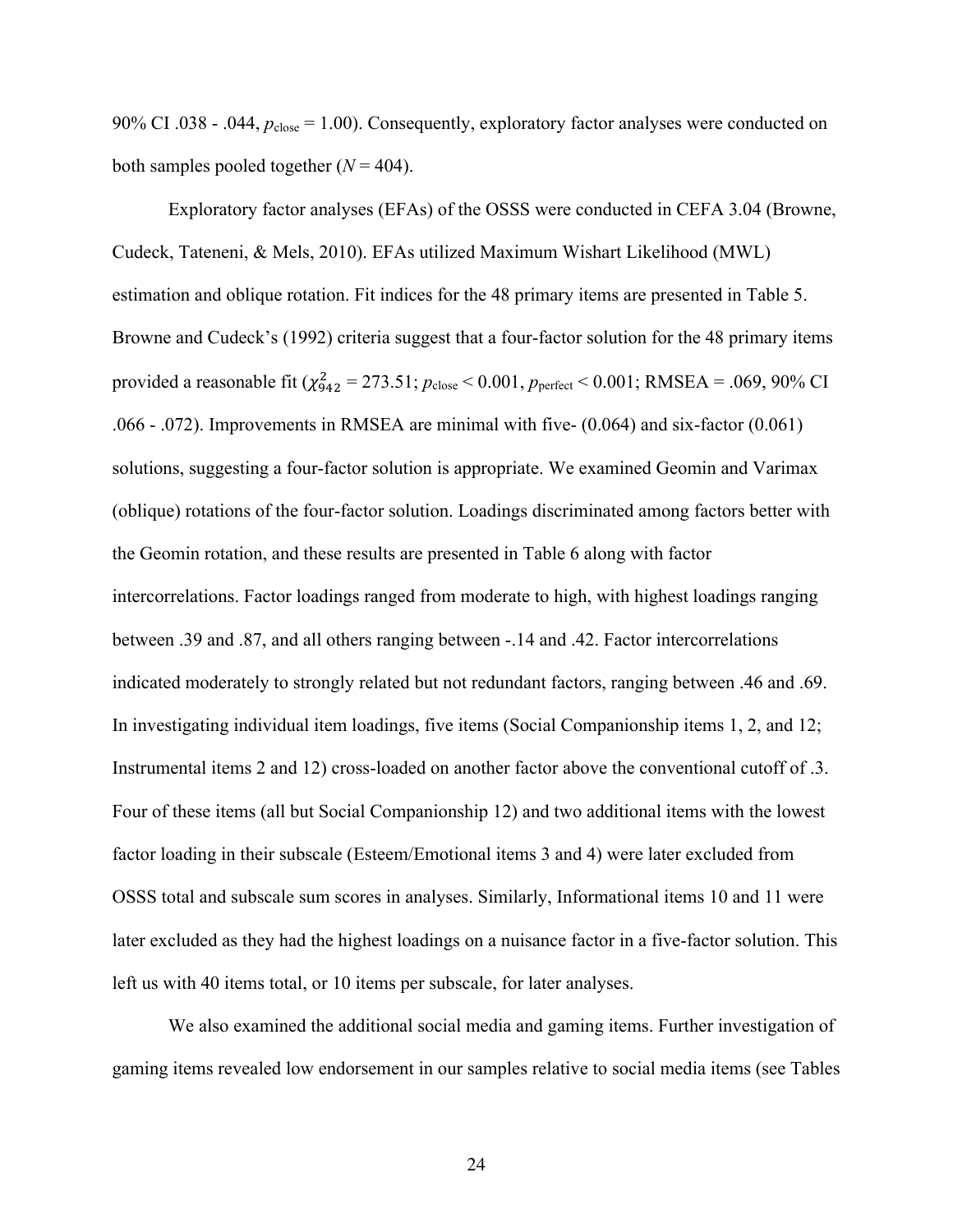90% CI .038 - .044, $p_{\text{close}} = 1.00$). Consequently, exploratory factor analyses were conducted on both samples pooled together ($N = 404$).

Exploratory factor analyses (EFAs) of the OSSS were conducted in CEFA 3.04 (Browne, Cudeck, Tateneni, & Mels, 2010). EFAs utilized Maximum Wishart Likelihood (MWL) estimation and oblique rotation. Fit indices for the 48 primary items are presented in Table 5. Browne and Cudeck's (1992) criteria suggest that a four-factor solution for the 48 primary items provided a reasonable fit ($\chi^2_{942} = 273.51$; $p_{\text{close}} < 0.001$, $p_{\text{perfect}} < 0.001$; RMSEA = .069, 90% CI .066 - .072). Improvements in RMSEA are minimal with five- (0.064) and six-factor (0.061) solutions, suggesting a four-factor solution is appropriate. We examined Geomin and Varimax (oblique) rotations of the four-factor solution. Loadings discriminated among factors better with the Geomin rotation, and these results are presented in Table 6 along with factor intercorrelations. Factor loadings ranged from moderate to high, with highest loadings ranging between .39 and .87, and all others ranging between -.14 and .42. Factor intercorrelations indicated moderately to strongly related but not redundant factors, ranging between .46 and .69. In investigating individual item loadings, five items (Social Companionship items 1, 2, and 12; Instrumental items 2 and 12) cross-loaded on another factor above the conventional cutoff of .3. Four of these items (all but Social Companionship 12) and two additional items with the lowest factor loading in their subscale (Esteem/Emotional items 3 and 4) were later excluded from OSSS total and subscale sum scores in analyses. Similarly, Informational items 10 and 11 were later excluded as they had the highest loadings on a nuisance factor in a five-factor solution. This left us with 40 items total, or 10 items per subscale, for later analyses.

We also examined the additional social media and gaming items. Further investigation of gaming items revealed low endorsement in our samples relative to social media items (see Tables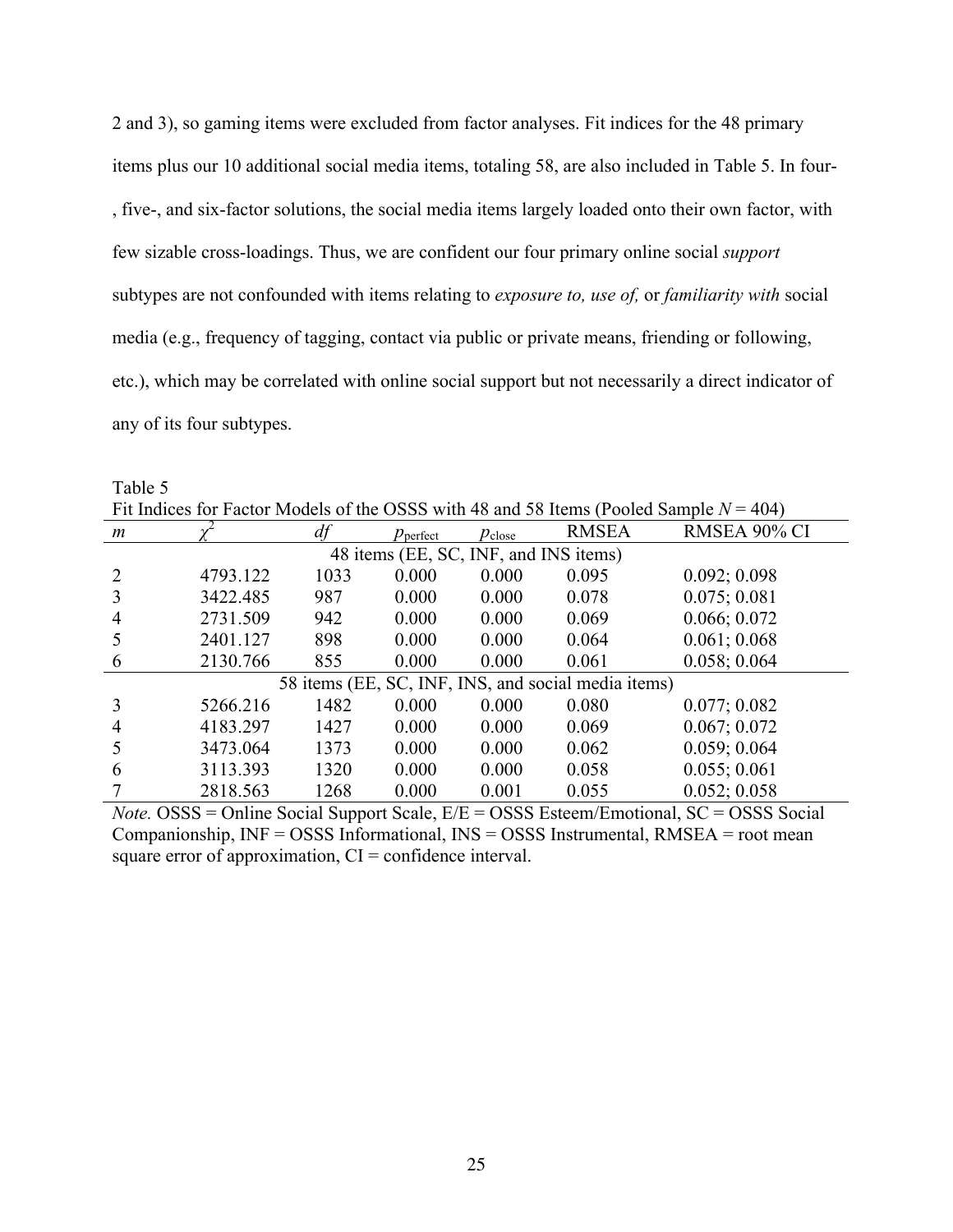2 and 3), so gaming items were excluded from factor analyses. Fit indices for the 48 primary items plus our 10 additional social media items, totaling 58, are also included in Table 5. In four-, five-, and six-factor solutions, the social media items largely loaded onto their own factor, with few sizable cross-loadings. Thus, we are confident our four primary online social *support* subtypes are not confounded with items relating to *exposure to, use of,* or *familiarity with* social media (e.g., frequency of tagging, contact via public or private means, friending or following, etc.), which may be correlated with online social support but not necessarily a direct indicator of any of its four subtypes.

Table 5
Fit Indices for Factor Models of the OSSS with 48 and 58 Items (Pooled Sample $N = 404$)

| $m$ | $\chi^2$ | $df$ | $p_{\text{perfect}}$ | $p_{\text{close}}$ | RMSEA | RMSEA 90% CI |
|---|---|---|---|---|---|---|
| 48 items (EE, SC, INF, and INS items) | | | | | | |
| 2 | 4793.122 | 1033 | 0.000 | 0.000 | 0.095 | 0.092; 0.098 |
| 3 | 3422.485 | 987 | 0.000 | 0.000 | 0.078 | 0.075; 0.081 |
| 4 | 2731.509 | 942 | 0.000 | 0.000 | 0.069 | 0.066; 0.072 |
| 5 | 2401.127 | 898 | 0.000 | 0.000 | 0.064 | 0.061; 0.068 |
| 6 | 2130.766 | 855 | 0.000 | 0.000 | 0.061 | 0.058; 0.064 |
| 58 items (EE, SC, INF, INS, and social media items) | | | | | | |
| 3 | 5266.216 | 1482 | 0.000 | 0.000 | 0.080 | 0.077; 0.082 |
| 4 | 4183.297 | 1427 | 0.000 | 0.000 | 0.069 | 0.067; 0.072 |
| 5 | 3473.064 | 1373 | 0.000 | 0.000 | 0.062 | 0.059; 0.064 |
| 6 | 3113.393 | 1320 | 0.000 | 0.000 | 0.058 | 0.055; 0.061 |
| 7 | 2818.563 | 1268 | 0.000 | 0.001 | 0.055 | 0.052; 0.058 |

*Note.* OSSS = Online Social Support Scale, E/E = OSSS Esteem/Emotional, SC = OSSS Social Companionship, INF = OSSS Informational, INS = OSSS Instrumental, RMSEA = root mean square error of approximation, CI = confidence interval.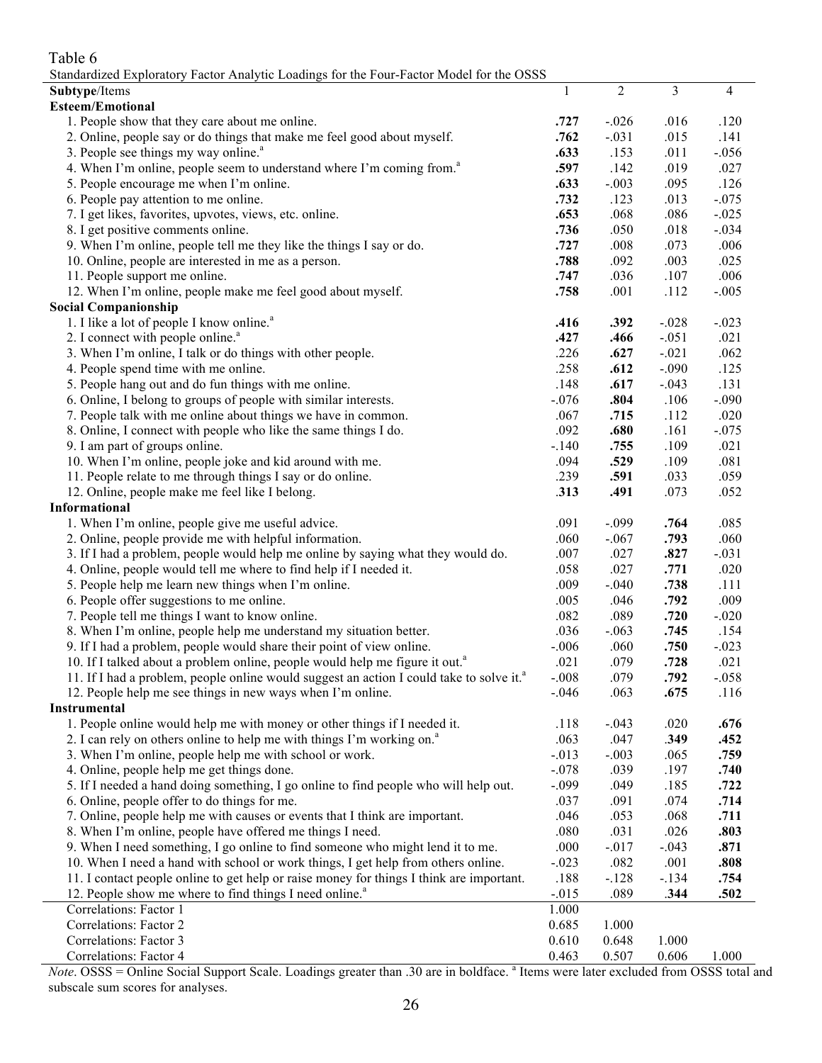Table 6

Standardized Exploratory Factor Analytic Loadings for the Four-Factor Model for the OSSS

| **Subtype**/Items | 1 | 2 | 3 | 4 |
|---|---|---|---|---|
| **Esteem/Emotional** | | | | |
| 1. People show that they care about me online. | **.727** | -.026 | .016 | .120 |
| 2. Online, people say or do things that make me feel good about myself. | **.762** | -.031 | .015 | .141 |
| 3. People see things my way online.[a] | **.633** | .153 | .011 | -.056 |
| 4. When I'm online, people seem to understand where I'm coming from.[a] | **.597** | .142 | .019 | .027 |
| 5. People encourage me when I'm online. | **.633** | -.003 | .095 | .126 |
| 6. People pay attention to me online. | **.732** | .123 | .013 | -.075 |
| 7. I get likes, favorites, upvotes, views, etc. online. | **.653** | .068 | .086 | -.025 |
| 8. I get positive comments online. | **.736** | .050 | .018 | -.034 |
| 9. When I'm online, people tell me they like the things I say or do. | **.727** | .008 | .073 | .006 |
| 10. Online, people are interested in me as a person. | **.788** | .092 | .003 | .025 |
| 11. People support me online. | **.747** | .036 | .107 | .006 |
| 12. When I'm online, people make me feel good about myself. | **.758** | .001 | .112 | -.005 |
| **Social Companionship** | | | | |
| 1. I like a lot of people I know online.[a] | **.416** | **.392** | -.028 | -.023 |
| 2. I connect with people online.[a] | **.427** | **.466** | -.051 | .021 |
| 3. When I'm online, I talk or do things with other people. | .226 | **.627** | -.021 | .062 |
| 4. People spend time with me online. | .258 | **.612** | -.090 | .125 |
| 5. People hang out and do fun things with me online. | .148 | **.617** | -.043 | .131 |
| 6. Online, I belong to groups of people with similar interests. | -.076 | **.804** | .106 | -.090 |
| 7. People talk with me online about things we have in common. | .067 | **.715** | .112 | .020 |
| 8. Online, I connect with people who like the same things I do. | .092 | **.680** | .161 | -.075 |
| 9. I am part of groups online. | -.140 | **.755** | .109 | .021 |
| 10. When I'm online, people joke and kid around with me. | .094 | **.529** | .109 | .081 |
| 11. People relate to me through things I say or do online. | .239 | **.591** | .033 | .059 |
| 12. Online, people make me feel like I belong. | **.313** | **.491** | .073 | .052 |
| **Informational** | | | | |
| 1. When I'm online, people give me useful advice. | .091 | -.099 | **.764** | .085 |
| 2. Online, people provide me with helpful information. | .060 | -.067 | **.793** | .060 |
| 3. If I had a problem, people would help me online by saying what they would do. | .007 | .027 | **.827** | -.031 |
| 4. Online, people would tell me where to find help if I needed it. | .058 | .027 | **.771** | .020 |
| 5. People help me learn new things when I'm online. | .009 | -.040 | **.738** | .111 |
| 6. People offer suggestions to me online. | .005 | .046 | **.792** | .009 |
| 7. People tell me things I want to know online. | .082 | .089 | **.720** | -.020 |
| 8. When I'm online, people help me understand my situation better. | .036 | -.063 | **.745** | .154 |
| 9. If I had a problem, people would share their point of view online. | -.006 | .060 | **.750** | -.023 |
| 10. If I talked about a problem online, people would help me figure it out.[a] | .021 | .079 | **.728** | .021 |
| 11. If I had a problem, people online would suggest an action I could take to solve it.[a] | -.008 | .079 | **.792** | -.058 |
| 12. People help me see things in new ways when I'm online. | -.046 | .063 | **.675** | .116 |
| **Instrumental** | | | | |
| 1. People online would help me with money or other things if I needed it. | .118 | -.043 | .020 | **.676** |
| 2. I can rely on others online to help me with things I'm working on.[a] | .063 | .047 | **.349** | **.452** |
| 3. When I'm online, people help me with school or work. | -.013 | -.003 | .065 | **.759** |
| 4. Online, people help me get things done. | -.078 | .039 | .197 | **.740** |
| 5. If I needed a hand doing something, I go online to find people who will help out. | -.099 | .049 | .185 | **.722** |
| 6. Online, people offer to do things for me. | .037 | .091 | .074 | **.714** |
| 7. Online, people help me with causes or events that I think are important. | .046 | .053 | .068 | **.711** |
| 8. When I'm online, people have offered me things I need. | .080 | .031 | .026 | **.803** |
| 9. When I need something, I go online to find someone who might lend it to me. | .000 | -.017 | -.043 | **.871** |
| 10. When I need a hand with school or work things, I get help from others online. | -.023 | .082 | .001 | **.808** |
| 11. I contact people online to get help or raise money for things I think are important. | .188 | -.128 | -.134 | **.754** |
| 12. People show me where to find things I need online.[a] | -.015 | .089 | **.344** | **.502** |
| Correlations: Factor 1 | 1.000 | | | |
| Correlations: Factor 2 | 0.685 | 1.000 | | |
| Correlations: Factor 3 | 0.610 | 0.648 | 1.000 | |
| Correlations: Factor 4 | 0.463 | 0.507 | 0.606 | 1.000 |

*Note*. OSSS = Online Social Support Scale. Loadings greater than .30 are in boldface. [a] Items were later excluded from OSSS total and subscale sum scores for analyses.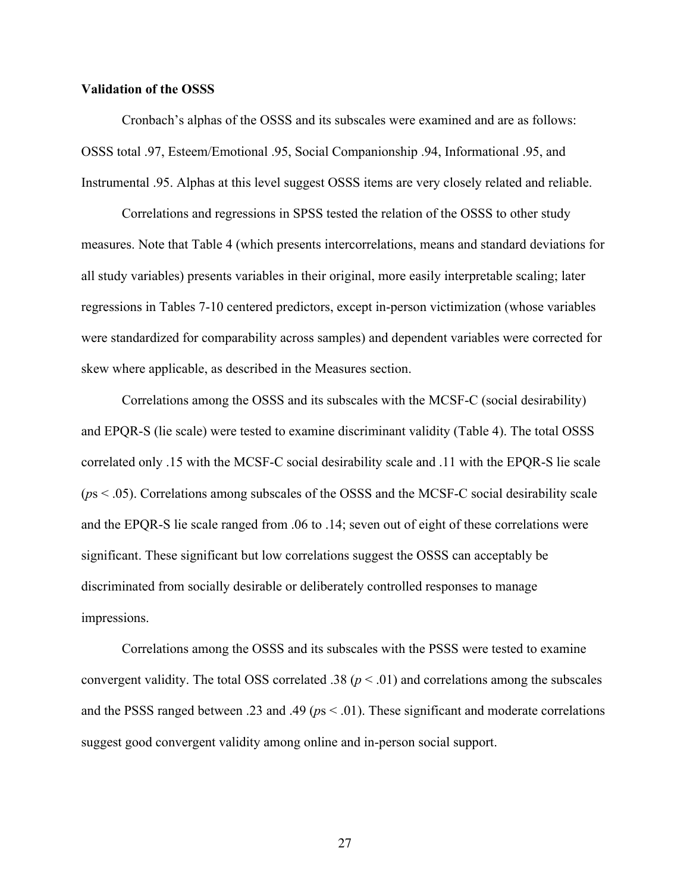**Validation of the OSSS**

Cronbach's alphas of the OSSS and its subscales were examined and are as follows: OSSS total .97, Esteem/Emotional .95, Social Companionship .94, Informational .95, and Instrumental .95. Alphas at this level suggest OSSS items are very closely related and reliable.

Correlations and regressions in SPSS tested the relation of the OSSS to other study measures. Note that Table 4 (which presents intercorrelations, means and standard deviations for all study variables) presents variables in their original, more easily interpretable scaling; later regressions in Tables 7-10 centered predictors, except in-person victimization (whose variables were standardized for comparability across samples) and dependent variables were corrected for skew where applicable, as described in the Measures section.

Correlations among the OSSS and its subscales with the MCSF-C (social desirability) and EPQR-S (lie scale) were tested to examine discriminant validity (Table 4). The total OSSS correlated only .15 with the MCSF-C social desirability scale and .11 with the EPQR-S lie scale (*p*s < .05). Correlations among subscales of the OSSS and the MCSF-C social desirability scale and the EPQR-S lie scale ranged from .06 to .14; seven out of eight of these correlations were significant. These significant but low correlations suggest the OSSS can acceptably be discriminated from socially desirable or deliberately controlled responses to manage impressions.

Correlations among the OSSS and its subscales with the PSSS were tested to examine convergent validity. The total OSS correlated .38 ($p < .01$) and correlations among the subscales and the PSSS ranged between .23 and .49 (*p*s < .01). These significant and moderate correlations suggest good convergent validity among online and in-person social support.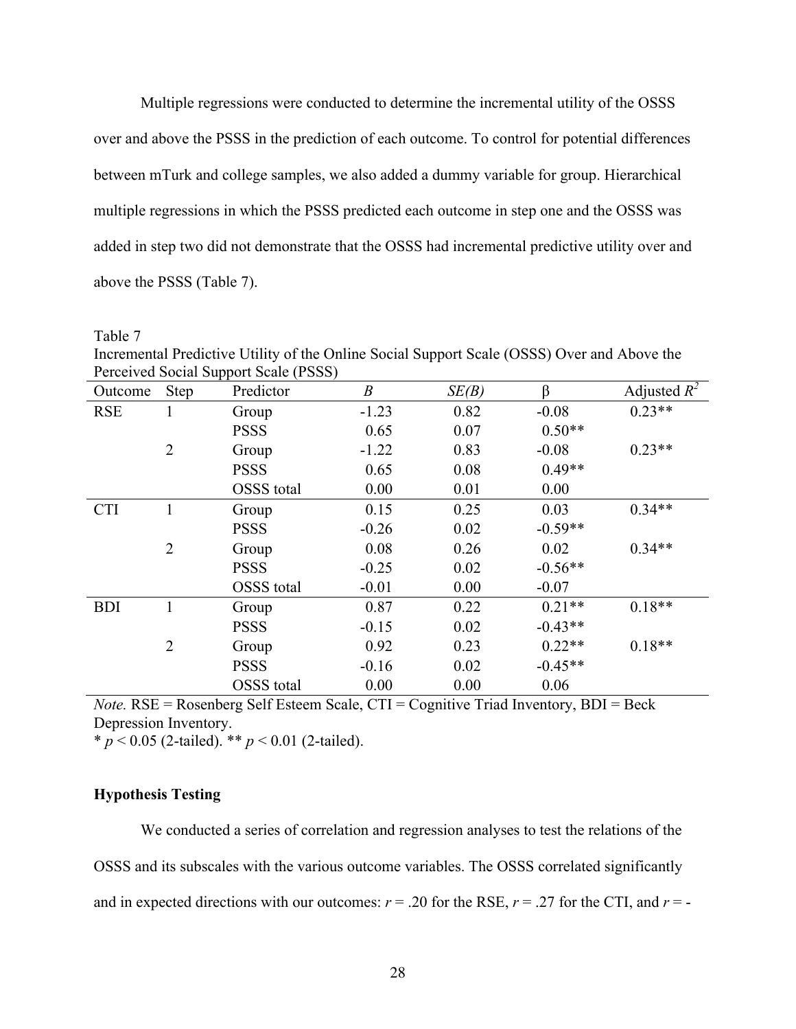Multiple regressions were conducted to determine the incremental utility of the OSSS over and above the PSSS in the prediction of each outcome. To control for potential differences between mTurk and college samples, we also added a dummy variable for group. Hierarchical multiple regressions in which the PSSS predicted each outcome in step one and the OSSS was added in step two did not demonstrate that the OSSS had incremental predictive utility over and above the PSSS (Table 7).

Table 7
Incremental Predictive Utility of the Online Social Support Scale (OSSS) Over and Above the Perceived Social Support Scale (PSSS)

| Outcome | Step | Predictor | *B* | *SE(B)* | β | Adjusted $R^2$ |
|---|---|---|---|---|---|---|
| RSE | 1 | Group | -1.23 | 0.82 | -0.08 | 0.23** |
| | | PSSS | 0.65 | 0.07 | 0.50** | |
| | 2 | Group | -1.22 | 0.83 | -0.08 | 0.23** |
| | | PSSS | 0.65 | 0.08 | 0.49** | |
| | | OSSS total | 0.00 | 0.01 | 0.00 | |
| CTI | 1 | Group | 0.15 | 0.25 | 0.03 | 0.34** |
| | | PSSS | -0.26 | 0.02 | -0.59** | |
| | 2 | Group | 0.08 | 0.26 | 0.02 | 0.34** |
| | | PSSS | -0.25 | 0.02 | -0.56** | |
| | | OSSS total | -0.01 | 0.00 | -0.07 | |
| BDI | 1 | Group | 0.87 | 0.22 | 0.21** | 0.18** |
| | | PSSS | -0.15 | 0.02 | -0.43** | |
| | 2 | Group | 0.92 | 0.23 | 0.22** | 0.18** |
| | | PSSS | -0.16 | 0.02 | -0.45** | |
| | | OSSS total | 0.00 | 0.00 | 0.06 | |

*Note.* RSE = Rosenberg Self Esteem Scale, CTI = Cognitive Triad Inventory, BDI = Beck Depression Inventory.
* $p < 0.05$ (2-tailed). ** $p < 0.01$ (2-tailed).

**Hypothesis Testing**

We conducted a series of correlation and regression analyses to test the relations of the OSSS and its subscales with the various outcome variables. The OSSS correlated significantly and in expected directions with our outcomes: $r = .20$ for the RSE, $r = .27$ for the CTI, and $r = -$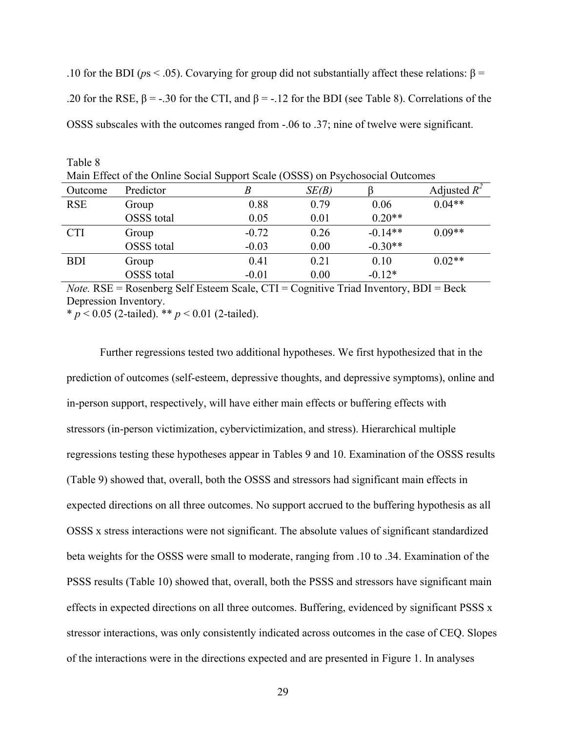.10 for the BDI (*p*s < .05). Covarying for group did not substantially affect these relations: β = .20 for the RSE, β = -.30 for the CTI, and β = -.12 for the BDI (see Table 8). Correlations of the OSSS subscales with the outcomes ranged from -.06 to .37; nine of twelve were significant.

Table 8
Main Effect of the Online Social Support Scale (OSSS) on Psychosocial Outcomes

| Outcome | Predictor | *B* | *SE(B)* | β | Adjusted $R^2$ |
|---|---|---|---|---|---|
| RSE | Group | 0.88 | 0.79 | 0.06 | 0.04** |
| | OSSS total | 0.05 | 0.01 | 0.20** | |
| CTI | Group | -0.72 | 0.26 | -0.14** | 0.09** |
| | OSSS total | -0.03 | 0.00 | -0.30** | |
| BDI | Group | 0.41 | 0.21 | 0.10 | 0.02** |
| | OSSS total | -0.01 | 0.00 | -0.12* | |

*Note.* RSE = Rosenberg Self Esteem Scale, CTI = Cognitive Triad Inventory, BDI = Beck Depression Inventory.
* $p < 0.05$ (2-tailed). ** $p < 0.01$ (2-tailed).

Further regressions tested two additional hypotheses. We first hypothesized that in the prediction of outcomes (self-esteem, depressive thoughts, and depressive symptoms), online and in-person support, respectively, will have either main effects or buffering effects with stressors (in-person victimization, cybervictimization, and stress). Hierarchical multiple regressions testing these hypotheses appear in Tables 9 and 10. Examination of the OSSS results (Table 9) showed that, overall, both the OSSS and stressors had significant main effects in expected directions on all three outcomes. No support accrued to the buffering hypothesis as all OSSS x stress interactions were not significant. The absolute values of significant standardized beta weights for the OSSS were small to moderate, ranging from .10 to .34. Examination of the PSSS results (Table 10) showed that, overall, both the PSSS and stressors have significant main effects in expected directions on all three outcomes. Buffering, evidenced by significant PSSS x stressor interactions, was only consistently indicated across outcomes in the case of CEQ. Slopes of the interactions were in the directions expected and are presented in Figure 1. In analyses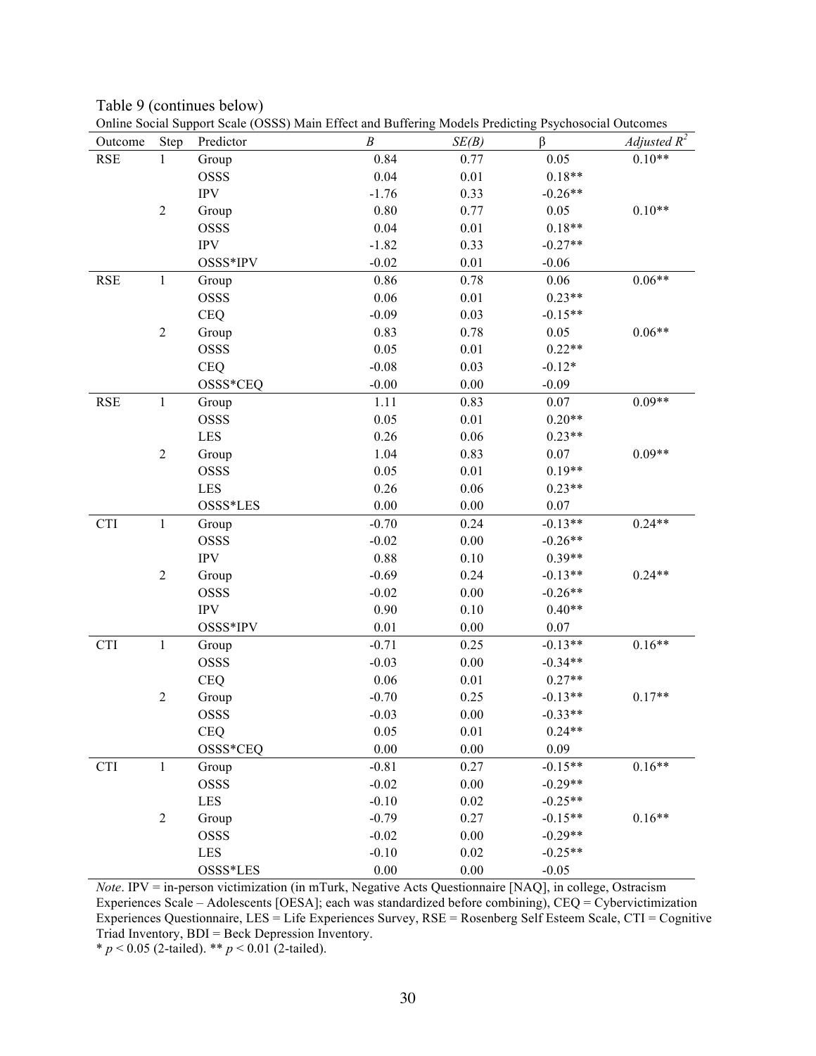Table 9 (continues below)

Online Social Support Scale (OSSS) Main Effect and Buffering Models Predicting Psychosocial Outcomes

| Outcome | Step | Predictor | *B* | *SE(B)* | β | *Adjusted $R^2$* |
|---|---|---|---|---|---|---|
| RSE | 1 | Group | 0.84 | 0.77 | 0.05 | 0.10** |
| | | OSSS | 0.04 | 0.01 | 0.18** | |
| | | IPV | -1.76 | 0.33 | -0.26** | |
| | 2 | Group | 0.80 | 0.77 | 0.05 | 0.10** |
| | | OSSS | 0.04 | 0.01 | 0.18** | |
| | | IPV | -1.82 | 0.33 | -0.27** | |
| | | OSSS*IPV | -0.02 | 0.01 | -0.06 | |
| RSE | 1 | Group | 0.86 | 0.78 | 0.06 | 0.06** |
| | | OSSS | 0.06 | 0.01 | 0.23** | |
| | | CEQ | -0.09 | 0.03 | -0.15** | |
| | 2 | Group | 0.83 | 0.78 | 0.05 | 0.06** |
| | | OSSS | 0.05 | 0.01 | 0.22** | |
| | | CEQ | -0.08 | 0.03 | -0.12* | |
| | | OSSS*CEQ | -0.00 | 0.00 | -0.09 | |
| RSE | 1 | Group | 1.11 | 0.83 | 0.07 | 0.09** |
| | | OSSS | 0.05 | 0.01 | 0.20** | |
| | | LES | 0.26 | 0.06 | 0.23** | |
| | 2 | Group | 1.04 | 0.83 | 0.07 | 0.09** |
| | | OSSS | 0.05 | 0.01 | 0.19** | |
| | | LES | 0.26 | 0.06 | 0.23** | |
| | | OSSS*LES | 0.00 | 0.00 | 0.07 | |
| CTI | 1 | Group | -0.70 | 0.24 | -0.13** | 0.24** |
| | | OSSS | -0.02 | 0.00 | -0.26** | |
| | | IPV | 0.88 | 0.10 | 0.39** | |
| | 2 | Group | -0.69 | 0.24 | -0.13** | 0.24** |
| | | OSSS | -0.02 | 0.00 | -0.26** | |
| | | IPV | 0.90 | 0.10 | 0.40** | |
| | | OSSS*IPV | 0.01 | 0.00 | 0.07 | |
| CTI | 1 | Group | -0.71 | 0.25 | -0.13** | 0.16** |
| | | OSSS | -0.03 | 0.00 | -0.34** | |
| | | CEQ | 0.06 | 0.01 | 0.27** | |
| | 2 | Group | -0.70 | 0.25 | -0.13** | 0.17** |
| | | OSSS | -0.03 | 0.00 | -0.33** | |
| | | CEQ | 0.05 | 0.01 | 0.24** | |
| | | OSSS*CEQ | 0.00 | 0.00 | 0.09 | |
| CTI | 1 | Group | -0.81 | 0.27 | -0.15** | 0.16** |
| | | OSSS | -0.02 | 0.00 | -0.29** | |
| | | LES | -0.10 | 0.02 | -0.25** | |
| | 2 | Group | -0.79 | 0.27 | -0.15** | 0.16** |
| | | OSSS | -0.02 | 0.00 | -0.29** | |
| | | LES | -0.10 | 0.02 | -0.25** | |
| | | OSSS*LES | 0.00 | 0.00 | -0.05 | |

*Note*. IPV = in-person victimization (in mTurk, Negative Acts Questionnaire [NAQ], in college, Ostracism Experiences Scale – Adolescents [OESA]; each was standardized before combining), CEQ = Cybervictimization Experiences Questionnaire, LES = Life Experiences Survey, RSE = Rosenberg Self Esteem Scale, CTI = Cognitive Triad Inventory, BDI = Beck Depression Inventory.

* $p < 0.05$ (2-tailed). ** $p < 0.01$ (2-tailed).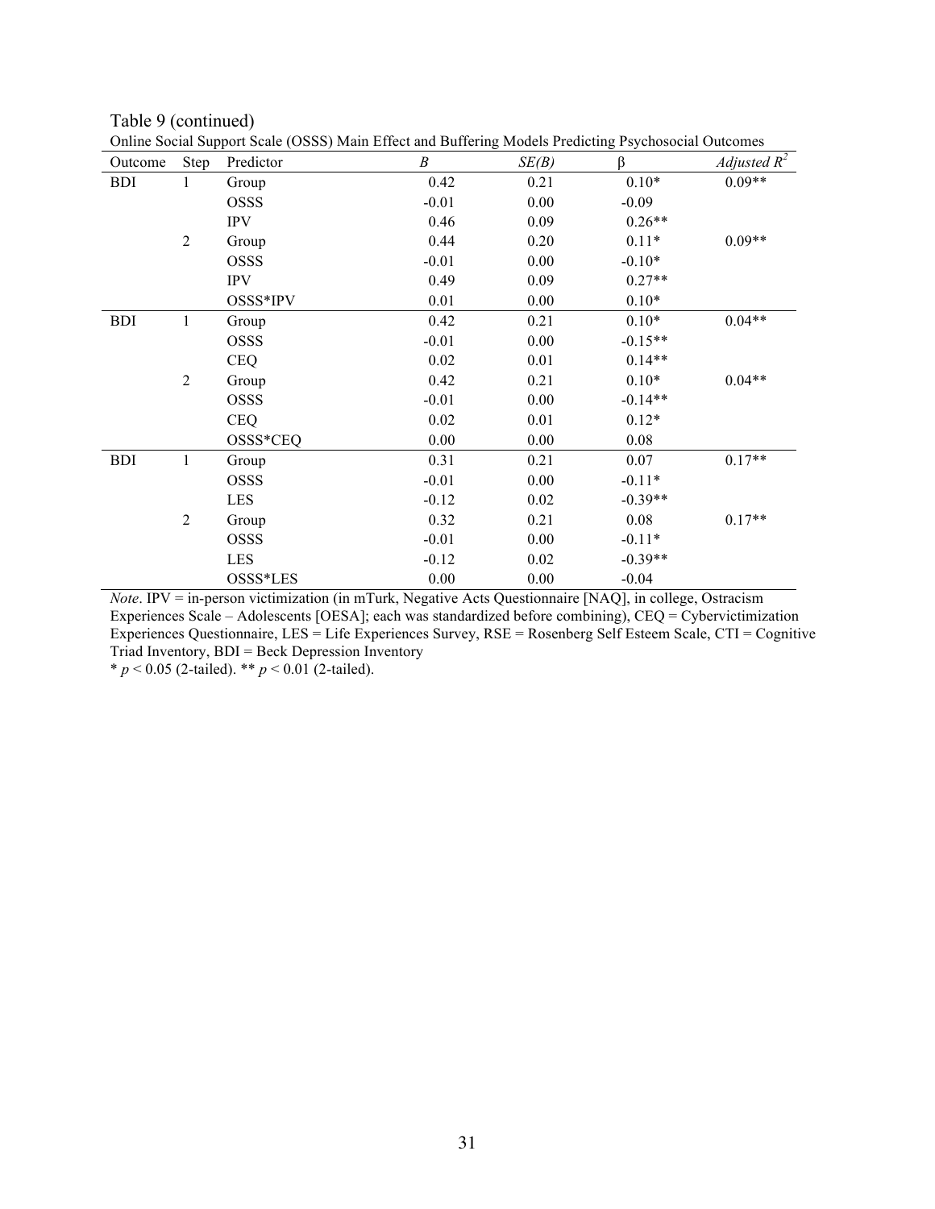Table 9 (continued)

Online Social Support Scale (OSSS) Main Effect and Buffering Models Predicting Psychosocial Outcomes

| Outcome | Step | Predictor | *B* | *SE(B)* | β | *Adjusted $R^2$* |
|---|---|---|---|---|---|---|
| BDI | 1 | Group | 0.42 | 0.21 | 0.10* | 0.09** |
| | | OSSS | -0.01 | 0.00 | -0.09 | |
| | | IPV | 0.46 | 0.09 | 0.26** | |
| | 2 | Group | 0.44 | 0.20 | 0.11* | 0.09** |
| | | OSSS | -0.01 | 0.00 | -0.10* | |
| | | IPV | 0.49 | 0.09 | 0.27** | |
| | | OSSS*IPV | 0.01 | 0.00 | 0.10* | |
| BDI | 1 | Group | 0.42 | 0.21 | 0.10* | 0.04** |
| | | OSSS | -0.01 | 0.00 | -0.15** | |
| | | CEQ | 0.02 | 0.01 | 0.14** | |
| | 2 | Group | 0.42 | 0.21 | 0.10* | 0.04** |
| | | OSSS | -0.01 | 0.00 | -0.14** | |
| | | CEQ | 0.02 | 0.01 | 0.12* | |
| | | OSSS*CEQ | 0.00 | 0.00 | 0.08 | |
| BDI | 1 | Group | 0.31 | 0.21 | 0.07 | 0.17** |
| | | OSSS | -0.01 | 0.00 | -0.11* | |
| | | LES | -0.12 | 0.02 | -0.39** | |
| | 2 | Group | 0.32 | 0.21 | 0.08 | 0.17** |
| | | OSSS | -0.01 | 0.00 | -0.11* | |
| | | LES | -0.12 | 0.02 | -0.39** | |
| | | OSSS*LES | 0.00 | 0.00 | -0.04 | |

*Note*. IPV = in-person victimization (in mTurk, Negative Acts Questionnaire [NAQ], in college, Ostracism Experiences Scale – Adolescents [OESA]; each was standardized before combining), CEQ = Cybervictimization Experiences Questionnaire, LES = Life Experiences Survey, RSE = Rosenberg Self Esteem Scale, CTI = Cognitive Triad Inventory, BDI = Beck Depression Inventory

* $p < 0.05$ (2-tailed). ** $p < 0.01$ (2-tailed).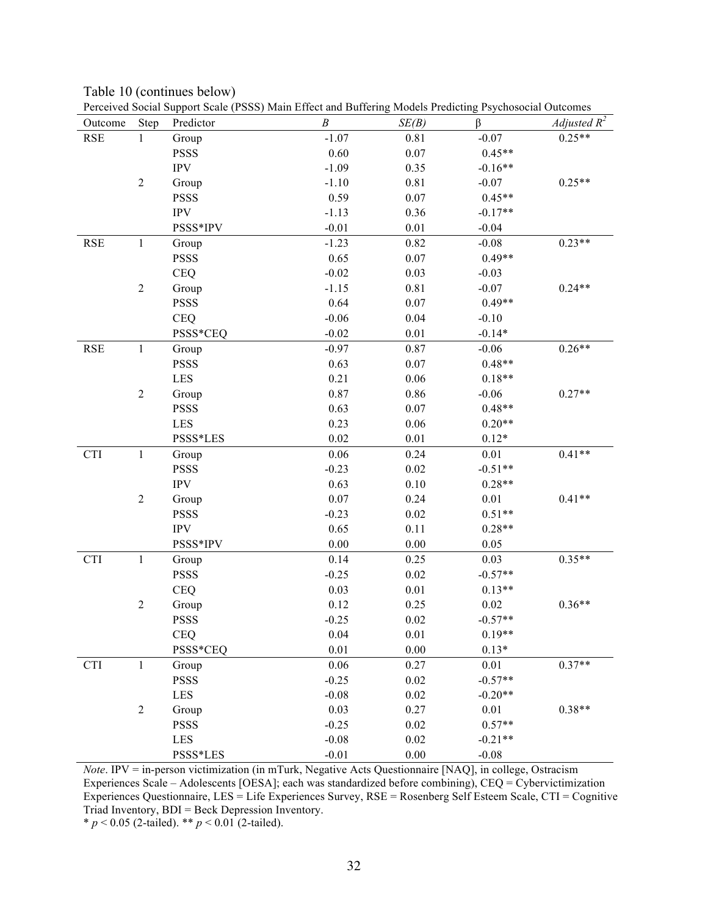Table 10 (continues below)

Perceived Social Support Scale (PSSS) Main Effect and Buffering Models Predicting Psychosocial Outcomes

| Outcome | Step | Predictor | *B* | *SE(B)* | β | *Adjusted $R^2$* |
|---|---|---|---|---|---|---|
| RSE | 1 | Group | -1.07 | 0.81 | -0.07 | 0.25** |
| | | PSSS | 0.60 | 0.07 | 0.45** | |
| | | IPV | -1.09 | 0.35 | -0.16** | |
| | 2 | Group | -1.10 | 0.81 | -0.07 | 0.25** |
| | | PSSS | 0.59 | 0.07 | 0.45** | |
| | | IPV | -1.13 | 0.36 | -0.17** | |
| | | PSSS*IPV | -0.01 | 0.01 | -0.04 | |
| RSE | 1 | Group | -1.23 | 0.82 | -0.08 | 0.23** |
| | | PSSS | 0.65 | 0.07 | 0.49** | |
| | | CEQ | -0.02 | 0.03 | -0.03 | |
| | 2 | Group | -1.15 | 0.81 | -0.07 | 0.24** |
| | | PSSS | 0.64 | 0.07 | 0.49** | |
| | | CEQ | -0.06 | 0.04 | -0.10 | |
| | | PSSS*CEQ | -0.02 | 0.01 | -0.14* | |
| RSE | 1 | Group | -0.97 | 0.87 | -0.06 | 0.26** |
| | | PSSS | 0.63 | 0.07 | 0.48** | |
| | | LES | 0.21 | 0.06 | 0.18** | |
| | 2 | Group | 0.87 | 0.86 | -0.06 | 0.27** |
| | | PSSS | 0.63 | 0.07 | 0.48** | |
| | | LES | 0.23 | 0.06 | 0.20** | |
| | | PSSS*LES | 0.02 | 0.01 | 0.12* | |
| CTI | 1 | Group | 0.06 | 0.24 | 0.01 | 0.41** |
| | | PSSS | -0.23 | 0.02 | -0.51** | |
| | | IPV | 0.63 | 0.10 | 0.28** | |
| | 2 | Group | 0.07 | 0.24 | 0.01 | 0.41** |
| | | PSSS | -0.23 | 0.02 | 0.51** | |
| | | IPV | 0.65 | 0.11 | 0.28** | |
| | | PSSS*IPV | 0.00 | 0.00 | 0.05 | |
| CTI | 1 | Group | 0.14 | 0.25 | 0.03 | 0.35** |
| | | PSSS | -0.25 | 0.02 | -0.57** | |
| | | CEQ | 0.03 | 0.01 | 0.13** | |
| | 2 | Group | 0.12 | 0.25 | 0.02 | 0.36** |
| | | PSSS | -0.25 | 0.02 | -0.57** | |
| | | CEQ | 0.04 | 0.01 | 0.19** | |
| | | PSSS*CEQ | 0.01 | 0.00 | 0.13* | |
| CTI | 1 | Group | 0.06 | 0.27 | 0.01 | 0.37** |
| | | PSSS | -0.25 | 0.02 | -0.57** | |
| | | LES | -0.08 | 0.02 | -0.20** | |
| | 2 | Group | 0.03 | 0.27 | 0.01 | 0.38** |
| | | PSSS | -0.25 | 0.02 | 0.57** | |
| | | LES | -0.08 | 0.02 | -0.21** | |
| | | PSSS*LES | -0.01 | 0.00 | -0.08 | |

*Note*. IPV = in-person victimization (in mTurk, Negative Acts Questionnaire [NAQ], in college, Ostracism Experiences Scale – Adolescents [OESA]; each was standardized before combining), CEQ = Cybervictimization Experiences Questionnaire, LES = Life Experiences Survey, RSE = Rosenberg Self Esteem Scale, CTI = Cognitive Triad Inventory, BDI = Beck Depression Inventory.

* $p < 0.05$ (2-tailed). ** $p < 0.01$ (2-tailed).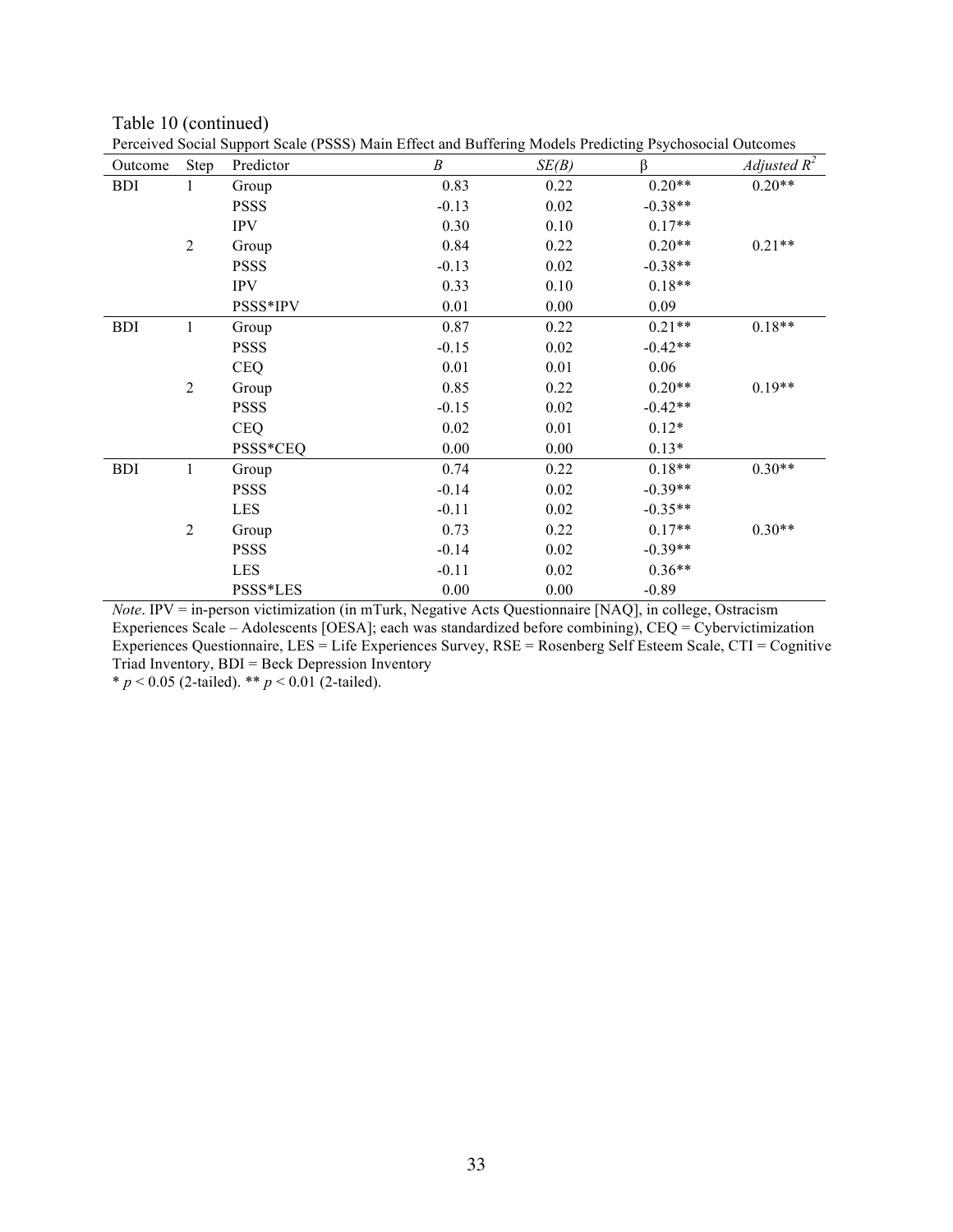Table 10 (continued)

Perceived Social Support Scale (PSSS) Main Effect and Buffering Models Predicting Psychosocial Outcomes

| Outcome | Step | Predictor | *B* | *SE(B)* | β | *Adjusted* $R^2$ |
|---|---|---|---|---|---|---|
| BDI | 1 | Group | 0.83 | 0.22 | 0.20** | 0.20** |
| | | PSSS | -0.13 | 0.02 | -0.38** | |
| | | IPV | 0.30 | 0.10 | 0.17** | |
| | 2 | Group | 0.84 | 0.22 | 0.20** | 0.21** |
| | | PSSS | -0.13 | 0.02 | -0.38** | |
| | | IPV | 0.33 | 0.10 | 0.18** | |
| | | PSSS*IPV | 0.01 | 0.00 | 0.09 | |
| BDI | 1 | Group | 0.87 | 0.22 | 0.21** | 0.18** |
| | | PSSS | -0.15 | 0.02 | -0.42** | |
| | | CEQ | 0.01 | 0.01 | 0.06 | |
| | 2 | Group | 0.85 | 0.22 | 0.20** | 0.19** |
| | | PSSS | -0.15 | 0.02 | -0.42** | |
| | | CEQ | 0.02 | 0.01 | 0.12* | |
| | | PSSS*CEQ | 0.00 | 0.00 | 0.13* | |
| BDI | 1 | Group | 0.74 | 0.22 | 0.18** | 0.30** |
| | | PSSS | -0.14 | 0.02 | -0.39** | |
| | | LES | -0.11 | 0.02 | -0.35** | |
| | 2 | Group | 0.73 | 0.22 | 0.17** | 0.30** |
| | | PSSS | -0.14 | 0.02 | -0.39** | |
| | | LES | -0.11 | 0.02 | 0.36** | |
| | | PSSS*LES | 0.00 | 0.00 | -0.89 | |

*Note*. IPV = in-person victimization (in mTurk, Negative Acts Questionnaire [NAQ], in college, Ostracism Experiences Scale – Adolescents [OESA]; each was standardized before combining), CEQ = Cybervictimization Experiences Questionnaire, LES = Life Experiences Survey, RSE = Rosenberg Self Esteem Scale, CTI = Cognitive Triad Inventory, BDI = Beck Depression Inventory

* $p < 0.05$ (2-tailed). ** $p < 0.01$ (2-tailed).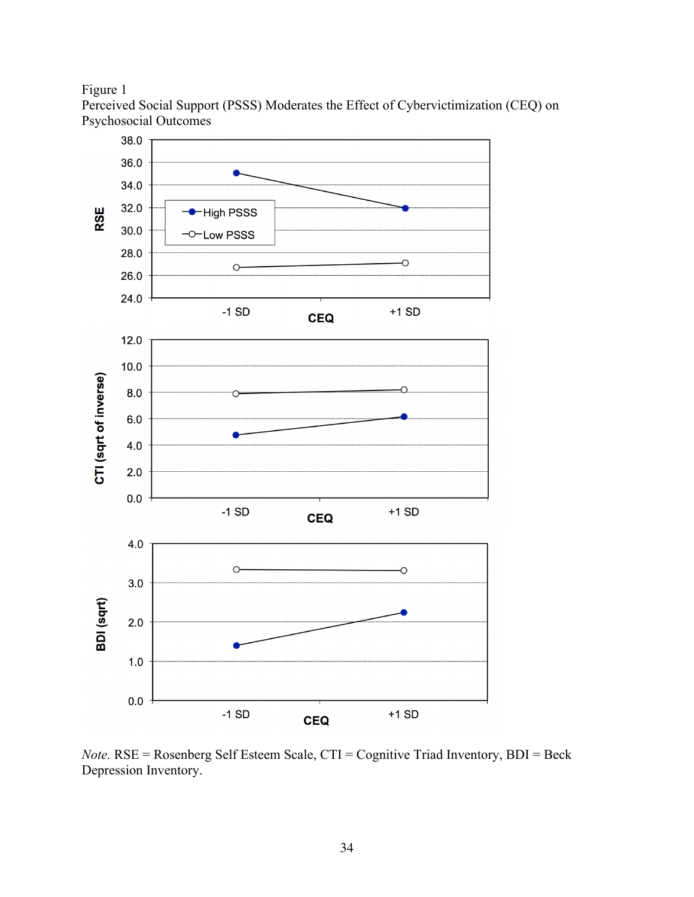Figure 1

Perceived Social Support (PSSS) Moderates the Effect of Cybervictimization (CEQ) on Psychosocial Outcomes

*Note.* RSE = Rosenberg Self Esteem Scale, CTI = Cognitive Triad Inventory, BDI = Beck Depression Inventory.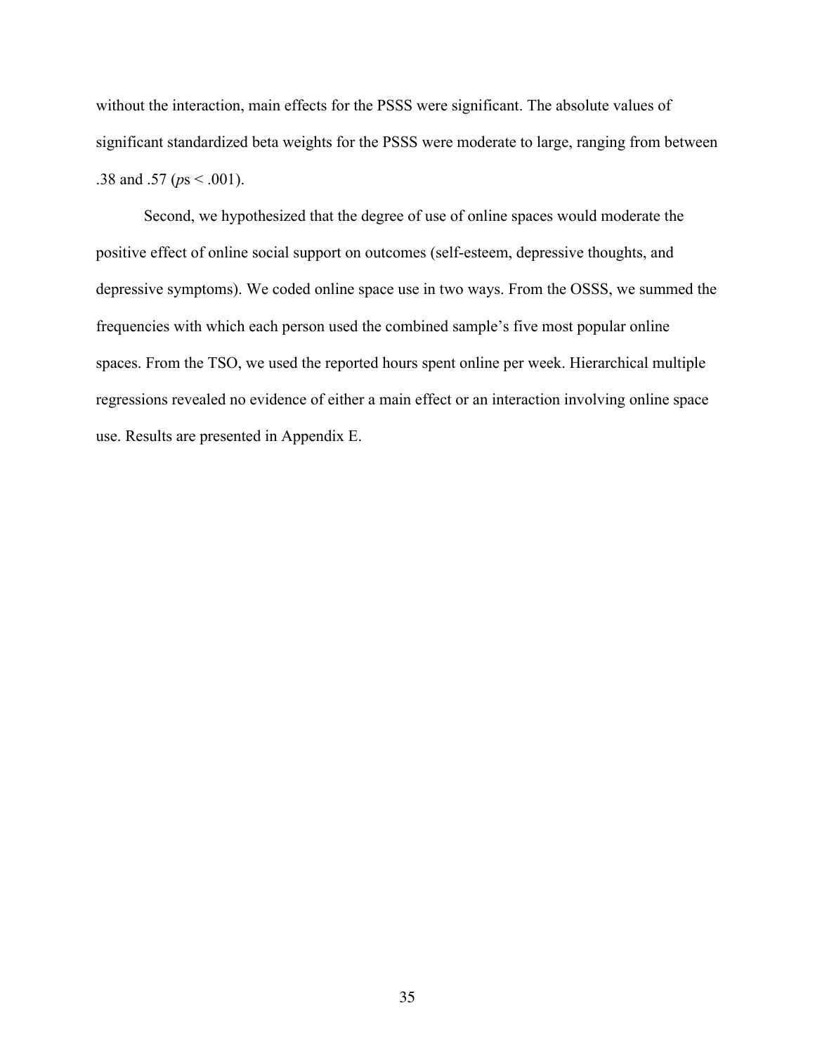without the interaction, main effects for the PSSS were significant. The absolute values of significant standardized beta weights for the PSSS were moderate to large, ranging from between .38 and .57 (*p*s < .001).

Second, we hypothesized that the degree of use of online spaces would moderate the positive effect of online social support on outcomes (self-esteem, depressive thoughts, and depressive symptoms). We coded online space use in two ways. From the OSSS, we summed the frequencies with which each person used the combined sample's five most popular online spaces. From the TSO, we used the reported hours spent online per week. Hierarchical multiple regressions revealed no evidence of either a main effect or an interaction involving online space use. Results are presented in Appendix E.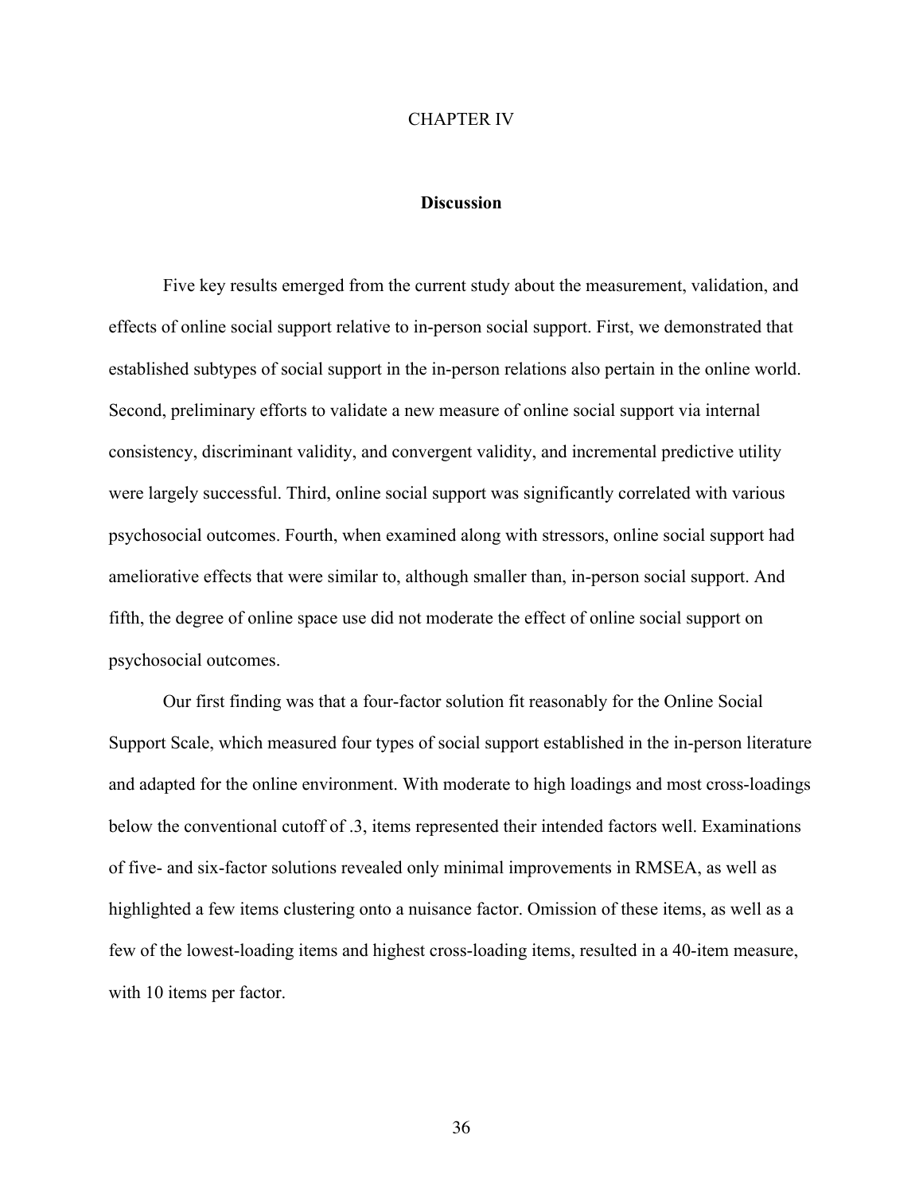# CHAPTER IV

## Discussion

Five key results emerged from the current study about the measurement, validation, and effects of online social support relative to in-person social support. First, we demonstrated that established subtypes of social support in the in-person relations also pertain in the online world. Second, preliminary efforts to validate a new measure of online social support via internal consistency, discriminant validity, and convergent validity, and incremental predictive utility were largely successful. Third, online social support was significantly correlated with various psychosocial outcomes. Fourth, when examined along with stressors, online social support had ameliorative effects that were similar to, although smaller than, in-person social support. And fifth, the degree of online space use did not moderate the effect of online social support on psychosocial outcomes.

Our first finding was that a four-factor solution fit reasonably for the Online Social Support Scale, which measured four types of social support established in the in-person literature and adapted for the online environment. With moderate to high loadings and most cross-loadings below the conventional cutoff of .3, items represented their intended factors well. Examinations of five- and six-factor solutions revealed only minimal improvements in RMSEA, as well as highlighted a few items clustering onto a nuisance factor. Omission of these items, as well as a few of the lowest-loading items and highest cross-loading items, resulted in a 40-item measure, with 10 items per factor.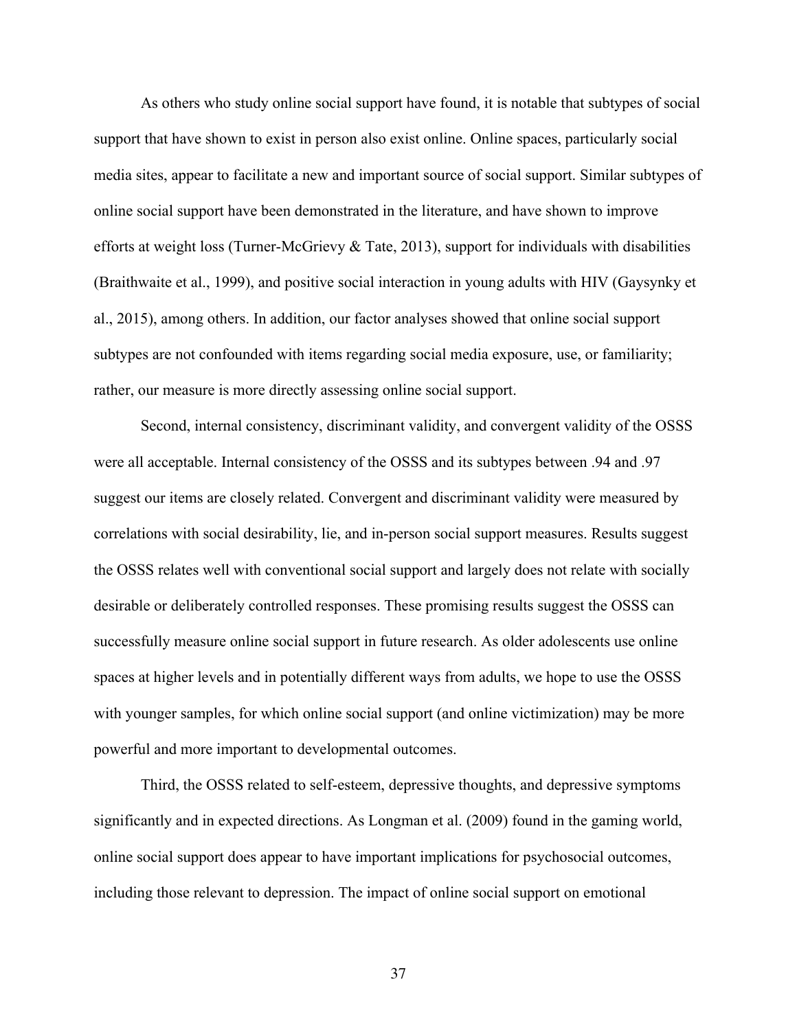As others who study online social support have found, it is notable that subtypes of social support that have shown to exist in person also exist online. Online spaces, particularly social media sites, appear to facilitate a new and important source of social support. Similar subtypes of online social support have been demonstrated in the literature, and have shown to improve efforts at weight loss (Turner-McGrievy & Tate, 2013), support for individuals with disabilities (Braithwaite et al., 1999), and positive social interaction in young adults with HIV (Gaysynky et al., 2015), among others. In addition, our factor analyses showed that online social support subtypes are not confounded with items regarding social media exposure, use, or familiarity; rather, our measure is more directly assessing online social support.

Second, internal consistency, discriminant validity, and convergent validity of the OSSS were all acceptable. Internal consistency of the OSSS and its subtypes between .94 and .97 suggest our items are closely related. Convergent and discriminant validity were measured by correlations with social desirability, lie, and in-person social support measures. Results suggest the OSSS relates well with conventional social support and largely does not relate with socially desirable or deliberately controlled responses. These promising results suggest the OSSS can successfully measure online social support in future research. As older adolescents use online spaces at higher levels and in potentially different ways from adults, we hope to use the OSSS with younger samples, for which online social support (and online victimization) may be more powerful and more important to developmental outcomes.

Third, the OSSS related to self-esteem, depressive thoughts, and depressive symptoms significantly and in expected directions. As Longman et al. (2009) found in the gaming world, online social support does appear to have important implications for psychosocial outcomes, including those relevant to depression. The impact of online social support on emotional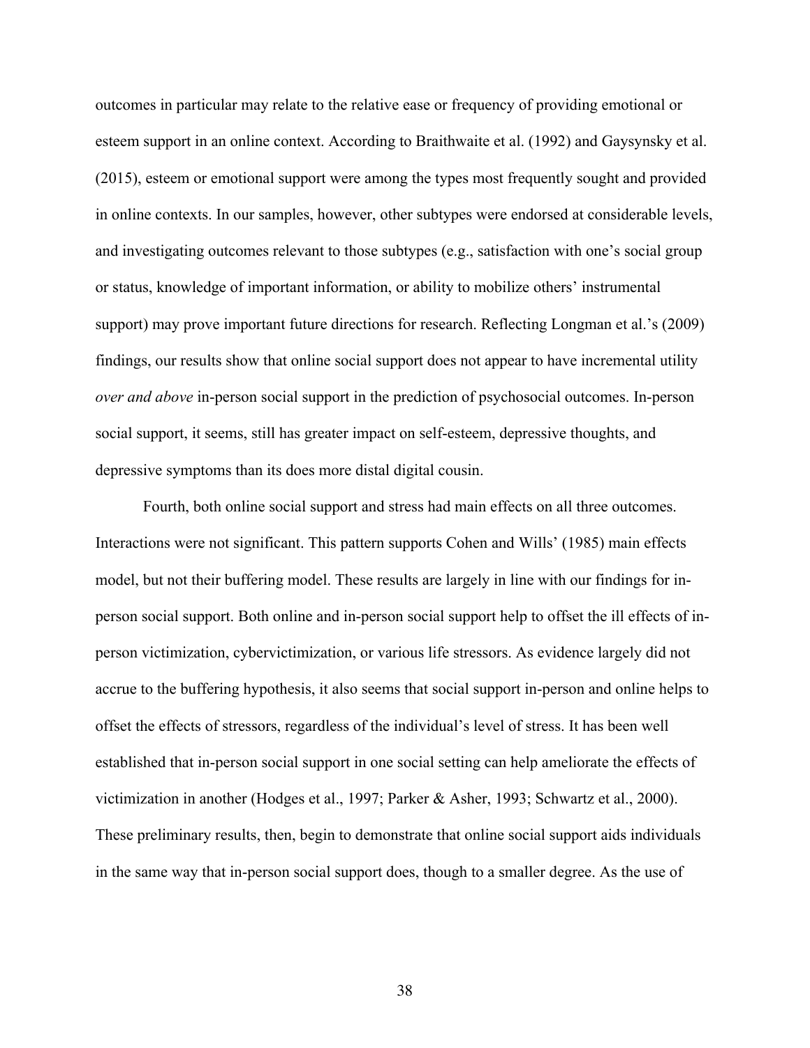outcomes in particular may relate to the relative ease or frequency of providing emotional or esteem support in an online context. According to Braithwaite et al. (1992) and Gaysynsky et al. (2015), esteem or emotional support were among the types most frequently sought and provided in online contexts. In our samples, however, other subtypes were endorsed at considerable levels, and investigating outcomes relevant to those subtypes (e.g., satisfaction with one's social group or status, knowledge of important information, or ability to mobilize others' instrumental support) may prove important future directions for research. Reflecting Longman et al.'s (2009) findings, our results show that online social support does not appear to have incremental utility *over and above* in-person social support in the prediction of psychosocial outcomes. In-person social support, it seems, still has greater impact on self-esteem, depressive thoughts, and depressive symptoms than its does more distal digital cousin.

Fourth, both online social support and stress had main effects on all three outcomes. Interactions were not significant. This pattern supports Cohen and Wills' (1985) main effects model, but not their buffering model. These results are largely in line with our findings for in-person social support. Both online and in-person social support help to offset the ill effects of in-person victimization, cybervictimization, or various life stressors. As evidence largely did not accrue to the buffering hypothesis, it also seems that social support in-person and online helps to offset the effects of stressors, regardless of the individual's level of stress. It has been well established that in-person social support in one social setting can help ameliorate the effects of victimization in another (Hodges et al., 1997; Parker & Asher, 1993; Schwartz et al., 2000). These preliminary results, then, begin to demonstrate that online social support aids individuals in the same way that in-person social support does, though to a smaller degree. As the use of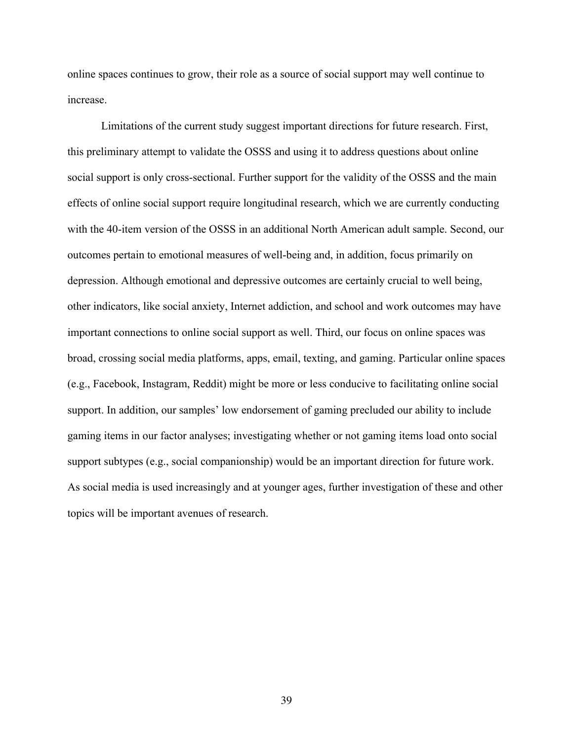online spaces continues to grow, their role as a source of social support may well continue to increase.

Limitations of the current study suggest important directions for future research. First, this preliminary attempt to validate the OSSS and using it to address questions about online social support is only cross-sectional. Further support for the validity of the OSSS and the main effects of online social support require longitudinal research, which we are currently conducting with the 40-item version of the OSSS in an additional North American adult sample. Second, our outcomes pertain to emotional measures of well-being and, in addition, focus primarily on depression. Although emotional and depressive outcomes are certainly crucial to well being, other indicators, like social anxiety, Internet addiction, and school and work outcomes may have important connections to online social support as well. Third, our focus on online spaces was broad, crossing social media platforms, apps, email, texting, and gaming. Particular online spaces (e.g., Facebook, Instagram, Reddit) might be more or less conducive to facilitating online social support. In addition, our samples' low endorsement of gaming precluded our ability to include gaming items in our factor analyses; investigating whether or not gaming items load onto social support subtypes (e.g., social companionship) would be an important direction for future work. As social media is used increasingly and at younger ages, further investigation of these and other topics will be important avenues of research.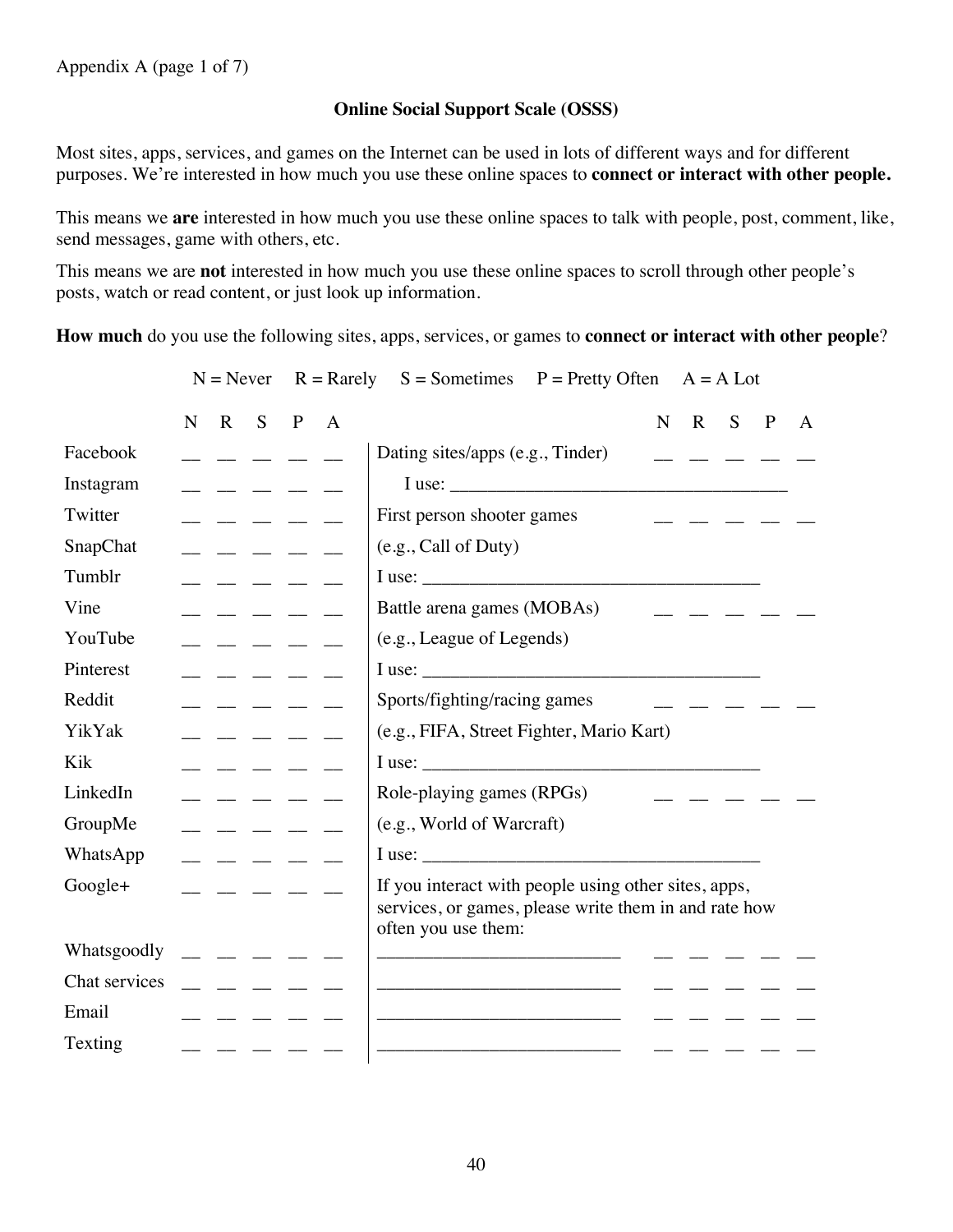Appendix A (page 1 of 7)

## Online Social Support Scale (OSSS)

Most sites, apps, services, and games on the Internet can be used in lots of different ways and for different purposes. We're interested in how much you use these online spaces to **connect or interact with other people.**

This means we **are** interested in how much you use these online spaces to talk with people, post, comment, like, send messages, game with others, etc.

This means we are **not** interested in how much you use these online spaces to scroll through other people's posts, watch or read content, or just look up information.

**How much** do you use the following sites, apps, services, or games to **connect or interact with other people**?

N = Never    R = Rarely    S = Sometimes    P = Pretty Often    A = A Lot

| | N | R | S | P | A |
|---|---|---|---|---|---|
| Facebook | __ | __ | __ | __ | __ |
| Instagram | __ | __ | __ | __ | __ |
| Twitter | __ | __ | __ | __ | __ |
| SnapChat | __ | __ | __ | __ | __ |
| Tumblr | __ | __ | __ | __ | __ |
| Vine | __ | __ | __ | __ | __ |
| YouTube | __ | __ | __ | __ | __ |
| Pinterest | __ | __ | __ | __ | __ |
| Reddit | __ | __ | __ | __ | __ |
| YikYak | __ | __ | __ | __ | __ |
| Kik | __ | __ | __ | __ | __ |
| LinkedIn | __ | __ | __ | __ | __ |
| GroupMe | __ | __ | __ | __ | __ |
| WhatsApp | __ | __ | __ | __ | __ |
| Google+ | __ | __ | __ | __ | __ |
| Whatsgoodly | __ | __ | __ | __ | __ |
| Chat services | __ | __ | __ | __ | __ |
| Email | __ | __ | __ | __ | __ |
| Texting | __ | __ | __ | __ | __ |

| | N | R | S | P | A |
|---|---|---|---|---|---|
| Dating sites/apps (e.g., Tinder) | __ | __ | __ | __ | __ |
| I use: ___________________________________ | | | | | |
| First person shooter games (e.g., Call of Duty) | __ | __ | __ | __ | __ |
| I use: ___________________________________ | | | | | |
| Battle arena games (MOBAs) (e.g., League of Legends) | __ | __ | __ | __ | __ |
| I use: ___________________________________ | | | | | |
| Sports/fighting/racing games (e.g., FIFA, Street Fighter, Mario Kart) | __ | __ | __ | __ | __ |
| I use: ___________________________________ | | | | | |
| Role-playing games (RPGs) (e.g., World of Warcraft) | __ | __ | __ | __ | __ |
| I use: ___________________________________ | | | | | |

If you interact with people using other sites, apps, services, or games, please write them in and rate how often you use them:

| | N | R | S | P | A |
|---|---|---|---|---|---|
| _________________________ | __ | __ | __ | __ | __ |
| _________________________ | __ | __ | __ | __ | __ |
| _________________________ | __ | __ | __ | __ | __ |
| _________________________ | __ | __ | __ | __ | __ |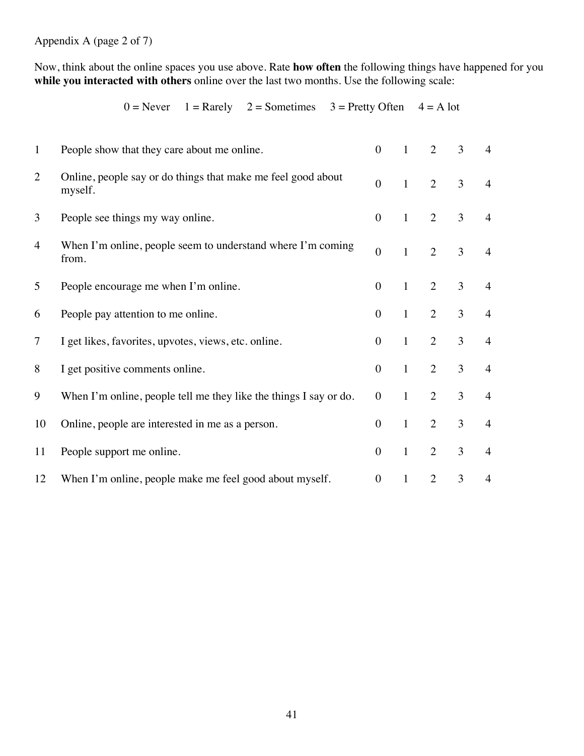Appendix A (page 2 of 7)

Now, think about the online spaces you use above. Rate **how often** the following things have happened for you **while you interacted with others** online over the last two months. Use the following scale:

0 = Never 1 = Rarely 2 = Sometimes 3 = Pretty Often 4 = A lot

| | | | | | | |
|---|---|---|---|---|---|---|
| 1 | People show that they care about me online. | 0 | 1 | 2 | 3 | 4 |
| 2 | Online, people say or do things that make me feel good about myself. | 0 | 1 | 2 | 3 | 4 |
| 3 | People see things my way online. | 0 | 1 | 2 | 3 | 4 |
| 4 | When I'm online, people seem to understand where I'm coming from. | 0 | 1 | 2 | 3 | 4 |
| 5 | People encourage me when I'm online. | 0 | 1 | 2 | 3 | 4 |
| 6 | People pay attention to me online. | 0 | 1 | 2 | 3 | 4 |
| 7 | I get likes, favorites, upvotes, views, etc. online. | 0 | 1 | 2 | 3 | 4 |
| 8 | I get positive comments online. | 0 | 1 | 2 | 3 | 4 |
| 9 | When I'm online, people tell me they like the things I say or do. | 0 | 1 | 2 | 3 | 4 |
| 10 | Online, people are interested in me as a person. | 0 | 1 | 2 | 3 | 4 |
| 11 | People support me online. | 0 | 1 | 2 | 3 | 4 |
| 12 | When I'm online, people make me feel good about myself. | 0 | 1 | 2 | 3 | 4 |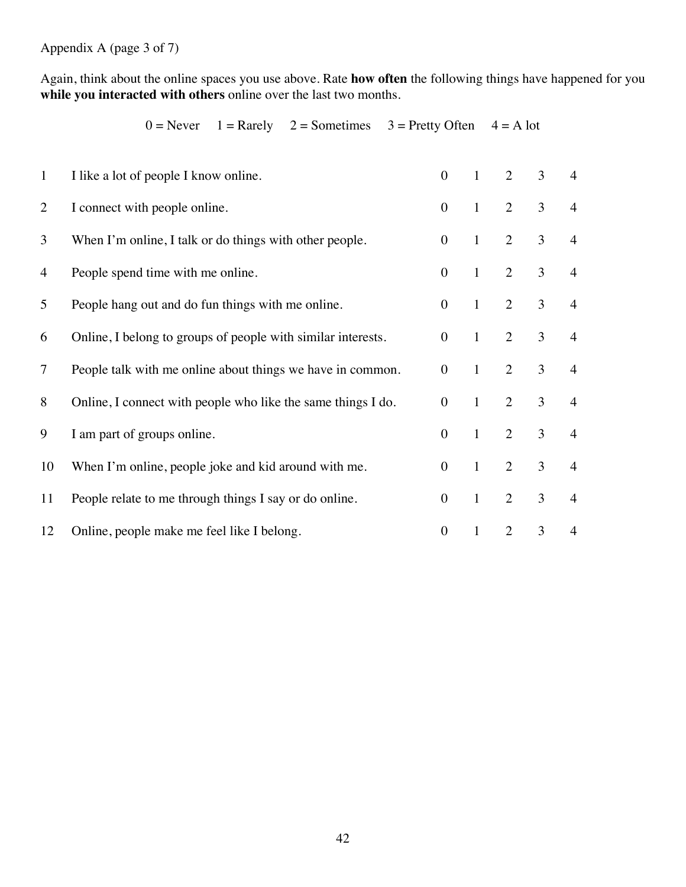Appendix A (page 3 of 7)

Again, think about the online spaces you use above. Rate **how often** the following things have happened for you **while you interacted with others** online over the last two months.

0 = Never    1 = Rarely    2 = Sometimes    3 = Pretty Often    4 = A lot

| | | | | | | |
|---|---|---|---|---|---|---|
| 1 | I like a lot of people I know online. | 0 | 1 | 2 | 3 | 4 |
| 2 | I connect with people online. | 0 | 1 | 2 | 3 | 4 |
| 3 | When I'm online, I talk or do things with other people. | 0 | 1 | 2 | 3 | 4 |
| 4 | People spend time with me online. | 0 | 1 | 2 | 3 | 4 |
| 5 | People hang out and do fun things with me online. | 0 | 1 | 2 | 3 | 4 |
| 6 | Online, I belong to groups of people with similar interests. | 0 | 1 | 2 | 3 | 4 |
| 7 | People talk with me online about things we have in common. | 0 | 1 | 2 | 3 | 4 |
| 8 | Online, I connect with people who like the same things I do. | 0 | 1 | 2 | 3 | 4 |
| 9 | I am part of groups online. | 0 | 1 | 2 | 3 | 4 |
| 10 | When I'm online, people joke and kid around with me. | 0 | 1 | 2 | 3 | 4 |
| 11 | People relate to me through things I say or do online. | 0 | 1 | 2 | 3 | 4 |
| 12 | Online, people make me feel like I belong. | 0 | 1 | 2 | 3 | 4 |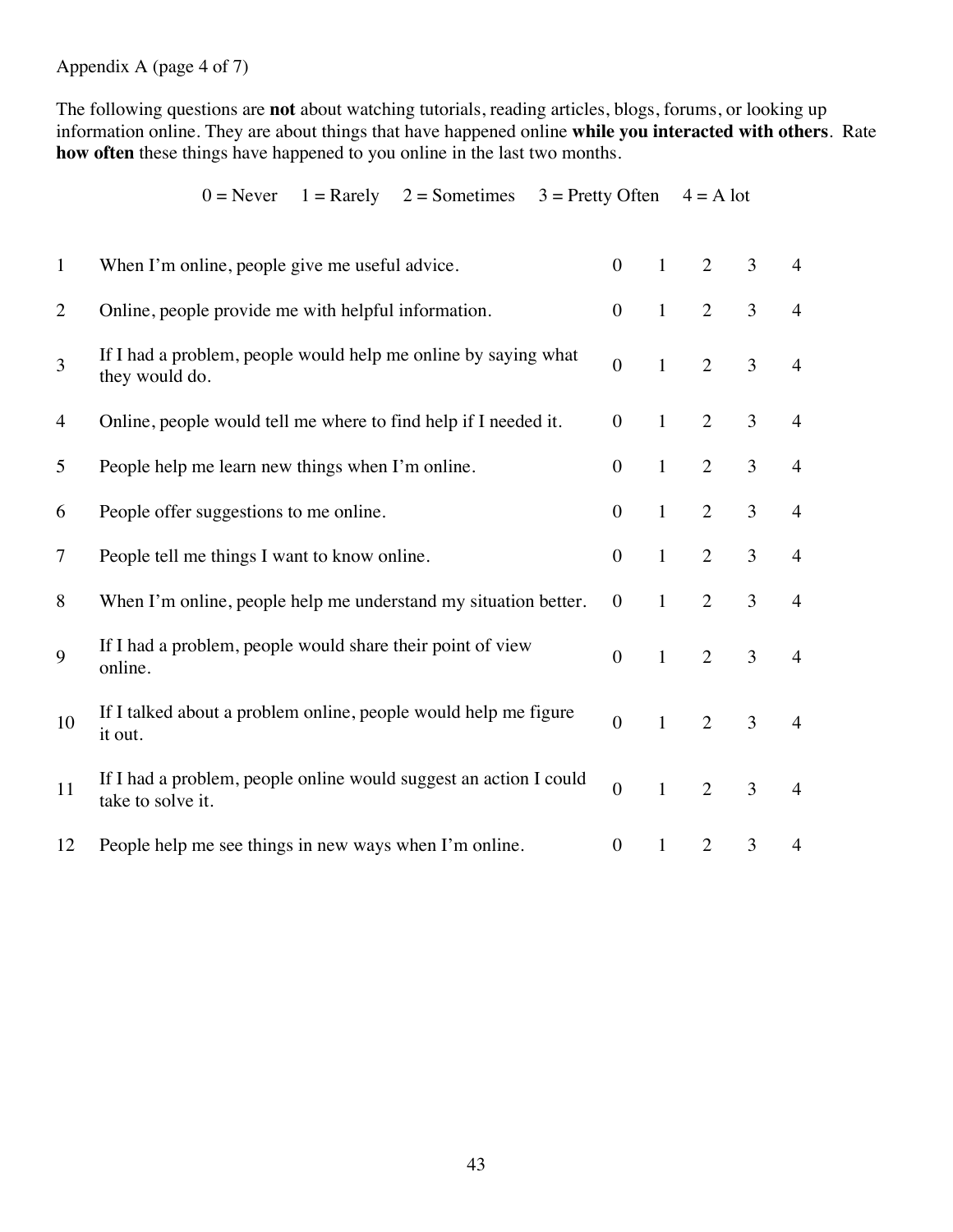Appendix A (page 4 of 7)

The following questions are **not** about watching tutorials, reading articles, blogs, forums, or looking up information online. They are about things that have happened online **while you interacted with others**. Rate **how often** these things have happened to you online in the last two months.

0 = Never 1 = Rarely 2 = Sometimes 3 = Pretty Often 4 = A lot

| | | | | | | |
|---|---|---|---|---|---|---|
| 1 | When I'm online, people give me useful advice. | 0 | 1 | 2 | 3 | 4 |
| 2 | Online, people provide me with helpful information. | 0 | 1 | 2 | 3 | 4 |
| 3 | If I had a problem, people would help me online by saying what they would do. | 0 | 1 | 2 | 3 | 4 |
| 4 | Online, people would tell me where to find help if I needed it. | 0 | 1 | 2 | 3 | 4 |
| 5 | People help me learn new things when I'm online. | 0 | 1 | 2 | 3 | 4 |
| 6 | People offer suggestions to me online. | 0 | 1 | 2 | 3 | 4 |
| 7 | People tell me things I want to know online. | 0 | 1 | 2 | 3 | 4 |
| 8 | When I'm online, people help me understand my situation better. | 0 | 1 | 2 | 3 | 4 |
| 9 | If I had a problem, people would share their point of view online. | 0 | 1 | 2 | 3 | 4 |
| 10 | If I talked about a problem online, people would help me figure it out. | 0 | 1 | 2 | 3 | 4 |
| 11 | If I had a problem, people online would suggest an action I could take to solve it. | 0 | 1 | 2 | 3 | 4 |
| 12 | People help me see things in new ways when I'm online. | 0 | 1 | 2 | 3 | 4 |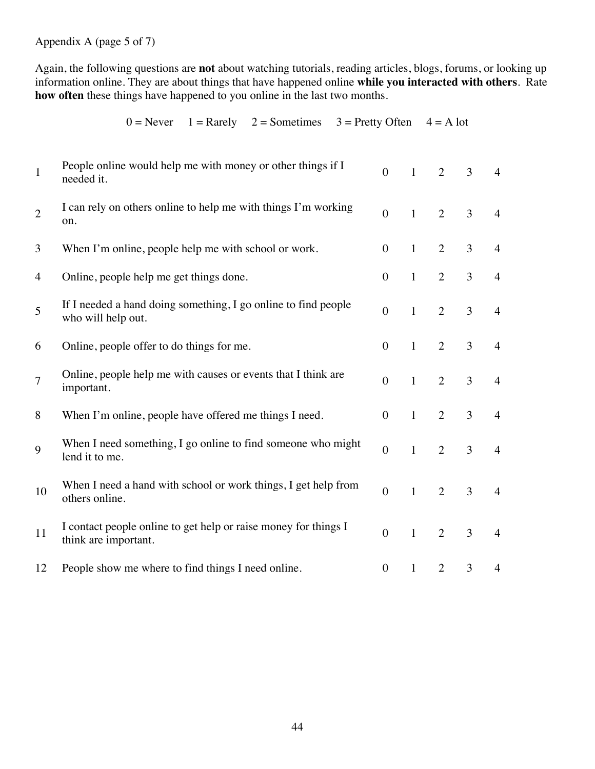Appendix A (page 5 of 7)

Again, the following questions are **not** about watching tutorials, reading articles, blogs, forums, or looking up information online. They are about things that have happened online **while you interacted with others**. Rate **how often** these things have happened to you online in the last two months.

0 = Never   1 = Rarely   2 = Sometimes   3 = Pretty Often   4 = A lot

| | | | | | | |
|---|---|---|---|---|---|---|
| 1 | People online would help me with money or other things if I needed it. | 0 | 1 | 2 | 3 | 4 |
| 2 | I can rely on others online to help me with things I'm working on. | 0 | 1 | 2 | 3 | 4 |
| 3 | When I'm online, people help me with school or work. | 0 | 1 | 2 | 3 | 4 |
| 4 | Online, people help me get things done. | 0 | 1 | 2 | 3 | 4 |
| 5 | If I needed a hand doing something, I go online to find people who will help out. | 0 | 1 | 2 | 3 | 4 |
| 6 | Online, people offer to do things for me. | 0 | 1 | 2 | 3 | 4 |
| 7 | Online, people help me with causes or events that I think are important. | 0 | 1 | 2 | 3 | 4 |
| 8 | When I'm online, people have offered me things I need. | 0 | 1 | 2 | 3 | 4 |
| 9 | When I need something, I go online to find someone who might lend it to me. | 0 | 1 | 2 | 3 | 4 |
| 10 | When I need a hand with school or work things, I get help from others online. | 0 | 1 | 2 | 3 | 4 |
| 11 | I contact people online to get help or raise money for things I think are important. | 0 | 1 | 2 | 3 | 4 |
| 12 | People show me where to find things I need online. | 0 | 1 | 2 | 3 | 4 |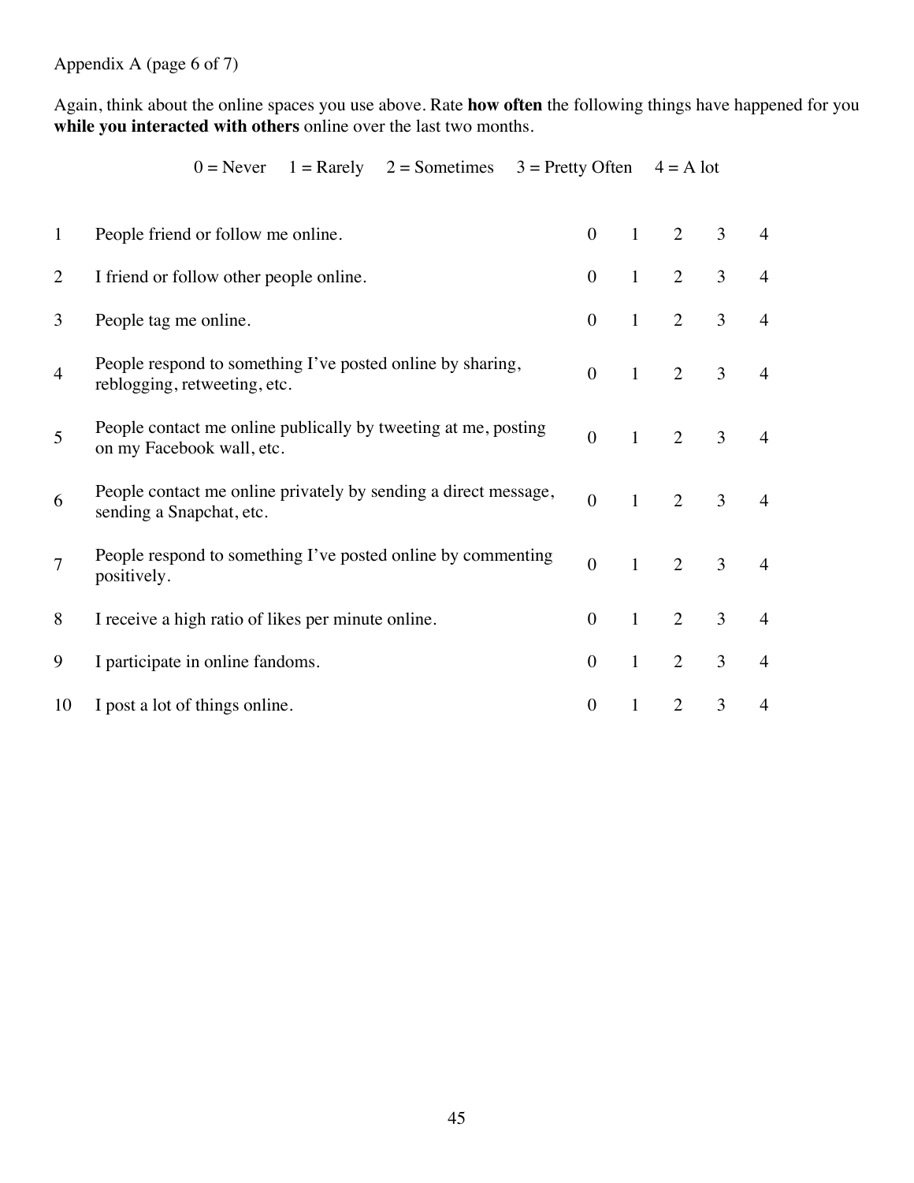Appendix A (page 6 of 7)

Again, think about the online spaces you use above. Rate **how often** the following things have happened for you **while you interacted with others** online over the last two months.

0 = Never  1 = Rarely  2 = Sometimes  3 = Pretty Often  4 = A lot

| | | | | | | |
|---|---|---|---|---|---|---|
| 1 | People friend or follow me online. | 0 | 1 | 2 | 3 | 4 |
| 2 | I friend or follow other people online. | 0 | 1 | 2 | 3 | 4 |
| 3 | People tag me online. | 0 | 1 | 2 | 3 | 4 |
| 4 | People respond to something I've posted online by sharing, reblogging, retweeting, etc. | 0 | 1 | 2 | 3 | 4 |
| 5 | People contact me online publically by tweeting at me, posting on my Facebook wall, etc. | 0 | 1 | 2 | 3 | 4 |
| 6 | People contact me online privately by sending a direct message, sending a Snapchat, etc. | 0 | 1 | 2 | 3 | 4 |
| 7 | People respond to something I've posted online by commenting positively. | 0 | 1 | 2 | 3 | 4 |
| 8 | I receive a high ratio of likes per minute online. | 0 | 1 | 2 | 3 | 4 |
| 9 | I participate in online fandoms. | 0 | 1 | 2 | 3 | 4 |
| 10 | I post a lot of things online. | 0 | 1 | 2 | 3 | 4 |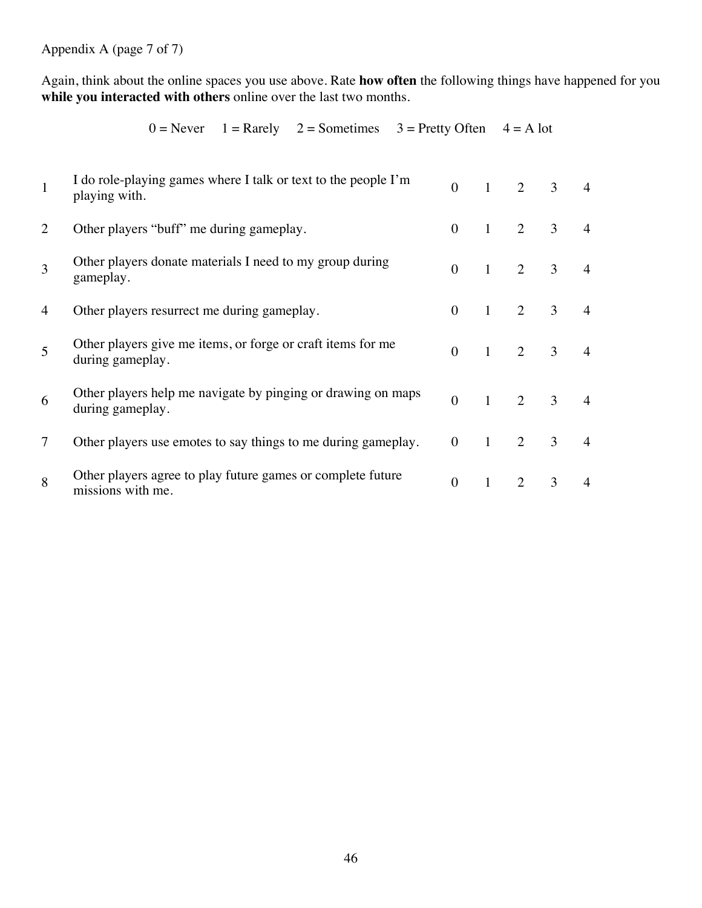Appendix A (page 7 of 7)

Again, think about the online spaces you use above. Rate **how often** the following things have happened for you **while you interacted with others** online over the last two months.

0 = Never 1 = Rarely 2 = Sometimes 3 = Pretty Often 4 = A lot

| | | | | | | |
|---|---|---|---|---|---|---|
| 1 | I do role-playing games where I talk or text to the people I'm playing with. | 0 | 1 | 2 | 3 | 4 |
| 2 | Other players "buff" me during gameplay. | 0 | 1 | 2 | 3 | 4 |
| 3 | Other players donate materials I need to my group during gameplay. | 0 | 1 | 2 | 3 | 4 |
| 4 | Other players resurrect me during gameplay. | 0 | 1 | 2 | 3 | 4 |
| 5 | Other players give me items, or forge or craft items for me during gameplay. | 0 | 1 | 2 | 3 | 4 |
| 6 | Other players help me navigate by pinging or drawing on maps during gameplay. | 0 | 1 | 2 | 3 | 4 |
| 7 | Other players use emotes to say things to me during gameplay. | 0 | 1 | 2 | 3 | 4 |
| 8 | Other players agree to play future games or complete future missions with me. | 0 | 1 | 2 | 3 | 4 |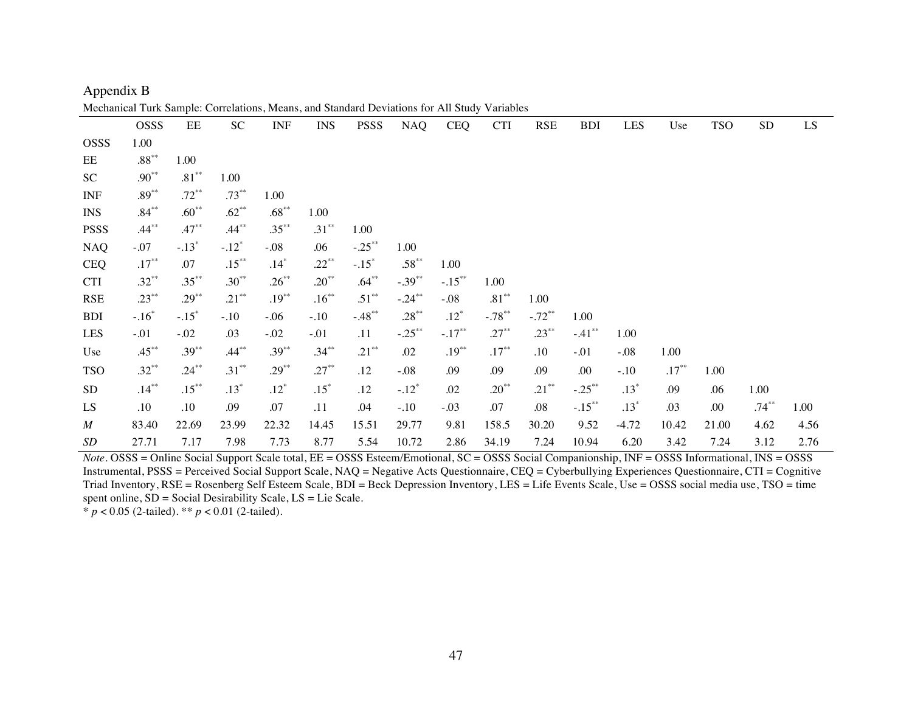Appendix B

Mechanical Turk Sample: Correlations, Means, and Standard Deviations for All Study Variables

| | OSSS | EE | SC | INF | INS | PSSS | NAQ | CEQ | CTI | RSE | BDI | LES | Use | TSO | SD | LS |
|---|---|---|---|---|---|---|---|---|---|---|---|---|---|---|---|---|
| OSSS | 1.00 | | | | | | | | | | | | | | | |
| EE | .88** | 1.00 | | | | | | | | | | | | | | |
| SC | .90** | .81** | 1.00 | | | | | | | | | | | | | |
| INF | .89** | .72** | .73** | 1.00 | | | | | | | | | | | | |
| INS | .84** | .60** | .62** | .68** | 1.00 | | | | | | | | | | | |
| PSSS | .44** | .47** | .44** | .35** | .31** | 1.00 | | | | | | | | | | |
| NAQ | -.07 | -.13* | -.12* | -.08 | .06 | -.25** | 1.00 | | | | | | | | | |
| CEQ | .17** | .07 | .15** | .14* | .22** | -.15* | .58** | 1.00 | | | | | | | | |
| CTI | .32** | .35** | .30** | .26** | .20** | .64** | -.39** | -.15** | 1.00 | | | | | | | |
| RSE | .23** | .29** | .21** | .19** | .16** | .51** | -.24** | -.08 | .81** | 1.00 | | | | | | |
| BDI | -.16* | -.15* | -.10 | -.06 | -.10 | -.48** | .28** | .12* | -.78** | -.72** | 1.00 | | | | | |
| LES | -.01 | -.02 | .03 | -.02 | -.01 | .11 | -.25** | -.17** | .27** | .23** | -.41** | 1.00 | | | | |
| Use | .45** | .39** | .44** | .39** | .34** | .21** | .02 | .19** | .17** | .10 | -.01 | -.08 | 1.00 | | | |
| TSO | .32** | .24** | .31** | .29** | .27** | .12 | -.08 | .09 | .09 | .09 | .00 | -.10 | .17** | 1.00 | | |
| SD | .14** | .15** | .13* | .12* | .15* | .12 | -.12* | .02 | .20** | .21** | -.25** | .13* | .09 | .06 | 1.00 | |
| LS | .10 | .10 | .09 | .07 | .11 | .04 | -.10 | -.03 | .07 | .08 | -.15** | .13* | .03 | .00 | .74** | 1.00 |
| *M* | 83.40 | 22.69 | 23.99 | 22.32 | 14.45 | 15.51 | 29.77 | 9.81 | 158.5 | 30.20 | 9.52 | -4.72 | 10.42 | 21.00 | 4.62 | 4.56 |
| *SD* | 27.71 | 7.17 | 7.98 | 7.73 | 8.77 | 5.54 | 10.72 | 2.86 | 34.19 | 7.24 | 10.94 | 6.20 | 3.42 | 7.24 | 3.12 | 2.76 |

*Note*. OSSS = Online Social Support Scale total, EE = OSSS Esteem/Emotional, SC = OSSS Social Companionship, INF = OSSS Informational, INS = OSSS Instrumental, PSSS = Perceived Social Support Scale, NAQ = Negative Acts Questionnaire, CEQ = Cyberbullying Experiences Questionnaire, CTI = Cognitive Triad Inventory, RSE = Rosenberg Self Esteem Scale, BDI = Beck Depression Inventory, LES = Life Events Scale, Use = OSSS social media use, TSO = time spent online, SD = Social Desirability Scale, LS = Lie Scale.

\* $p < 0.05$ (2-tailed). ** $p < 0.01$ (2-tailed).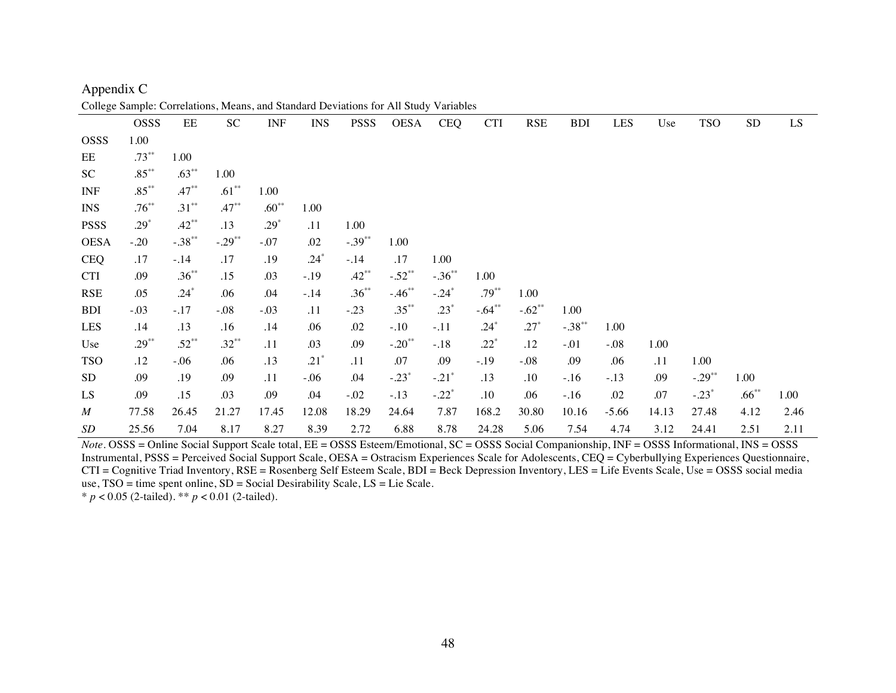Appendix C

College Sample: Correlations, Means, and Standard Deviations for All Study Variables

| | OSSS | EE | SC | INF | INS | PSSS | OESA | CEQ | CTI | RSE | BDI | LES | Use | TSO | SD | LS |
|---|---|---|---|---|---|---|---|---|---|---|---|---|---|---|---|---|
| OSSS | 1.00 | | | | | | | | | | | | | | | |
| EE | .73** | 1.00 | | | | | | | | | | | | | | |
| SC | .85** | .63** | 1.00 | | | | | | | | | | | | | |
| INF | .85** | .47** | .61** | 1.00 | | | | | | | | | | | | |
| INS | .76** | .31** | .47** | .60** | 1.00 | | | | | | | | | | | |
| PSSS | .29* | .42** | .13 | .29* | .11 | 1.00 | | | | | | | | | | |
| OESA | -.20 | -.38** | -.29** | -.07 | .02 | -.39** | 1.00 | | | | | | | | | |
| CEQ | .17 | -.14 | .17 | .19 | .24* | -.14 | .17 | 1.00 | | | | | | | | |
| CTI | .09 | .36** | .15 | .03 | -.19 | .42** | -.52** | -.36** | 1.00 | | | | | | | |
| RSE | .05 | .24* | .06 | .04 | -.14 | .36** | -.46** | -.24* | .79** | 1.00 | | | | | | |
| BDI | -.03 | -.17 | -.08 | -.03 | .11 | -.23 | .35** | .23* | -.64** | -.62** | 1.00 | | | | | |
| LES | .14 | .13 | .16 | .14 | .06 | .02 | -.10 | -.11 | .24* | .27* | -.38** | 1.00 | | | | |
| Use | .29** | .52** | .32** | .11 | .03 | .09 | -.20** | -.18 | .22* | .12 | -.01 | -.08 | 1.00 | | | |
| TSO | .12 | -.06 | .06 | .13 | .21* | .11 | .07 | .09 | -.19 | -.08 | .09 | .06 | .11 | 1.00 | | |
| SD | .09 | .19 | .09 | .11 | -.06 | .04 | -.23* | -.21* | .13 | .10 | -.16 | -.13 | .09 | -.29** | 1.00 | |
| LS | .09 | .15 | .03 | .09 | .04 | -.02 | -.13 | -.22* | .10 | .06 | -.16 | .02 | .07 | -.23* | .66** | 1.00 |
| *M* | 77.58 | 26.45 | 21.27 | 17.45 | 12.08 | 18.29 | 24.64 | 7.87 | 168.2 | 30.80 | 10.16 | -5.66 | 14.13 | 27.48 | 4.12 | 2.46 |
| *SD* | 25.56 | 7.04 | 8.17 | 8.27 | 8.39 | 2.72 | 6.88 | 8.78 | 24.28 | 5.06 | 7.54 | 4.74 | 3.12 | 24.41 | 2.51 | 2.11 |

*Note*. OSSS = Online Social Support Scale total, EE = OSSS Esteem/Emotional, SC = OSSS Social Companionship, INF = OSSS Informational, INS = OSSS Instrumental, PSSS = Perceived Social Support Scale, OESA = Ostracism Experiences Scale for Adolescents, CEQ = Cyberbullying Experiences Questionnaire, CTI = Cognitive Triad Inventory, RSE = Rosenberg Self Esteem Scale, BDI = Beck Depression Inventory, LES = Life Events Scale, Use = OSSS social media use, TSO = time spent online, SD = Social Desirability Scale, LS = Lie Scale.

\* $p < 0.05$ (2-tailed). \*\* $p < 0.01$ (2-tailed).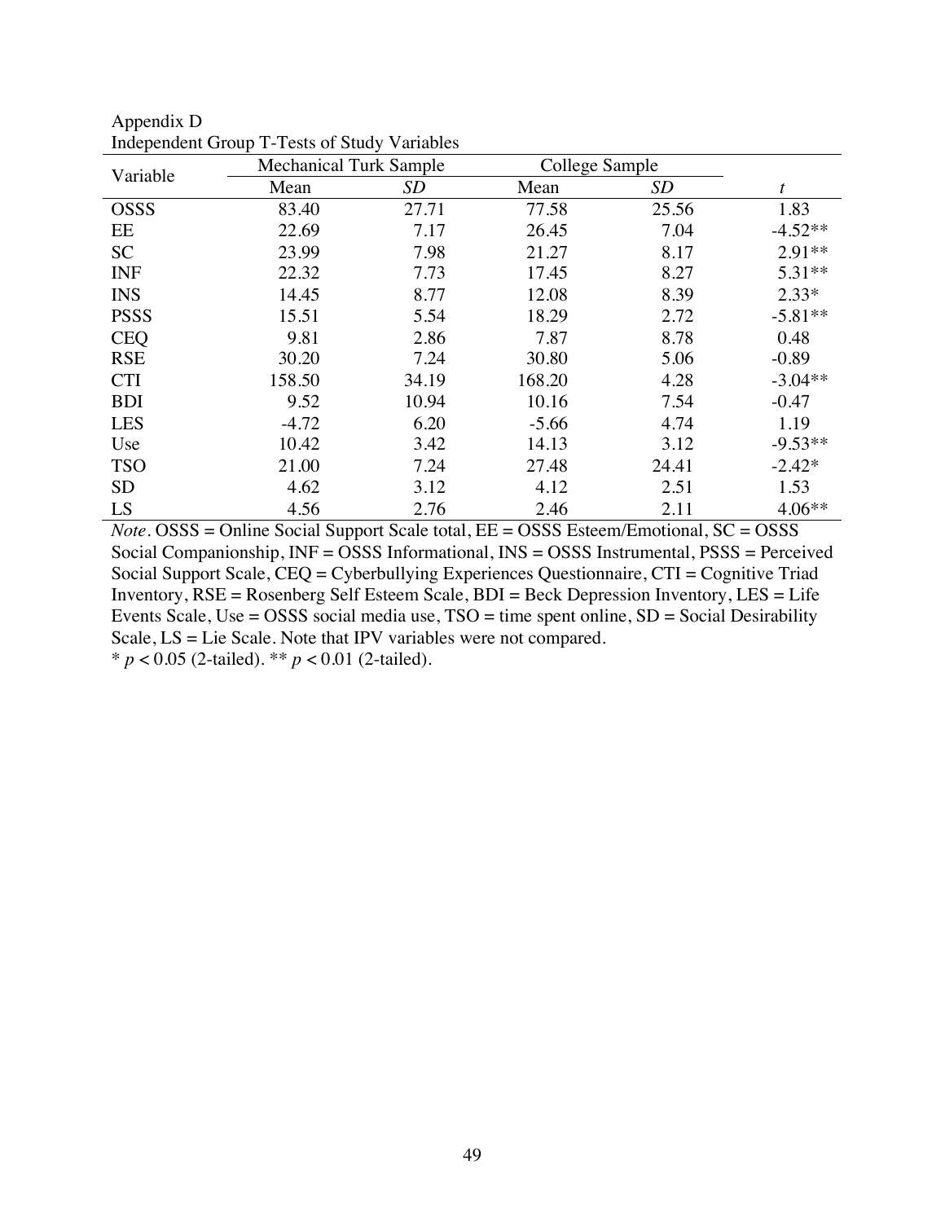Appendix D

Independent Group T-Tests of Study Variables

| Variable | Mechanical Turk Sample | | College Sample | | |
|---|---|---|---|---|---|
| | Mean | *SD* | Mean | *SD* | *t* |
| OSSS | 83.40 | 27.71 | 77.58 | 25.56 | 1.83 |
| EE | 22.69 | 7.17 | 26.45 | 7.04 | -4.52** |
| SC | 23.99 | 7.98 | 21.27 | 8.17 | 2.91** |
| INF | 22.32 | 7.73 | 17.45 | 8.27 | 5.31** |
| INS | 14.45 | 8.77 | 12.08 | 8.39 | 2.33* |
| PSSS | 15.51 | 5.54 | 18.29 | 2.72 | -5.81** |
| CEQ | 9.81 | 2.86 | 7.87 | 8.78 | 0.48 |
| RSE | 30.20 | 7.24 | 30.80 | 5.06 | -0.89 |
| CTI | 158.50 | 34.19 | 168.20 | 4.28 | -3.04** |
| BDI | 9.52 | 10.94 | 10.16 | 7.54 | -0.47 |
| LES | -4.72 | 6.20 | -5.66 | 4.74 | 1.19 |
| Use | 10.42 | 3.42 | 14.13 | 3.12 | -9.53** |
| TSO | 21.00 | 7.24 | 27.48 | 24.41 | -2.42* |
| SD | 4.62 | 3.12 | 4.12 | 2.51 | 1.53 |
| LS | 4.56 | 2.76 | 2.46 | 2.11 | 4.06** |

*Note*. OSSS = Online Social Support Scale total, EE = OSSS Esteem/Emotional, SC = OSSS Social Companionship, INF = OSSS Informational, INS = OSSS Instrumental, PSSS = Perceived Social Support Scale, CEQ = Cyberbullying Experiences Questionnaire, CTI = Cognitive Triad Inventory, RSE = Rosenberg Self Esteem Scale, BDI = Beck Depression Inventory, LES = Life Events Scale, Use = OSSS social media use, TSO = time spent online, SD = Social Desirability Scale, LS = Lie Scale. Note that IPV variables were not compared.

\* $p < 0.05$ (2-tailed). ** $p < 0.01$ (2-tailed).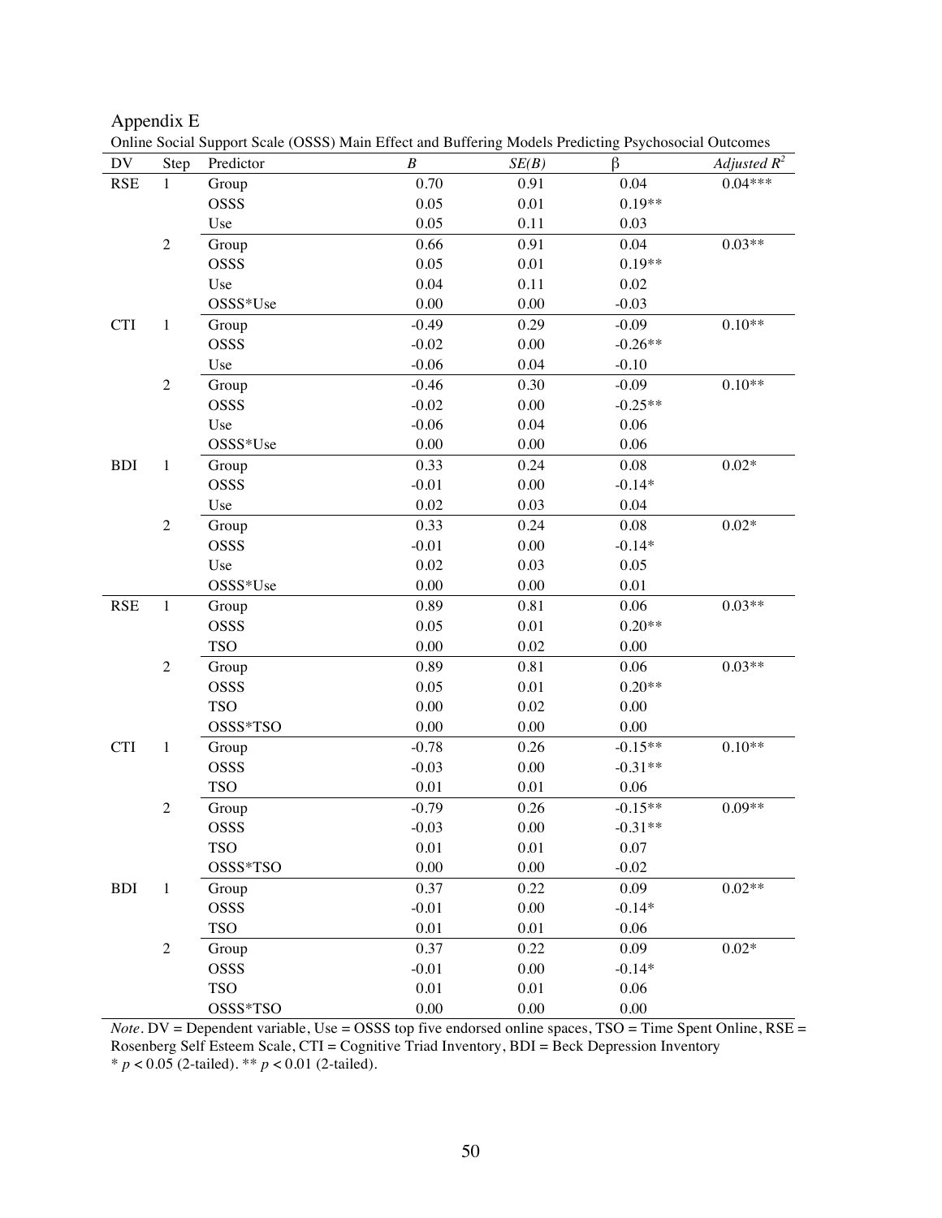Appendix E

Online Social Support Scale (OSSS) Main Effect and Buffering Models Predicting Psychosocial Outcomes

| DV | Step | Predictor | *B* | *SE(B)* | β | *Adjusted* $R^2$ |
|---|---|---|---|---|---|---|
| RSE | 1 | Group | 0.70 | 0.91 | 0.04 | 0.04*** |
| | | OSSS | 0.05 | 0.01 | 0.19** | |
| | | Use | 0.05 | 0.11 | 0.03 | |
| | 2 | Group | 0.66 | 0.91 | 0.04 | 0.03** |
| | | OSSS | 0.05 | 0.01 | 0.19** | |
| | | Use | 0.04 | 0.11 | 0.02 | |
| | | OSSS*Use | 0.00 | 0.00 | -0.03 | |
| CTI | 1 | Group | -0.49 | 0.29 | -0.09 | 0.10** |
| | | OSSS | -0.02 | 0.00 | -0.26** | |
| | | Use | -0.06 | 0.04 | -0.10 | |
| | 2 | Group | -0.46 | 0.30 | -0.09 | 0.10** |
| | | OSSS | -0.02 | 0.00 | -0.25** | |
| | | Use | -0.06 | 0.04 | 0.06 | |
| | | OSSS*Use | 0.00 | 0.00 | 0.06 | |
| BDI | 1 | Group | 0.33 | 0.24 | 0.08 | 0.02* |
| | | OSSS | -0.01 | 0.00 | -0.14* | |
| | | Use | 0.02 | 0.03 | 0.04 | |
| | 2 | Group | 0.33 | 0.24 | 0.08 | 0.02* |
| | | OSSS | -0.01 | 0.00 | -0.14* | |
| | | Use | 0.02 | 0.03 | 0.05 | |
| | | OSSS*Use | 0.00 | 0.00 | 0.01 | |
| RSE | 1 | Group | 0.89 | 0.81 | 0.06 | 0.03** |
| | | OSSS | 0.05 | 0.01 | 0.20** | |
| | | TSO | 0.00 | 0.02 | 0.00 | |
| | 2 | Group | 0.89 | 0.81 | 0.06 | 0.03** |
| | | OSSS | 0.05 | 0.01 | 0.20** | |
| | | TSO | 0.00 | 0.02 | 0.00 | |
| | | OSSS*TSO | 0.00 | 0.00 | 0.00 | |
| CTI | 1 | Group | -0.78 | 0.26 | -0.15** | 0.10** |
| | | OSSS | -0.03 | 0.00 | -0.31** | |
| | | TSO | 0.01 | 0.01 | 0.06 | |
| | 2 | Group | -0.79 | 0.26 | -0.15** | 0.09** |
| | | OSSS | -0.03 | 0.00 | -0.31** | |
| | | TSO | 0.01 | 0.01 | 0.07 | |
| | | OSSS*TSO | 0.00 | 0.00 | -0.02 | |
| BDI | 1 | Group | 0.37 | 0.22 | 0.09 | 0.02** |
| | | OSSS | -0.01 | 0.00 | -0.14* | |
| | | TSO | 0.01 | 0.01 | 0.06 | |
| | 2 | Group | 0.37 | 0.22 | 0.09 | 0.02* |
| | | OSSS | -0.01 | 0.00 | -0.14* | |
| | | TSO | 0.01 | 0.01 | 0.06 | |
| | | OSSS*TSO | 0.00 | 0.00 | 0.00 | |

*Note*. DV = Dependent variable, Use = OSSS top five endorsed online spaces, TSO = Time Spent Online, RSE = Rosenberg Self Esteem Scale, CTI = Cognitive Triad Inventory, BDI = Beck Depression Inventory
* $p < 0.05$ (2-tailed). ** $p < 0.01$ (2-tailed).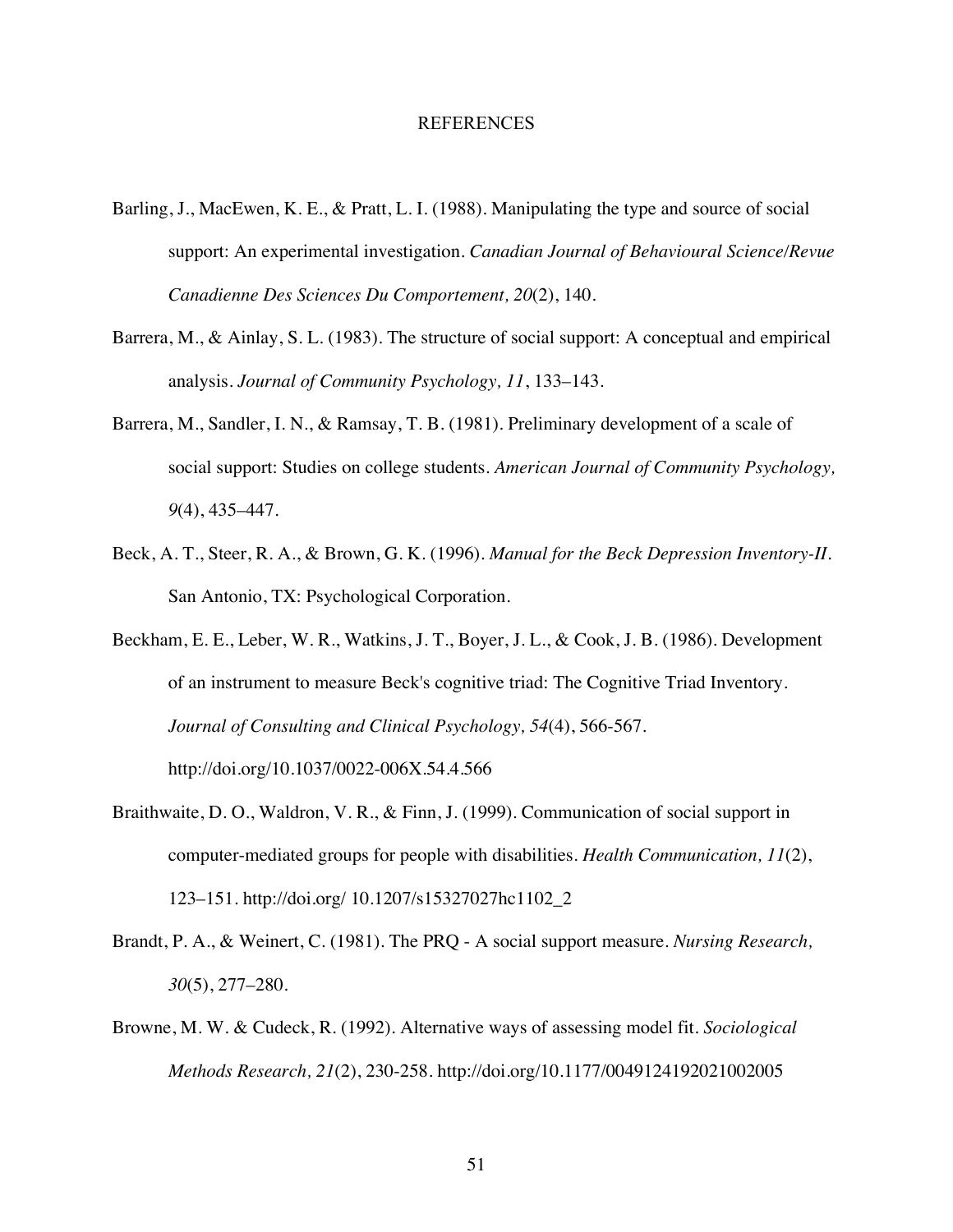# REFERENCES

Barling, J., MacEwen, K. E., & Pratt, L. I. (1988). Manipulating the type and source of social support: An experimental investigation. *Canadian Journal of Behavioural Science/Revue Canadienne Des Sciences Du Comportement, 20*(2), 140.

Barrera, M., & Ainlay, S. L. (1983). The structure of social support: A conceptual and empirical analysis. *Journal of Community Psychology, 11*, 133–143.

Barrera, M., Sandler, I. N., & Ramsay, T. B. (1981). Preliminary development of a scale of social support: Studies on college students. *American Journal of Community Psychology, 9*(4), 435–447.

Beck, A. T., Steer, R. A., & Brown, G. K. (1996). *Manual for the Beck Depression Inventory-II*. San Antonio, TX: Psychological Corporation.

Beckham, E. E., Leber, W. R., Watkins, J. T., Boyer, J. L., & Cook, J. B. (1986). Development of an instrument to measure Beck's cognitive triad: The Cognitive Triad Inventory. *Journal of Consulting and Clinical Psychology, 54*(4), 566-567. http://doi.org/10.1037/0022-006X.54.4.566

Braithwaite, D. O., Waldron, V. R., & Finn, J. (1999). Communication of social support in computer-mediated groups for people with disabilities. *Health Communication, 11*(2), 123–151. http://doi.org/ 10.1207/s15327027hc1102_2

Brandt, P. A., & Weinert, C. (1981). The PRQ - A social support measure. *Nursing Research, 30*(5), 277–280.

Browne, M. W. & Cudeck, R. (1992). Alternative ways of assessing model fit. *Sociological Methods Research, 21*(2), 230-258. http://doi.org/10.1177/0049124192021002005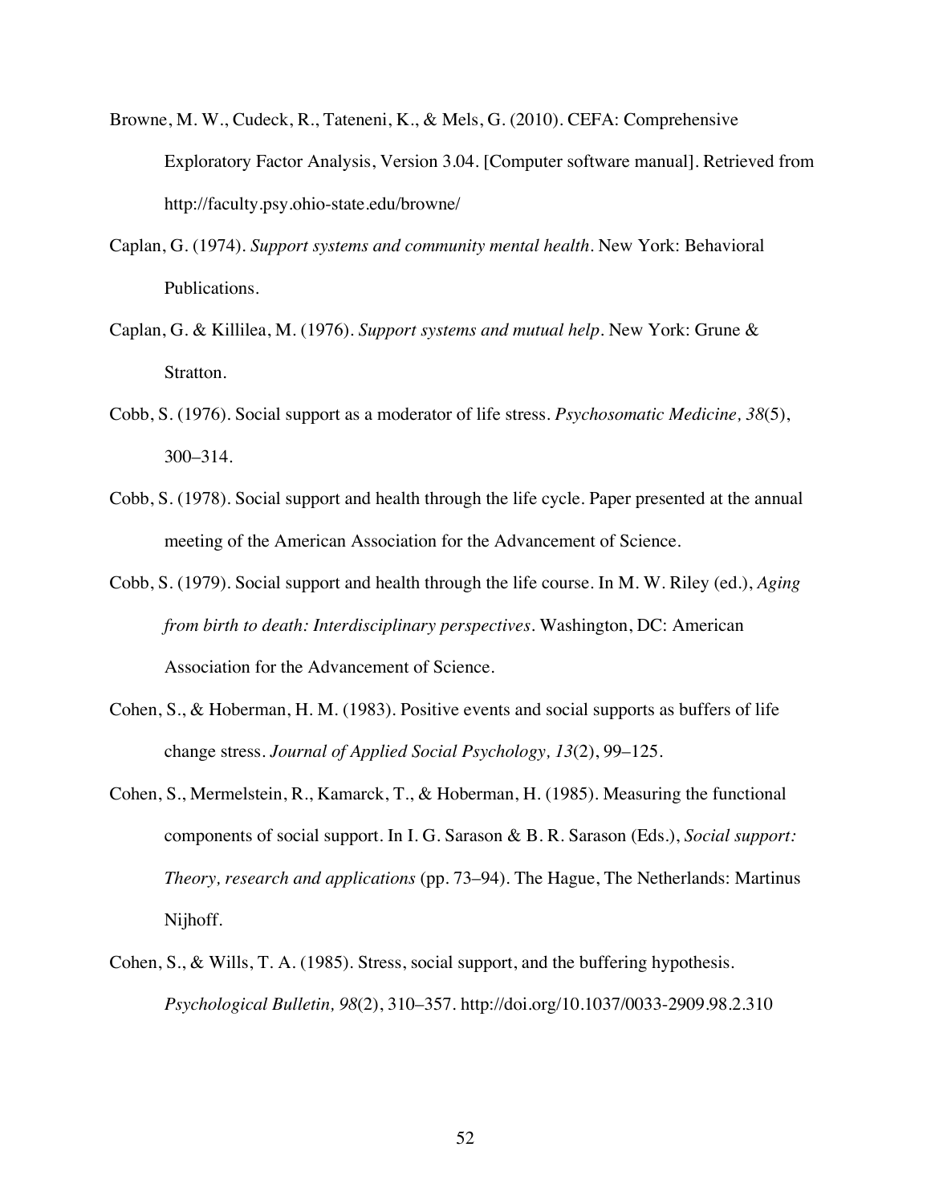Browne, M. W., Cudeck, R., Tateneni, K., & Mels, G. (2010). CEFA: Comprehensive Exploratory Factor Analysis, Version 3.04. [Computer software manual]. Retrieved from http://faculty.psy.ohio-state.edu/browne/

Caplan, G. (1974). *Support systems and community mental health*. New York: Behavioral Publications.

Caplan, G. & Killilea, M. (1976). *Support systems and mutual help*. New York: Grune & Stratton.

Cobb, S. (1976). Social support as a moderator of life stress. *Psychosomatic Medicine, 38*(5), 300–314.

Cobb, S. (1978). Social support and health through the life cycle. Paper presented at the annual meeting of the American Association for the Advancement of Science.

Cobb, S. (1979). Social support and health through the life course. In M. W. Riley (ed.), *Aging from birth to death: Interdisciplinary perspectives*. Washington, DC: American Association for the Advancement of Science.

Cohen, S., & Hoberman, H. M. (1983). Positive events and social supports as buffers of life change stress. *Journal of Applied Social Psychology, 13*(2), 99–125.

Cohen, S., Mermelstein, R., Kamarck, T., & Hoberman, H. (1985). Measuring the functional components of social support. In I. G. Sarason & B. R. Sarason (Eds.), *Social support: Theory, research and applications* (pp. 73–94). The Hague, The Netherlands: Martinus Nijhoff.

Cohen, S., & Wills, T. A. (1985). Stress, social support, and the buffering hypothesis. *Psychological Bulletin, 98*(2), 310–357. http://doi.org/10.1037/0033-2909.98.2.310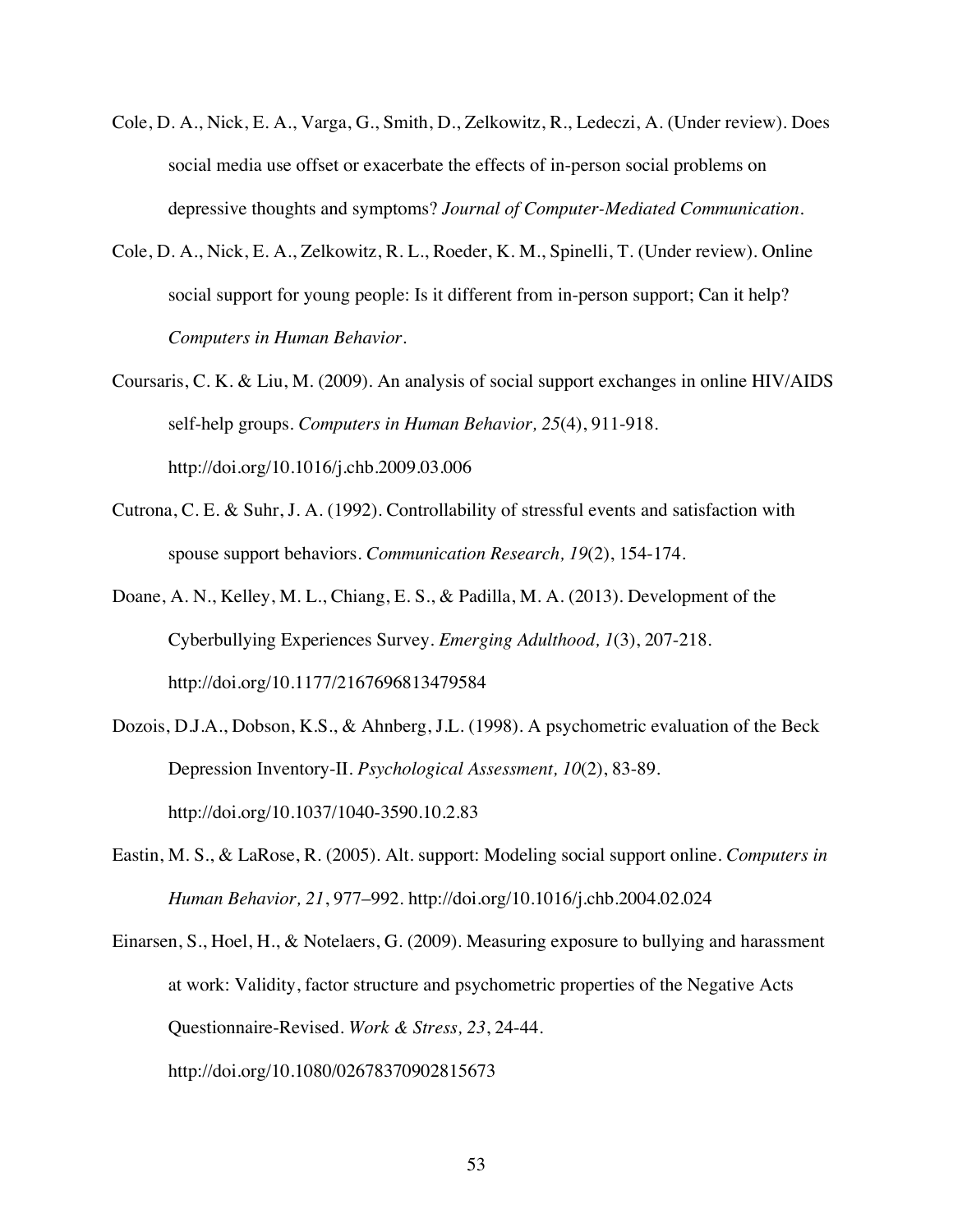Cole, D. A., Nick, E. A., Varga, G., Smith, D., Zelkowitz, R., Ledeczi, A. (Under review). Does social media use offset or exacerbate the effects of in-person social problems on depressive thoughts and symptoms? *Journal of Computer-Mediated Communication*.

Cole, D. A., Nick, E. A., Zelkowitz, R. L., Roeder, K. M., Spinelli, T. (Under review). Online social support for young people: Is it different from in-person support; Can it help? *Computers in Human Behavior*.

Coursaris, C. K. & Liu, M. (2009). An analysis of social support exchanges in online HIV/AIDS self-help groups. *Computers in Human Behavior, 25*(4), 911-918. http://doi.org/10.1016/j.chb.2009.03.006

Cutrona, C. E. & Suhr, J. A. (1992). Controllability of stressful events and satisfaction with spouse support behaviors. *Communication Research, 19*(2), 154-174.

Doane, A. N., Kelley, M. L., Chiang, E. S., & Padilla, M. A. (2013). Development of the Cyberbullying Experiences Survey. *Emerging Adulthood, 1*(3), 207-218. http://doi.org/10.1177/2167696813479584

Dozois, D.J.A., Dobson, K.S., & Ahnberg, J.L. (1998). A psychometric evaluation of the Beck Depression Inventory-II. *Psychological Assessment, 10*(2), 83-89. http://doi.org/10.1037/1040-3590.10.2.83

Eastin, M. S., & LaRose, R. (2005). Alt. support: Modeling social support online. *Computers in Human Behavior, 21*, 977–992. http://doi.org/10.1016/j.chb.2004.02.024

Einarsen, S., Hoel, H., & Notelaers, G. (2009). Measuring exposure to bullying and harassment at work: Validity, factor structure and psychometric properties of the Negative Acts Questionnaire-Revised. *Work & Stress, 23*, 24-44. http://doi.org/10.1080/02678370902815673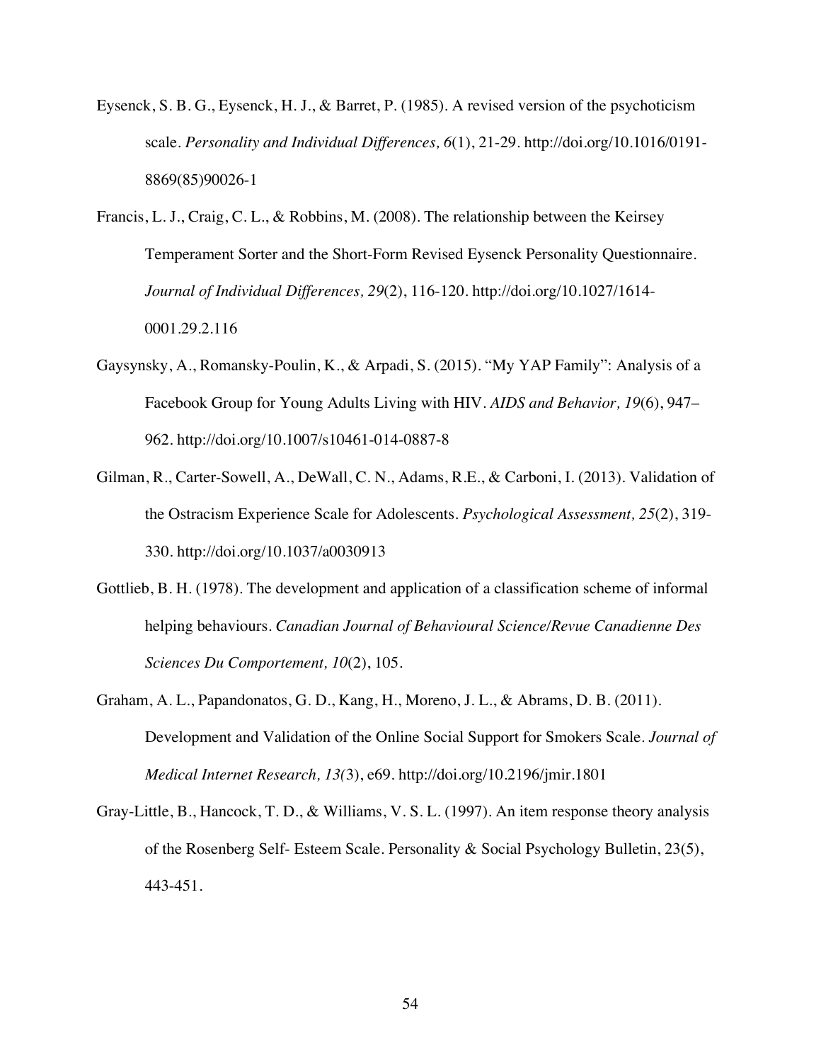Eysenck, S. B. G., Eysenck, H. J., & Barret, P. (1985). A revised version of the psychoticism scale. *Personality and Individual Differences, 6*(1), 21-29. http://doi.org/10.1016/0191-8869(85)90026-1

Francis, L. J., Craig, C. L., & Robbins, M. (2008). The relationship between the Keirsey Temperament Sorter and the Short-Form Revised Eysenck Personality Questionnaire. *Journal of Individual Differences, 29*(2), 116-120. http://doi.org/10.1027/1614-0001.29.2.116

Gaysynsky, A., Romansky-Poulin, K., & Arpadi, S. (2015). "My YAP Family": Analysis of a Facebook Group for Young Adults Living with HIV. *AIDS and Behavior, 19*(6), 947–962. http://doi.org/10.1007/s10461-014-0887-8

Gilman, R., Carter-Sowell, A., DeWall, C. N., Adams, R.E., & Carboni, I. (2013). Validation of the Ostracism Experience Scale for Adolescents. *Psychological Assessment, 25*(2), 319-330. http://doi.org/10.1037/a0030913

Gottlieb, B. H. (1978). The development and application of a classification scheme of informal helping behaviours. *Canadian Journal of Behavioural Science/Revue Canadienne Des Sciences Du Comportement, 10*(2), 105.

Graham, A. L., Papandonatos, G. D., Kang, H., Moreno, J. L., & Abrams, D. B. (2011). Development and Validation of the Online Social Support for Smokers Scale. *Journal of Medical Internet Research, 13(*3), e69. http://doi.org/10.2196/jmir.1801

Gray-Little, B., Hancock, T. D., & Williams, V. S. L. (1997). An item response theory analysis of the Rosenberg Self- Esteem Scale. Personality & Social Psychology Bulletin, 23(5), 443-451.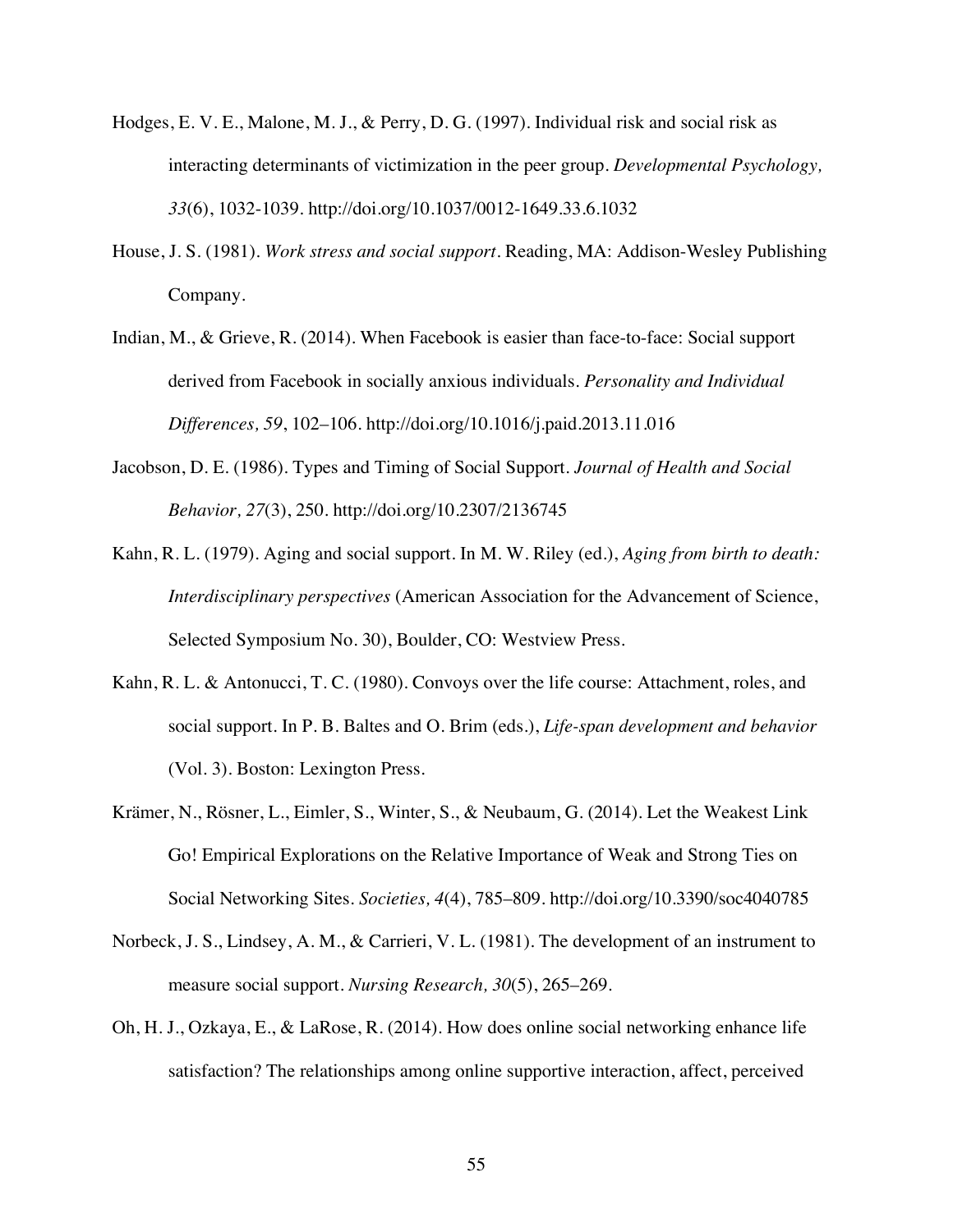Hodges, E. V. E., Malone, M. J., & Perry, D. G. (1997). Individual risk and social risk as interacting determinants of victimization in the peer group. *Developmental Psychology, 33*(6), 1032-1039. http://doi.org/10.1037/0012-1649.33.6.1032

House, J. S. (1981). *Work stress and social support*. Reading, MA: Addison-Wesley Publishing Company.

Indian, M., & Grieve, R. (2014). When Facebook is easier than face-to-face: Social support derived from Facebook in socially anxious individuals. *Personality and Individual Differences, 59*, 102–106. http://doi.org/10.1016/j.paid.2013.11.016

Jacobson, D. E. (1986). Types and Timing of Social Support. *Journal of Health and Social Behavior, 27*(3), 250. http://doi.org/10.2307/2136745

Kahn, R. L. (1979). Aging and social support. In M. W. Riley (ed.), *Aging from birth to death: Interdisciplinary perspectives* (American Association for the Advancement of Science, Selected Symposium No. 30), Boulder, CO: Westview Press.

Kahn, R. L. & Antonucci, T. C. (1980). Convoys over the life course: Attachment, roles, and social support. In P. B. Baltes and O. Brim (eds.), *Life-span development and behavior* (Vol. 3). Boston: Lexington Press.

Krämer, N., Rösner, L., Eimler, S., Winter, S., & Neubaum, G. (2014). Let the Weakest Link Go! Empirical Explorations on the Relative Importance of Weak and Strong Ties on Social Networking Sites. *Societies, 4*(4), 785–809. http://doi.org/10.3390/soc4040785

Norbeck, J. S., Lindsey, A. M., & Carrieri, V. L. (1981). The development of an instrument to measure social support. *Nursing Research, 30*(5), 265–269.

Oh, H. J., Ozkaya, E., & LaRose, R. (2014). How does online social networking enhance life satisfaction? The relationships among online supportive interaction, affect, perceived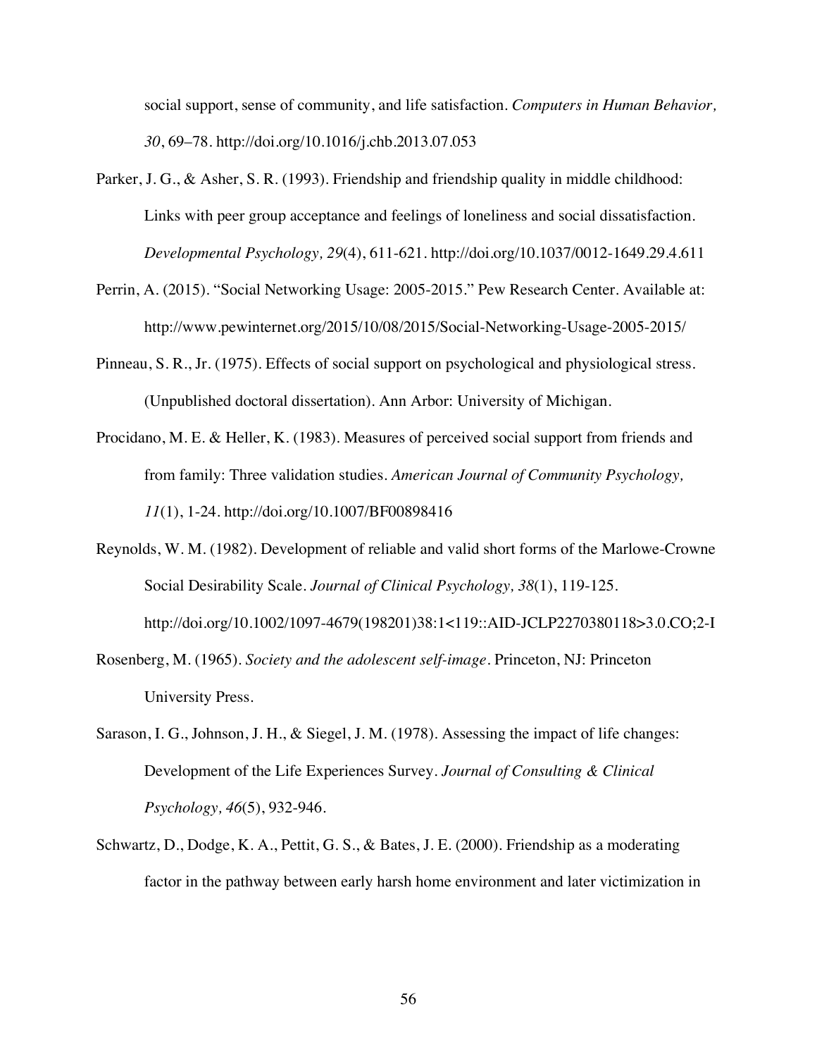social support, sense of community, and life satisfaction. *Computers in Human Behavior, 30*, 69–78. http://doi.org/10.1016/j.chb.2013.07.053

Parker, J. G., & Asher, S. R. (1993). Friendship and friendship quality in middle childhood: Links with peer group acceptance and feelings of loneliness and social dissatisfaction. *Developmental Psychology, 29*(4), 611-621. http://doi.org/10.1037/0012-1649.29.4.611

Perrin, A. (2015). "Social Networking Usage: 2005-2015." Pew Research Center. Available at: http://www.pewinternet.org/2015/10/08/2015/Social-Networking-Usage-2005-2015/

Pinneau, S. R., Jr. (1975). Effects of social support on psychological and physiological stress. (Unpublished doctoral dissertation). Ann Arbor: University of Michigan.

Procidano, M. E. & Heller, K. (1983). Measures of perceived social support from friends and from family: Three validation studies. *American Journal of Community Psychology, 11*(1), 1-24. http://doi.org/10.1007/BF00898416

Reynolds, W. M. (1982). Development of reliable and valid short forms of the Marlowe-Crowne Social Desirability Scale. *Journal of Clinical Psychology, 38*(1), 119-125. http://doi.org/10.1002/1097-4679(198201)38:1<119::AID-JCLP2270380118>3.0.CO;2-I

Rosenberg, M. (1965). *Society and the adolescent self-image*. Princeton, NJ: Princeton University Press.

Sarason, I. G., Johnson, J. H., & Siegel, J. M. (1978). Assessing the impact of life changes: Development of the Life Experiences Survey. *Journal of Consulting & Clinical Psychology, 46*(5), 932-946.

Schwartz, D., Dodge, K. A., Pettit, G. S., & Bates, J. E. (2000). Friendship as a moderating factor in the pathway between early harsh home environment and later victimization in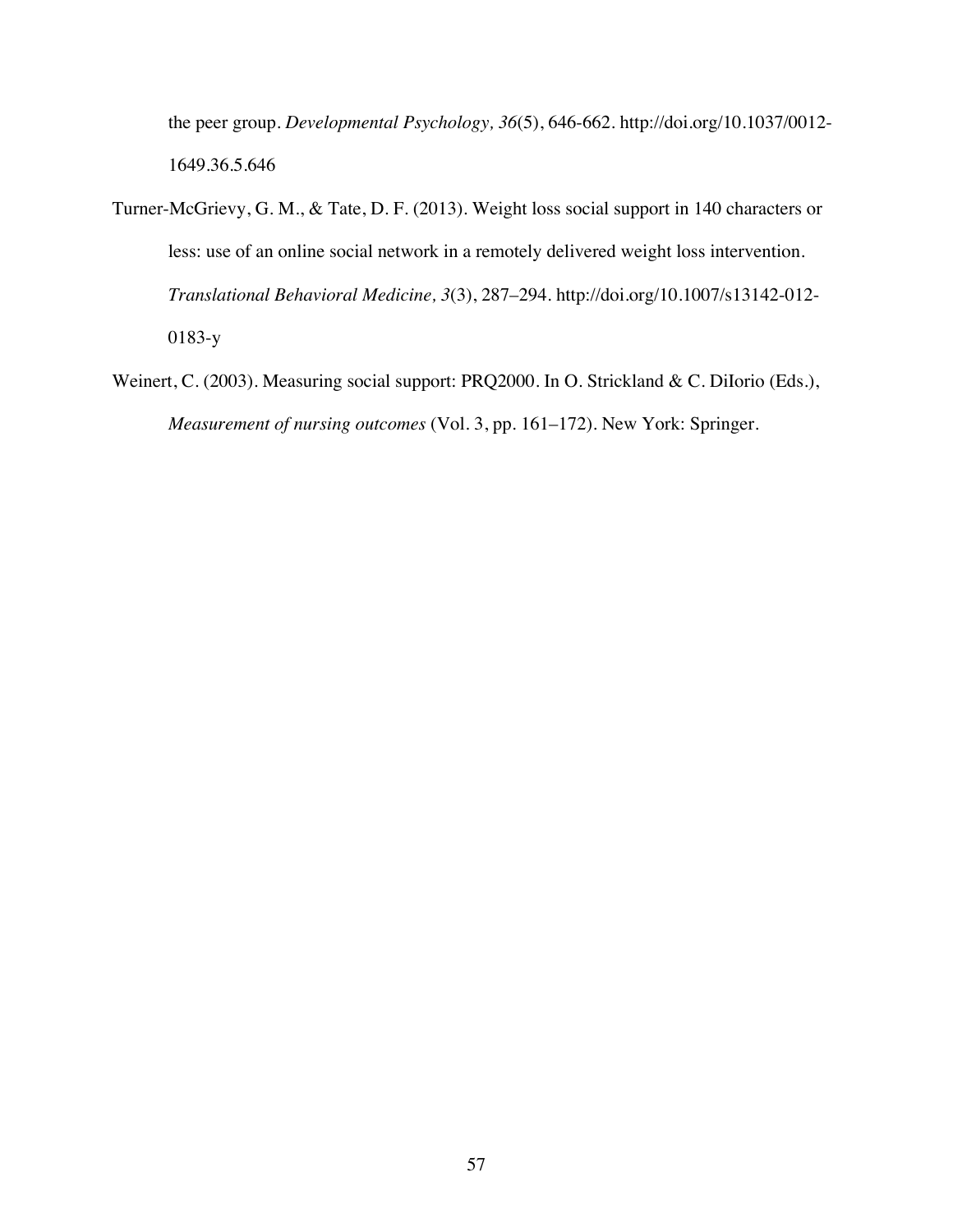the peer group. *Developmental Psychology, 36*(5), 646-662. http://doi.org/10.1037/0012-1649.36.5.646

Turner-McGrievy, G. M., & Tate, D. F. (2013). Weight loss social support in 140 characters or less: use of an online social network in a remotely delivered weight loss intervention. *Translational Behavioral Medicine, 3*(3), 287–294. http://doi.org/10.1007/s13142-012-0183-y

Weinert, C. (2003). Measuring social support: PRQ2000. In O. Strickland & C. DiIorio (Eds.), *Measurement of nursing outcomes* (Vol. 3, pp. 161–172). New York: Springer.